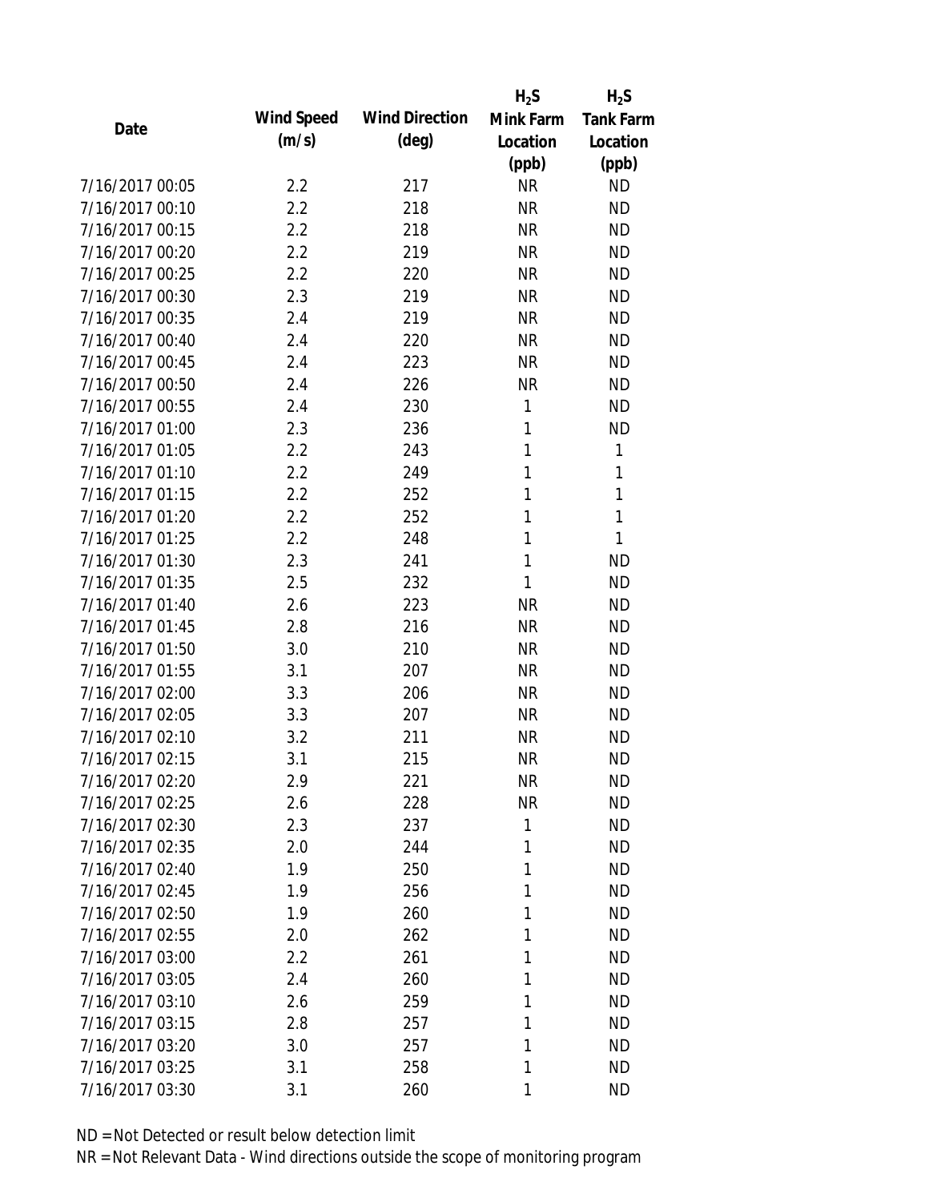| Date | Wind Speed (m/s) | Wind Direction (deg) | $H_2S$ Mink Farm Location (ppb) | $H_2S$ Tank Farm Location (ppb) |
|---|---|---|---|---|
| 7/16/2017 00:05 | 2.2 | 217 | NR | ND |
| 7/16/2017 00:10 | 2.2 | 218 | NR | ND |
| 7/16/2017 00:15 | 2.2 | 218 | NR | ND |
| 7/16/2017 00:20 | 2.2 | 219 | NR | ND |
| 7/16/2017 00:25 | 2.2 | 220 | NR | ND |
| 7/16/2017 00:30 | 2.3 | 219 | NR | ND |
| 7/16/2017 00:35 | 2.4 | 219 | NR | ND |
| 7/16/2017 00:40 | 2.4 | 220 | NR | ND |
| 7/16/2017 00:45 | 2.4 | 223 | NR | ND |
| 7/16/2017 00:50 | 2.4 | 226 | NR | ND |
| 7/16/2017 00:55 | 2.4 | 230 | 1 | ND |
| 7/16/2017 01:00 | 2.3 | 236 | 1 | ND |
| 7/16/2017 01:05 | 2.2 | 243 | 1 | 1 |
| 7/16/2017 01:10 | 2.2 | 249 | 1 | 1 |
| 7/16/2017 01:15 | 2.2 | 252 | 1 | 1 |
| 7/16/2017 01:20 | 2.2 | 252 | 1 | 1 |
| 7/16/2017 01:25 | 2.2 | 248 | 1 | 1 |
| 7/16/2017 01:30 | 2.3 | 241 | 1 | ND |
| 7/16/2017 01:35 | 2.5 | 232 | 1 | ND |
| 7/16/2017 01:40 | 2.6 | 223 | NR | ND |
| 7/16/2017 01:45 | 2.8 | 216 | NR | ND |
| 7/16/2017 01:50 | 3.0 | 210 | NR | ND |
| 7/16/2017 01:55 | 3.1 | 207 | NR | ND |
| 7/16/2017 02:00 | 3.3 | 206 | NR | ND |
| 7/16/2017 02:05 | 3.3 | 207 | NR | ND |
| 7/16/2017 02:10 | 3.2 | 211 | NR | ND |
| 7/16/2017 02:15 | 3.1 | 215 | NR | ND |
| 7/16/2017 02:20 | 2.9 | 221 | NR | ND |
| 7/16/2017 02:25 | 2.6 | 228 | NR | ND |
| 7/16/2017 02:30 | 2.3 | 237 | 1 | ND |
| 7/16/2017 02:35 | 2.0 | 244 | 1 | ND |
| 7/16/2017 02:40 | 1.9 | 250 | 1 | ND |
| 7/16/2017 02:45 | 1.9 | 256 | 1 | ND |
| 7/16/2017 02:50 | 1.9 | 260 | 1 | ND |
| 7/16/2017 02:55 | 2.0 | 262 | 1 | ND |
| 7/16/2017 03:00 | 2.2 | 261 | 1 | ND |
| 7/16/2017 03:05 | 2.4 | 260 | 1 | ND |
| 7/16/2017 03:10 | 2.6 | 259 | 1 | ND |
| 7/16/2017 03:15 | 2.8 | 257 | 1 | ND |
| 7/16/2017 03:20 | 3.0 | 257 | 1 | ND |
| 7/16/2017 03:25 | 3.1 | 258 | 1 | ND |
| 7/16/2017 03:30 | 3.1 | 260 | 1 | ND |

ND = Not Detected or result below detection limit

NR = Not Relevant Data - Wind directions outside the scope of monitoring program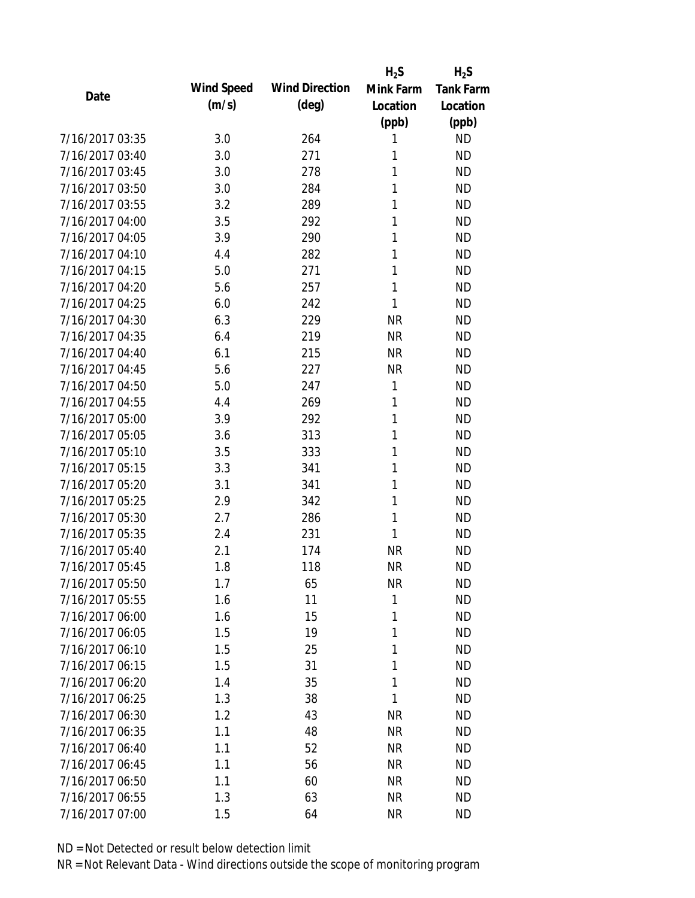| Date | Wind Speed (m/s) | Wind Direction (deg) | $H_2S$ Mink Farm Location (ppb) | $H_2S$ Tank Farm Location (ppb) |
| --- | --- | --- | --- | --- |
| 7/16/2017 03:35 | 3.0 | 264 | 1 | ND |
| 7/16/2017 03:40 | 3.0 | 271 | 1 | ND |
| 7/16/2017 03:45 | 3.0 | 278 | 1 | ND |
| 7/16/2017 03:50 | 3.0 | 284 | 1 | ND |
| 7/16/2017 03:55 | 3.2 | 289 | 1 | ND |
| 7/16/2017 04:00 | 3.5 | 292 | 1 | ND |
| 7/16/2017 04:05 | 3.9 | 290 | 1 | ND |
| 7/16/2017 04:10 | 4.4 | 282 | 1 | ND |
| 7/16/2017 04:15 | 5.0 | 271 | 1 | ND |
| 7/16/2017 04:20 | 5.6 | 257 | 1 | ND |
| 7/16/2017 04:25 | 6.0 | 242 | 1 | ND |
| 7/16/2017 04:30 | 6.3 | 229 | NR | ND |
| 7/16/2017 04:35 | 6.4 | 219 | NR | ND |
| 7/16/2017 04:40 | 6.1 | 215 | NR | ND |
| 7/16/2017 04:45 | 5.6 | 227 | NR | ND |
| 7/16/2017 04:50 | 5.0 | 247 | 1 | ND |
| 7/16/2017 04:55 | 4.4 | 269 | 1 | ND |
| 7/16/2017 05:00 | 3.9 | 292 | 1 | ND |
| 7/16/2017 05:05 | 3.6 | 313 | 1 | ND |
| 7/16/2017 05:10 | 3.5 | 333 | 1 | ND |
| 7/16/2017 05:15 | 3.3 | 341 | 1 | ND |
| 7/16/2017 05:20 | 3.1 | 341 | 1 | ND |
| 7/16/2017 05:25 | 2.9 | 342 | 1 | ND |
| 7/16/2017 05:30 | 2.7 | 286 | 1 | ND |
| 7/16/2017 05:35 | 2.4 | 231 | 1 | ND |
| 7/16/2017 05:40 | 2.1 | 174 | NR | ND |
| 7/16/2017 05:45 | 1.8 | 118 | NR | ND |
| 7/16/2017 05:50 | 1.7 | 65 | NR | ND |
| 7/16/2017 05:55 | 1.6 | 11 | 1 | ND |
| 7/16/2017 06:00 | 1.6 | 15 | 1 | ND |
| 7/16/2017 06:05 | 1.5 | 19 | 1 | ND |
| 7/16/2017 06:10 | 1.5 | 25 | 1 | ND |
| 7/16/2017 06:15 | 1.5 | 31 | 1 | ND |
| 7/16/2017 06:20 | 1.4 | 35 | 1 | ND |
| 7/16/2017 06:25 | 1.3 | 38 | 1 | ND |
| 7/16/2017 06:30 | 1.2 | 43 | NR | ND |
| 7/16/2017 06:35 | 1.1 | 48 | NR | ND |
| 7/16/2017 06:40 | 1.1 | 52 | NR | ND |
| 7/16/2017 06:45 | 1.1 | 56 | NR | ND |
| 7/16/2017 06:50 | 1.1 | 60 | NR | ND |
| 7/16/2017 06:55 | 1.3 | 63 | NR | ND |
| 7/16/2017 07:00 | 1.5 | 64 | NR | ND |

ND = Not Detected or result below detection limit

NR = Not Relevant Data - Wind directions outside the scope of monitoring program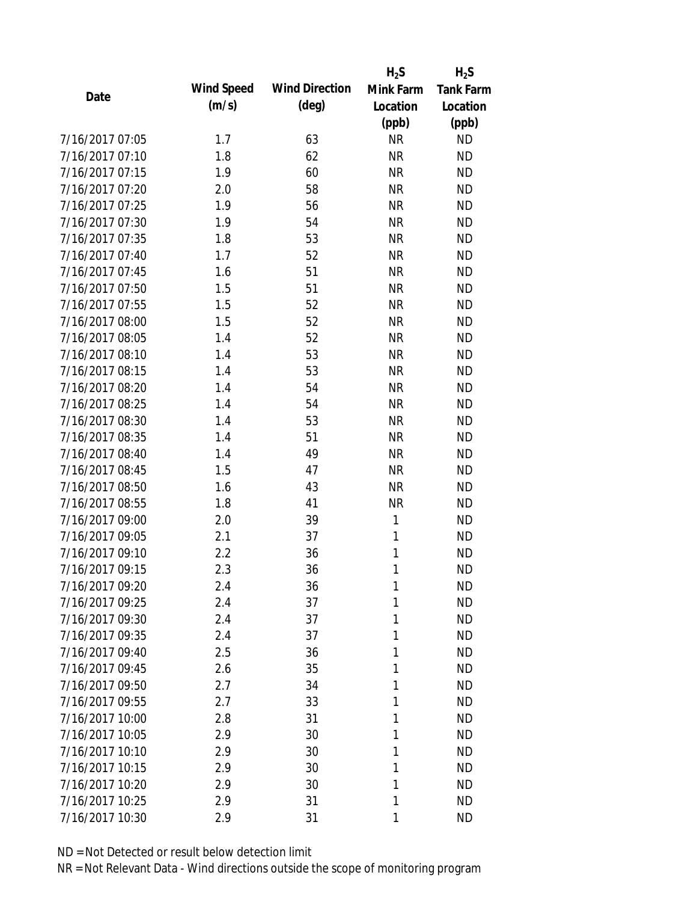| Date | Wind Speed (m/s) | Wind Direction (deg) | $H_2S$ Mink Farm Location (ppb) | $H_2S$ Tank Farm Location (ppb) |
|---|---|---|---|---|
| 7/16/2017 07:05 | 1.7 | 63 | NR | ND |
| 7/16/2017 07:10 | 1.8 | 62 | NR | ND |
| 7/16/2017 07:15 | 1.9 | 60 | NR | ND |
| 7/16/2017 07:20 | 2.0 | 58 | NR | ND |
| 7/16/2017 07:25 | 1.9 | 56 | NR | ND |
| 7/16/2017 07:30 | 1.9 | 54 | NR | ND |
| 7/16/2017 07:35 | 1.8 | 53 | NR | ND |
| 7/16/2017 07:40 | 1.7 | 52 | NR | ND |
| 7/16/2017 07:45 | 1.6 | 51 | NR | ND |
| 7/16/2017 07:50 | 1.5 | 51 | NR | ND |
| 7/16/2017 07:55 | 1.5 | 52 | NR | ND |
| 7/16/2017 08:00 | 1.5 | 52 | NR | ND |
| 7/16/2017 08:05 | 1.4 | 52 | NR | ND |
| 7/16/2017 08:10 | 1.4 | 53 | NR | ND |
| 7/16/2017 08:15 | 1.4 | 53 | NR | ND |
| 7/16/2017 08:20 | 1.4 | 54 | NR | ND |
| 7/16/2017 08:25 | 1.4 | 54 | NR | ND |
| 7/16/2017 08:30 | 1.4 | 53 | NR | ND |
| 7/16/2017 08:35 | 1.4 | 51 | NR | ND |
| 7/16/2017 08:40 | 1.4 | 49 | NR | ND |
| 7/16/2017 08:45 | 1.5 | 47 | NR | ND |
| 7/16/2017 08:50 | 1.6 | 43 | NR | ND |
| 7/16/2017 08:55 | 1.8 | 41 | NR | ND |
| 7/16/2017 09:00 | 2.0 | 39 | 1 | ND |
| 7/16/2017 09:05 | 2.1 | 37 | 1 | ND |
| 7/16/2017 09:10 | 2.2 | 36 | 1 | ND |
| 7/16/2017 09:15 | 2.3 | 36 | 1 | ND |
| 7/16/2017 09:20 | 2.4 | 36 | 1 | ND |
| 7/16/2017 09:25 | 2.4 | 37 | 1 | ND |
| 7/16/2017 09:30 | 2.4 | 37 | 1 | ND |
| 7/16/2017 09:35 | 2.4 | 37 | 1 | ND |
| 7/16/2017 09:40 | 2.5 | 36 | 1 | ND |
| 7/16/2017 09:45 | 2.6 | 35 | 1 | ND |
| 7/16/2017 09:50 | 2.7 | 34 | 1 | ND |
| 7/16/2017 09:55 | 2.7 | 33 | 1 | ND |
| 7/16/2017 10:00 | 2.8 | 31 | 1 | ND |
| 7/16/2017 10:05 | 2.9 | 30 | 1 | ND |
| 7/16/2017 10:10 | 2.9 | 30 | 1 | ND |
| 7/16/2017 10:15 | 2.9 | 30 | 1 | ND |
| 7/16/2017 10:20 | 2.9 | 30 | 1 | ND |
| 7/16/2017 10:25 | 2.9 | 31 | 1 | ND |
| 7/16/2017 10:30 | 2.9 | 31 | 1 | ND |

ND = Not Detected or result below detection limit

NR = Not Relevant Data - Wind directions outside the scope of monitoring program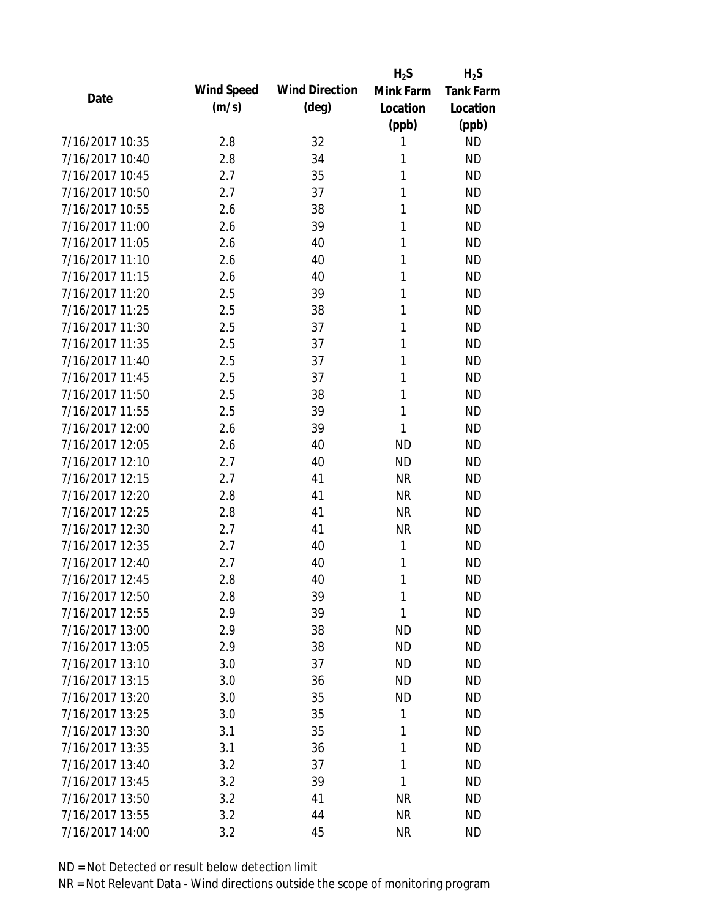| Date | Wind Speed (m/s) | Wind Direction (deg) | $H_2S$ Mink Farm Location (ppb) | $H_2S$ Tank Farm Location (ppb) |
|---|---|---|---|---|
| 7/16/2017 10:35 | 2.8 | 32 | 1 | ND |
| 7/16/2017 10:40 | 2.8 | 34 | 1 | ND |
| 7/16/2017 10:45 | 2.7 | 35 | 1 | ND |
| 7/16/2017 10:50 | 2.7 | 37 | 1 | ND |
| 7/16/2017 10:55 | 2.6 | 38 | 1 | ND |
| 7/16/2017 11:00 | 2.6 | 39 | 1 | ND |
| 7/16/2017 11:05 | 2.6 | 40 | 1 | ND |
| 7/16/2017 11:10 | 2.6 | 40 | 1 | ND |
| 7/16/2017 11:15 | 2.6 | 40 | 1 | ND |
| 7/16/2017 11:20 | 2.5 | 39 | 1 | ND |
| 7/16/2017 11:25 | 2.5 | 38 | 1 | ND |
| 7/16/2017 11:30 | 2.5 | 37 | 1 | ND |
| 7/16/2017 11:35 | 2.5 | 37 | 1 | ND |
| 7/16/2017 11:40 | 2.5 | 37 | 1 | ND |
| 7/16/2017 11:45 | 2.5 | 37 | 1 | ND |
| 7/16/2017 11:50 | 2.5 | 38 | 1 | ND |
| 7/16/2017 11:55 | 2.5 | 39 | 1 | ND |
| 7/16/2017 12:00 | 2.6 | 39 | 1 | ND |
| 7/16/2017 12:05 | 2.6 | 40 | ND | ND |
| 7/16/2017 12:10 | 2.7 | 40 | ND | ND |
| 7/16/2017 12:15 | 2.7 | 41 | NR | ND |
| 7/16/2017 12:20 | 2.8 | 41 | NR | ND |
| 7/16/2017 12:25 | 2.8 | 41 | NR | ND |
| 7/16/2017 12:30 | 2.7 | 41 | NR | ND |
| 7/16/2017 12:35 | 2.7 | 40 | 1 | ND |
| 7/16/2017 12:40 | 2.7 | 40 | 1 | ND |
| 7/16/2017 12:45 | 2.8 | 40 | 1 | ND |
| 7/16/2017 12:50 | 2.8 | 39 | 1 | ND |
| 7/16/2017 12:55 | 2.9 | 39 | 1 | ND |
| 7/16/2017 13:00 | 2.9 | 38 | ND | ND |
| 7/16/2017 13:05 | 2.9 | 38 | ND | ND |
| 7/16/2017 13:10 | 3.0 | 37 | ND | ND |
| 7/16/2017 13:15 | 3.0 | 36 | ND | ND |
| 7/16/2017 13:20 | 3.0 | 35 | ND | ND |
| 7/16/2017 13:25 | 3.0 | 35 | 1 | ND |
| 7/16/2017 13:30 | 3.1 | 35 | 1 | ND |
| 7/16/2017 13:35 | 3.1 | 36 | 1 | ND |
| 7/16/2017 13:40 | 3.2 | 37 | 1 | ND |
| 7/16/2017 13:45 | 3.2 | 39 | 1 | ND |
| 7/16/2017 13:50 | 3.2 | 41 | NR | ND |
| 7/16/2017 13:55 | 3.2 | 44 | NR | ND |
| 7/16/2017 14:00 | 3.2 | 45 | NR | ND |

ND = Not Detected or result below detection limit

NR = Not Relevant Data - Wind directions outside the scope of monitoring program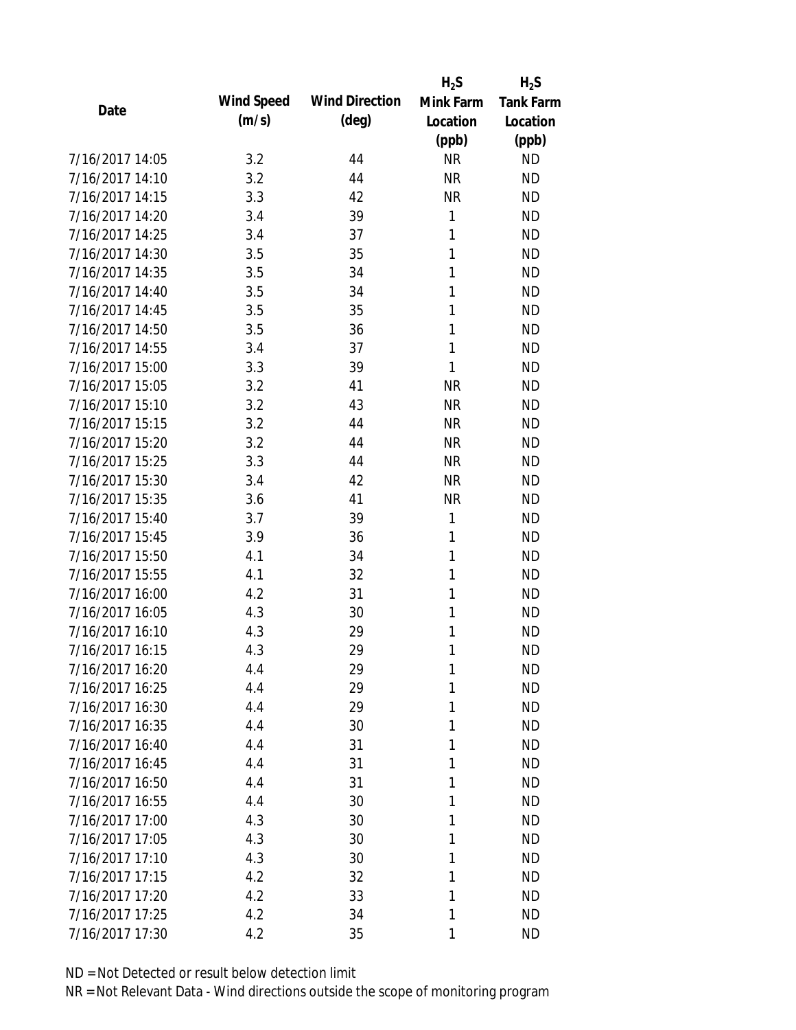| Date | Wind Speed (m/s) | Wind Direction (deg) | $H_2S$ Mink Farm Location (ppb) | $H_2S$ Tank Farm Location (ppb) |
|---|---|---|---|---|
| 7/16/2017 14:05 | 3.2 | 44 | NR | ND |
| 7/16/2017 14:10 | 3.2 | 44 | NR | ND |
| 7/16/2017 14:15 | 3.3 | 42 | NR | ND |
| 7/16/2017 14:20 | 3.4 | 39 | 1 | ND |
| 7/16/2017 14:25 | 3.4 | 37 | 1 | ND |
| 7/16/2017 14:30 | 3.5 | 35 | 1 | ND |
| 7/16/2017 14:35 | 3.5 | 34 | 1 | ND |
| 7/16/2017 14:40 | 3.5 | 34 | 1 | ND |
| 7/16/2017 14:45 | 3.5 | 35 | 1 | ND |
| 7/16/2017 14:50 | 3.5 | 36 | 1 | ND |
| 7/16/2017 14:55 | 3.4 | 37 | 1 | ND |
| 7/16/2017 15:00 | 3.3 | 39 | 1 | ND |
| 7/16/2017 15:05 | 3.2 | 41 | NR | ND |
| 7/16/2017 15:10 | 3.2 | 43 | NR | ND |
| 7/16/2017 15:15 | 3.2 | 44 | NR | ND |
| 7/16/2017 15:20 | 3.2 | 44 | NR | ND |
| 7/16/2017 15:25 | 3.3 | 44 | NR | ND |
| 7/16/2017 15:30 | 3.4 | 42 | NR | ND |
| 7/16/2017 15:35 | 3.6 | 41 | NR | ND |
| 7/16/2017 15:40 | 3.7 | 39 | 1 | ND |
| 7/16/2017 15:45 | 3.9 | 36 | 1 | ND |
| 7/16/2017 15:50 | 4.1 | 34 | 1 | ND |
| 7/16/2017 15:55 | 4.1 | 32 | 1 | ND |
| 7/16/2017 16:00 | 4.2 | 31 | 1 | ND |
| 7/16/2017 16:05 | 4.3 | 30 | 1 | ND |
| 7/16/2017 16:10 | 4.3 | 29 | 1 | ND |
| 7/16/2017 16:15 | 4.3 | 29 | 1 | ND |
| 7/16/2017 16:20 | 4.4 | 29 | 1 | ND |
| 7/16/2017 16:25 | 4.4 | 29 | 1 | ND |
| 7/16/2017 16:30 | 4.4 | 29 | 1 | ND |
| 7/16/2017 16:35 | 4.4 | 30 | 1 | ND |
| 7/16/2017 16:40 | 4.4 | 31 | 1 | ND |
| 7/16/2017 16:45 | 4.4 | 31 | 1 | ND |
| 7/16/2017 16:50 | 4.4 | 31 | 1 | ND |
| 7/16/2017 16:55 | 4.4 | 30 | 1 | ND |
| 7/16/2017 17:00 | 4.3 | 30 | 1 | ND |
| 7/16/2017 17:05 | 4.3 | 30 | 1 | ND |
| 7/16/2017 17:10 | 4.3 | 30 | 1 | ND |
| 7/16/2017 17:15 | 4.2 | 32 | 1 | ND |
| 7/16/2017 17:20 | 4.2 | 33 | 1 | ND |
| 7/16/2017 17:25 | 4.2 | 34 | 1 | ND |
| 7/16/2017 17:30 | 4.2 | 35 | 1 | ND |

ND = Not Detected or result below detection limit

NR = Not Relevant Data - Wind directions outside the scope of monitoring program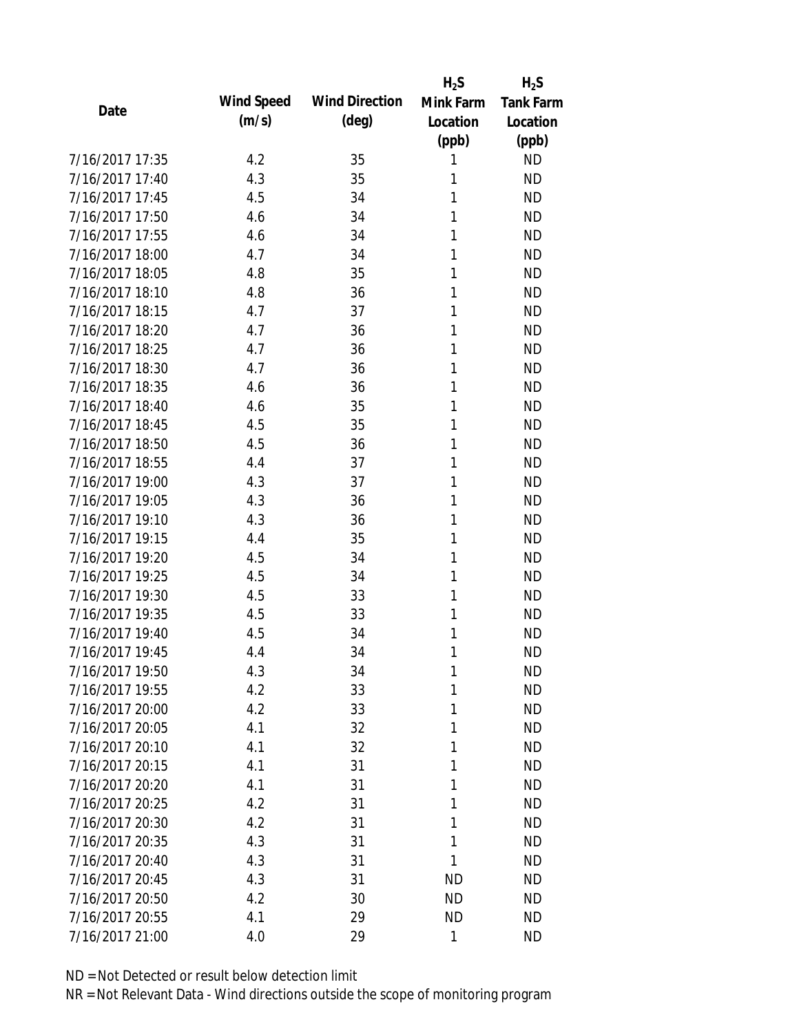| Date | Wind Speed (m/s) | Wind Direction (deg) | $H_2S$ Mink Farm Location (ppb) | $H_2S$ Tank Farm Location (ppb) |
|---|---|---|---|---|
| 7/16/2017 17:35 | 4.2 | 35 | 1 | ND |
| 7/16/2017 17:40 | 4.3 | 35 | 1 | ND |
| 7/16/2017 17:45 | 4.5 | 34 | 1 | ND |
| 7/16/2017 17:50 | 4.6 | 34 | 1 | ND |
| 7/16/2017 17:55 | 4.6 | 34 | 1 | ND |
| 7/16/2017 18:00 | 4.7 | 34 | 1 | ND |
| 7/16/2017 18:05 | 4.8 | 35 | 1 | ND |
| 7/16/2017 18:10 | 4.8 | 36 | 1 | ND |
| 7/16/2017 18:15 | 4.7 | 37 | 1 | ND |
| 7/16/2017 18:20 | 4.7 | 36 | 1 | ND |
| 7/16/2017 18:25 | 4.7 | 36 | 1 | ND |
| 7/16/2017 18:30 | 4.7 | 36 | 1 | ND |
| 7/16/2017 18:35 | 4.6 | 36 | 1 | ND |
| 7/16/2017 18:40 | 4.6 | 35 | 1 | ND |
| 7/16/2017 18:45 | 4.5 | 35 | 1 | ND |
| 7/16/2017 18:50 | 4.5 | 36 | 1 | ND |
| 7/16/2017 18:55 | 4.4 | 37 | 1 | ND |
| 7/16/2017 19:00 | 4.3 | 37 | 1 | ND |
| 7/16/2017 19:05 | 4.3 | 36 | 1 | ND |
| 7/16/2017 19:10 | 4.3 | 36 | 1 | ND |
| 7/16/2017 19:15 | 4.4 | 35 | 1 | ND |
| 7/16/2017 19:20 | 4.5 | 34 | 1 | ND |
| 7/16/2017 19:25 | 4.5 | 34 | 1 | ND |
| 7/16/2017 19:30 | 4.5 | 33 | 1 | ND |
| 7/16/2017 19:35 | 4.5 | 33 | 1 | ND |
| 7/16/2017 19:40 | 4.5 | 34 | 1 | ND |
| 7/16/2017 19:45 | 4.4 | 34 | 1 | ND |
| 7/16/2017 19:50 | 4.3 | 34 | 1 | ND |
| 7/16/2017 19:55 | 4.2 | 33 | 1 | ND |
| 7/16/2017 20:00 | 4.2 | 33 | 1 | ND |
| 7/16/2017 20:05 | 4.1 | 32 | 1 | ND |
| 7/16/2017 20:10 | 4.1 | 32 | 1 | ND |
| 7/16/2017 20:15 | 4.1 | 31 | 1 | ND |
| 7/16/2017 20:20 | 4.1 | 31 | 1 | ND |
| 7/16/2017 20:25 | 4.2 | 31 | 1 | ND |
| 7/16/2017 20:30 | 4.2 | 31 | 1 | ND |
| 7/16/2017 20:35 | 4.3 | 31 | 1 | ND |
| 7/16/2017 20:40 | 4.3 | 31 | 1 | ND |
| 7/16/2017 20:45 | 4.3 | 31 | ND | ND |
| 7/16/2017 20:50 | 4.2 | 30 | ND | ND |
| 7/16/2017 20:55 | 4.1 | 29 | ND | ND |
| 7/16/2017 21:00 | 4.0 | 29 | 1 | ND |

ND = Not Detected or result below detection limit

NR = Not Relevant Data - Wind directions outside the scope of monitoring program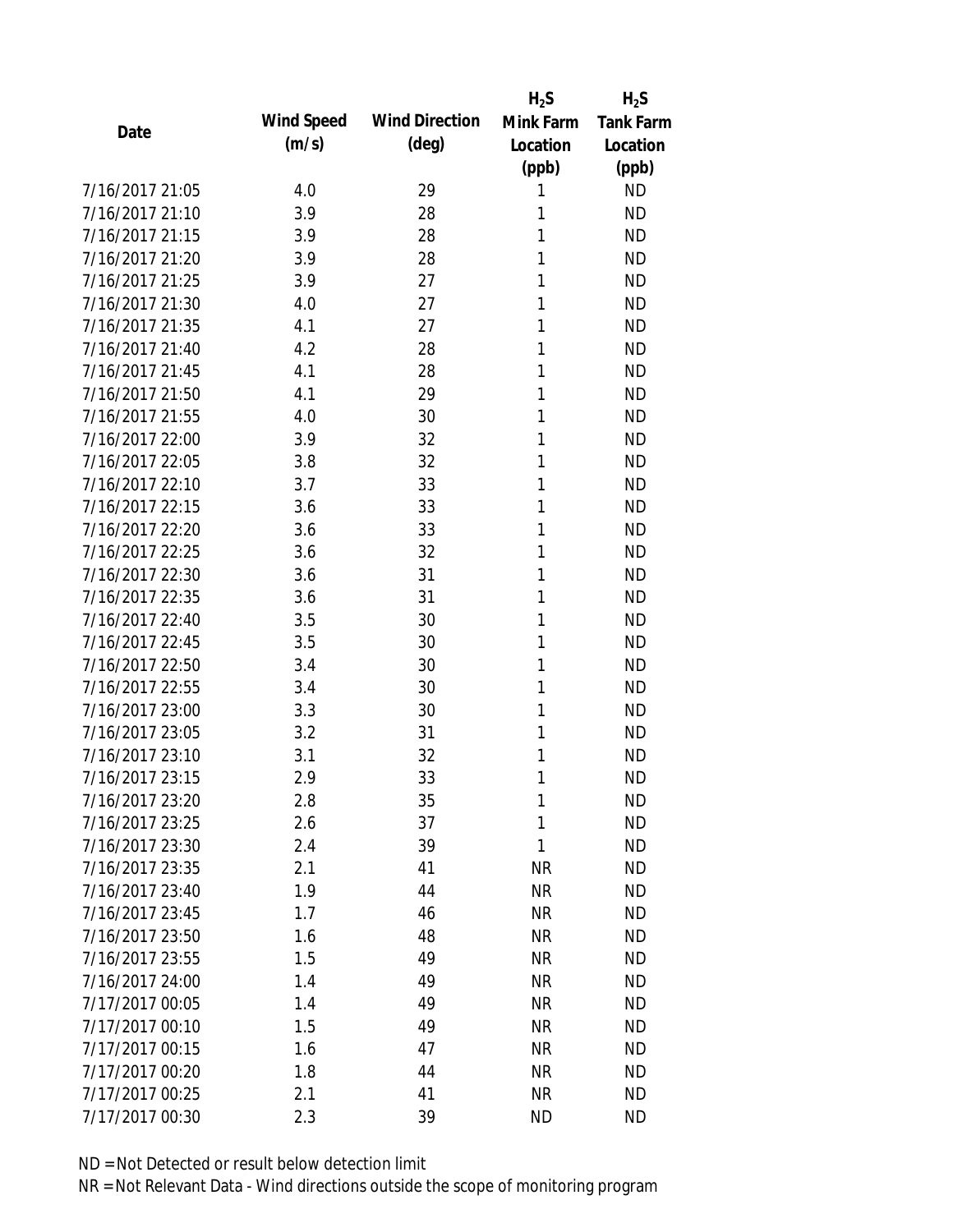| Date | Wind Speed (m/s) | Wind Direction (deg) | $H_2S$ Mink Farm Location (ppb) | $H_2S$ Tank Farm Location (ppb) |
|---|---|---|---|---|
| 7/16/2017 21:05 | 4.0 | 29 | 1 | ND |
| 7/16/2017 21:10 | 3.9 | 28 | 1 | ND |
| 7/16/2017 21:15 | 3.9 | 28 | 1 | ND |
| 7/16/2017 21:20 | 3.9 | 28 | 1 | ND |
| 7/16/2017 21:25 | 3.9 | 27 | 1 | ND |
| 7/16/2017 21:30 | 4.0 | 27 | 1 | ND |
| 7/16/2017 21:35 | 4.1 | 27 | 1 | ND |
| 7/16/2017 21:40 | 4.2 | 28 | 1 | ND |
| 7/16/2017 21:45 | 4.1 | 28 | 1 | ND |
| 7/16/2017 21:50 | 4.1 | 29 | 1 | ND |
| 7/16/2017 21:55 | 4.0 | 30 | 1 | ND |
| 7/16/2017 22:00 | 3.9 | 32 | 1 | ND |
| 7/16/2017 22:05 | 3.8 | 32 | 1 | ND |
| 7/16/2017 22:10 | 3.7 | 33 | 1 | ND |
| 7/16/2017 22:15 | 3.6 | 33 | 1 | ND |
| 7/16/2017 22:20 | 3.6 | 33 | 1 | ND |
| 7/16/2017 22:25 | 3.6 | 32 | 1 | ND |
| 7/16/2017 22:30 | 3.6 | 31 | 1 | ND |
| 7/16/2017 22:35 | 3.6 | 31 | 1 | ND |
| 7/16/2017 22:40 | 3.5 | 30 | 1 | ND |
| 7/16/2017 22:45 | 3.5 | 30 | 1 | ND |
| 7/16/2017 22:50 | 3.4 | 30 | 1 | ND |
| 7/16/2017 22:55 | 3.4 | 30 | 1 | ND |
| 7/16/2017 23:00 | 3.3 | 30 | 1 | ND |
| 7/16/2017 23:05 | 3.2 | 31 | 1 | ND |
| 7/16/2017 23:10 | 3.1 | 32 | 1 | ND |
| 7/16/2017 23:15 | 2.9 | 33 | 1 | ND |
| 7/16/2017 23:20 | 2.8 | 35 | 1 | ND |
| 7/16/2017 23:25 | 2.6 | 37 | 1 | ND |
| 7/16/2017 23:30 | 2.4 | 39 | 1 | ND |
| 7/16/2017 23:35 | 2.1 | 41 | NR | ND |
| 7/16/2017 23:40 | 1.9 | 44 | NR | ND |
| 7/16/2017 23:45 | 1.7 | 46 | NR | ND |
| 7/16/2017 23:50 | 1.6 | 48 | NR | ND |
| 7/16/2017 23:55 | 1.5 | 49 | NR | ND |
| 7/16/2017 24:00 | 1.4 | 49 | NR | ND |
| 7/17/2017 00:05 | 1.4 | 49 | NR | ND |
| 7/17/2017 00:10 | 1.5 | 49 | NR | ND |
| 7/17/2017 00:15 | 1.6 | 47 | NR | ND |
| 7/17/2017 00:20 | 1.8 | 44 | NR | ND |
| 7/17/2017 00:25 | 2.1 | 41 | NR | ND |
| 7/17/2017 00:30 | 2.3 | 39 | ND | ND |

ND = Not Detected or result below detection limit

NR = Not Relevant Data - Wind directions outside the scope of monitoring program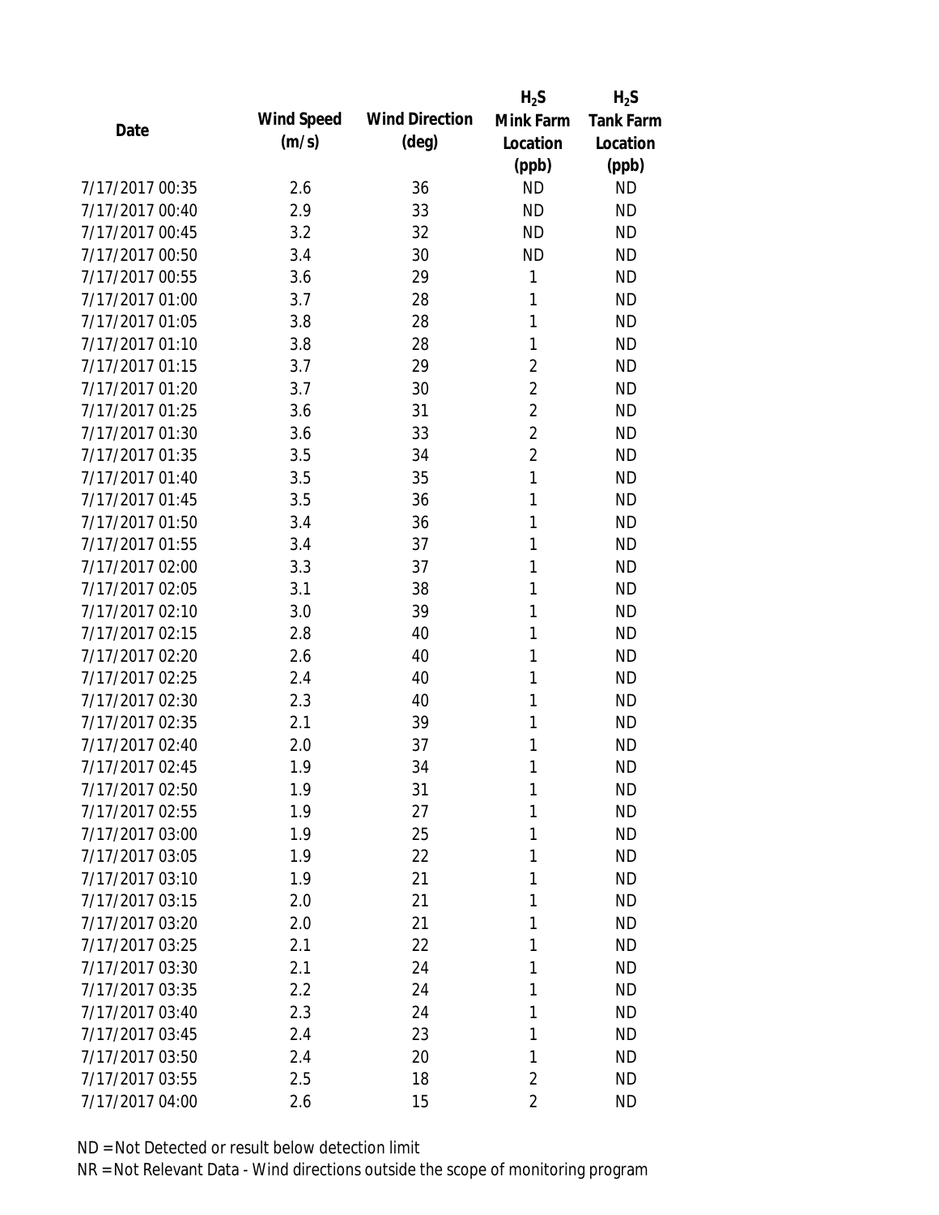| Date | Wind Speed (m/s) | Wind Direction (deg) | $H_2S$ Mink Farm Location (ppb) | $H_2S$ Tank Farm Location (ppb) |
|---|---|---|---|---|
| 7/17/2017 00:35 | 2.6 | 36 | ND | ND |
| 7/17/2017 00:40 | 2.9 | 33 | ND | ND |
| 7/17/2017 00:45 | 3.2 | 32 | ND | ND |
| 7/17/2017 00:50 | 3.4 | 30 | ND | ND |
| 7/17/2017 00:55 | 3.6 | 29 | 1 | ND |
| 7/17/2017 01:00 | 3.7 | 28 | 1 | ND |
| 7/17/2017 01:05 | 3.8 | 28 | 1 | ND |
| 7/17/2017 01:10 | 3.8 | 28 | 1 | ND |
| 7/17/2017 01:15 | 3.7 | 29 | 2 | ND |
| 7/17/2017 01:20 | 3.7 | 30 | 2 | ND |
| 7/17/2017 01:25 | 3.6 | 31 | 2 | ND |
| 7/17/2017 01:30 | 3.6 | 33 | 2 | ND |
| 7/17/2017 01:35 | 3.5 | 34 | 2 | ND |
| 7/17/2017 01:40 | 3.5 | 35 | 1 | ND |
| 7/17/2017 01:45 | 3.5 | 36 | 1 | ND |
| 7/17/2017 01:50 | 3.4 | 36 | 1 | ND |
| 7/17/2017 01:55 | 3.4 | 37 | 1 | ND |
| 7/17/2017 02:00 | 3.3 | 37 | 1 | ND |
| 7/17/2017 02:05 | 3.1 | 38 | 1 | ND |
| 7/17/2017 02:10 | 3.0 | 39 | 1 | ND |
| 7/17/2017 02:15 | 2.8 | 40 | 1 | ND |
| 7/17/2017 02:20 | 2.6 | 40 | 1 | ND |
| 7/17/2017 02:25 | 2.4 | 40 | 1 | ND |
| 7/17/2017 02:30 | 2.3 | 40 | 1 | ND |
| 7/17/2017 02:35 | 2.1 | 39 | 1 | ND |
| 7/17/2017 02:40 | 2.0 | 37 | 1 | ND |
| 7/17/2017 02:45 | 1.9 | 34 | 1 | ND |
| 7/17/2017 02:50 | 1.9 | 31 | 1 | ND |
| 7/17/2017 02:55 | 1.9 | 27 | 1 | ND |
| 7/17/2017 03:00 | 1.9 | 25 | 1 | ND |
| 7/17/2017 03:05 | 1.9 | 22 | 1 | ND |
| 7/17/2017 03:10 | 1.9 | 21 | 1 | ND |
| 7/17/2017 03:15 | 2.0 | 21 | 1 | ND |
| 7/17/2017 03:20 | 2.0 | 21 | 1 | ND |
| 7/17/2017 03:25 | 2.1 | 22 | 1 | ND |
| 7/17/2017 03:30 | 2.1 | 24 | 1 | ND |
| 7/17/2017 03:35 | 2.2 | 24 | 1 | ND |
| 7/17/2017 03:40 | 2.3 | 24 | 1 | ND |
| 7/17/2017 03:45 | 2.4 | 23 | 1 | ND |
| 7/17/2017 03:50 | 2.4 | 20 | 1 | ND |
| 7/17/2017 03:55 | 2.5 | 18 | 2 | ND |
| 7/17/2017 04:00 | 2.6 | 15 | 2 | ND |

ND = Not Detected or result below detection limit

NR = Not Relevant Data - Wind directions outside the scope of monitoring program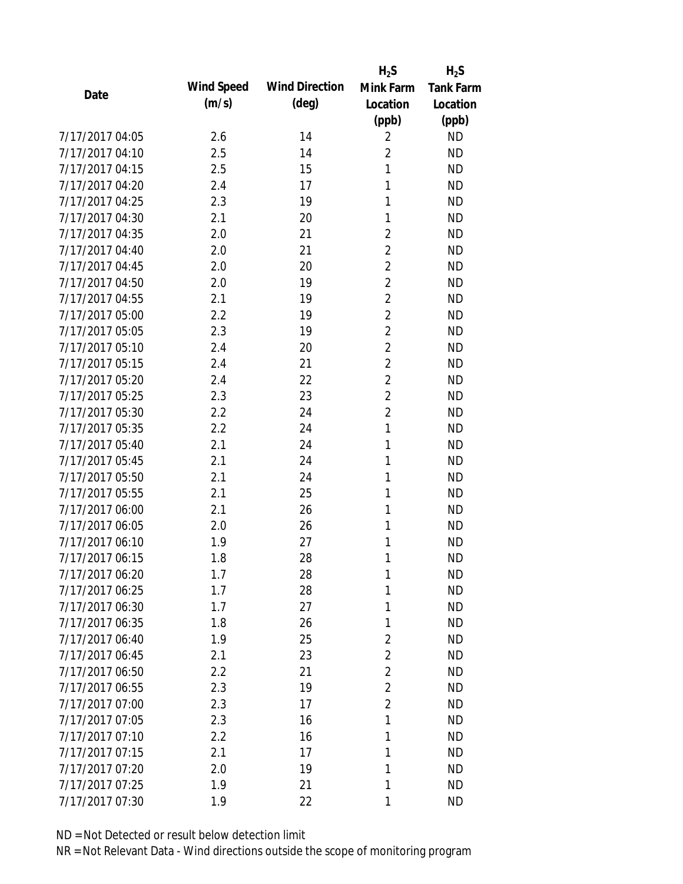| Date | Wind Speed (m/s) | Wind Direction (deg) | $H_2S$ Mink Farm Location (ppb) | $H_2S$ Tank Farm Location (ppb) |
|---|---|---|---|---|
| 7/17/2017 04:05 | 2.6 | 14 | 2 | ND |
| 7/17/2017 04:10 | 2.5 | 14 | 2 | ND |
| 7/17/2017 04:15 | 2.5 | 15 | 1 | ND |
| 7/17/2017 04:20 | 2.4 | 17 | 1 | ND |
| 7/17/2017 04:25 | 2.3 | 19 | 1 | ND |
| 7/17/2017 04:30 | 2.1 | 20 | 1 | ND |
| 7/17/2017 04:35 | 2.0 | 21 | 2 | ND |
| 7/17/2017 04:40 | 2.0 | 21 | 2 | ND |
| 7/17/2017 04:45 | 2.0 | 20 | 2 | ND |
| 7/17/2017 04:50 | 2.0 | 19 | 2 | ND |
| 7/17/2017 04:55 | 2.1 | 19 | 2 | ND |
| 7/17/2017 05:00 | 2.2 | 19 | 2 | ND |
| 7/17/2017 05:05 | 2.3 | 19 | 2 | ND |
| 7/17/2017 05:10 | 2.4 | 20 | 2 | ND |
| 7/17/2017 05:15 | 2.4 | 21 | 2 | ND |
| 7/17/2017 05:20 | 2.4 | 22 | 2 | ND |
| 7/17/2017 05:25 | 2.3 | 23 | 2 | ND |
| 7/17/2017 05:30 | 2.2 | 24 | 2 | ND |
| 7/17/2017 05:35 | 2.2 | 24 | 1 | ND |
| 7/17/2017 05:40 | 2.1 | 24 | 1 | ND |
| 7/17/2017 05:45 | 2.1 | 24 | 1 | ND |
| 7/17/2017 05:50 | 2.1 | 24 | 1 | ND |
| 7/17/2017 05:55 | 2.1 | 25 | 1 | ND |
| 7/17/2017 06:00 | 2.1 | 26 | 1 | ND |
| 7/17/2017 06:05 | 2.0 | 26 | 1 | ND |
| 7/17/2017 06:10 | 1.9 | 27 | 1 | ND |
| 7/17/2017 06:15 | 1.8 | 28 | 1 | ND |
| 7/17/2017 06:20 | 1.7 | 28 | 1 | ND |
| 7/17/2017 06:25 | 1.7 | 28 | 1 | ND |
| 7/17/2017 06:30 | 1.7 | 27 | 1 | ND |
| 7/17/2017 06:35 | 1.8 | 26 | 1 | ND |
| 7/17/2017 06:40 | 1.9 | 25 | 2 | ND |
| 7/17/2017 06:45 | 2.1 | 23 | 2 | ND |
| 7/17/2017 06:50 | 2.2 | 21 | 2 | ND |
| 7/17/2017 06:55 | 2.3 | 19 | 2 | ND |
| 7/17/2017 07:00 | 2.3 | 17 | 2 | ND |
| 7/17/2017 07:05 | 2.3 | 16 | 1 | ND |
| 7/17/2017 07:10 | 2.2 | 16 | 1 | ND |
| 7/17/2017 07:15 | 2.1 | 17 | 1 | ND |
| 7/17/2017 07:20 | 2.0 | 19 | 1 | ND |
| 7/17/2017 07:25 | 1.9 | 21 | 1 | ND |
| 7/17/2017 07:30 | 1.9 | 22 | 1 | ND |

ND = Not Detected or result below detection limit

NR = Not Relevant Data - Wind directions outside the scope of monitoring program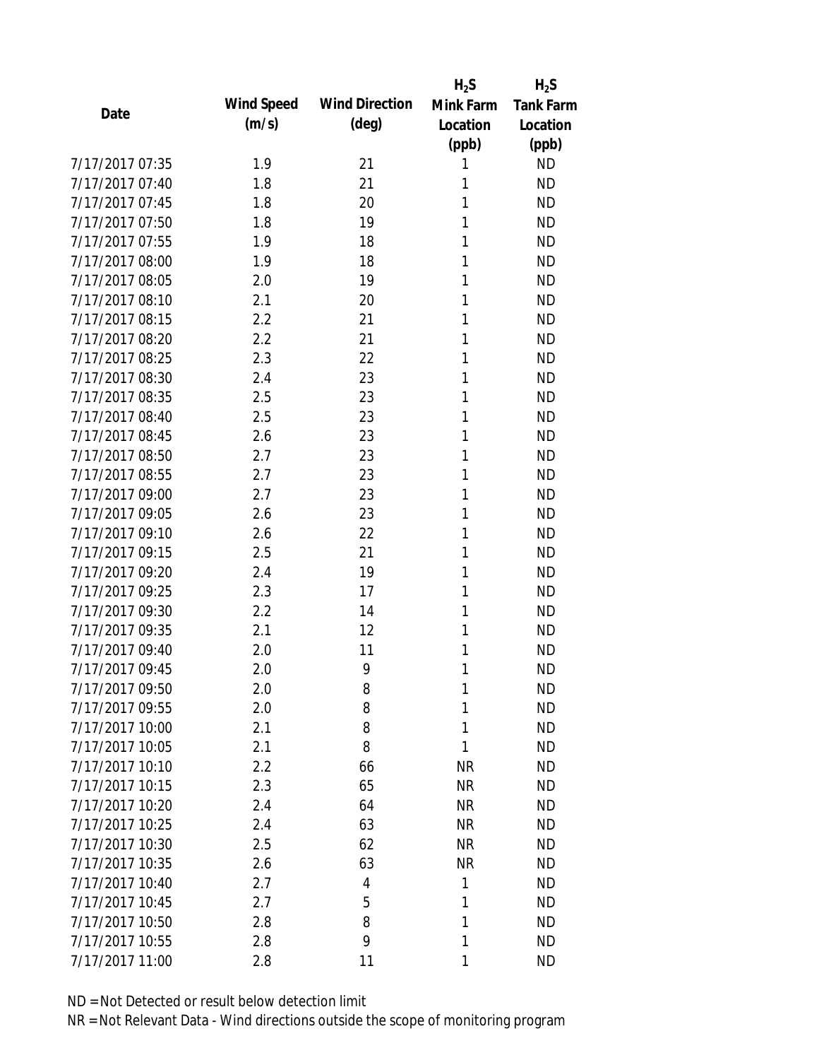| Date | Wind Speed (m/s) | Wind Direction (deg) | $H_2S$ Mink Farm Location (ppb) | $H_2S$ Tank Farm Location (ppb) |
|---|---|---|---|---|
| 7/17/2017 07:35 | 1.9 | 21 | 1 | ND |
| 7/17/2017 07:40 | 1.8 | 21 | 1 | ND |
| 7/17/2017 07:45 | 1.8 | 20 | 1 | ND |
| 7/17/2017 07:50 | 1.8 | 19 | 1 | ND |
| 7/17/2017 07:55 | 1.9 | 18 | 1 | ND |
| 7/17/2017 08:00 | 1.9 | 18 | 1 | ND |
| 7/17/2017 08:05 | 2.0 | 19 | 1 | ND |
| 7/17/2017 08:10 | 2.1 | 20 | 1 | ND |
| 7/17/2017 08:15 | 2.2 | 21 | 1 | ND |
| 7/17/2017 08:20 | 2.2 | 21 | 1 | ND |
| 7/17/2017 08:25 | 2.3 | 22 | 1 | ND |
| 7/17/2017 08:30 | 2.4 | 23 | 1 | ND |
| 7/17/2017 08:35 | 2.5 | 23 | 1 | ND |
| 7/17/2017 08:40 | 2.5 | 23 | 1 | ND |
| 7/17/2017 08:45 | 2.6 | 23 | 1 | ND |
| 7/17/2017 08:50 | 2.7 | 23 | 1 | ND |
| 7/17/2017 08:55 | 2.7 | 23 | 1 | ND |
| 7/17/2017 09:00 | 2.7 | 23 | 1 | ND |
| 7/17/2017 09:05 | 2.6 | 23 | 1 | ND |
| 7/17/2017 09:10 | 2.6 | 22 | 1 | ND |
| 7/17/2017 09:15 | 2.5 | 21 | 1 | ND |
| 7/17/2017 09:20 | 2.4 | 19 | 1 | ND |
| 7/17/2017 09:25 | 2.3 | 17 | 1 | ND |
| 7/17/2017 09:30 | 2.2 | 14 | 1 | ND |
| 7/17/2017 09:35 | 2.1 | 12 | 1 | ND |
| 7/17/2017 09:40 | 2.0 | 11 | 1 | ND |
| 7/17/2017 09:45 | 2.0 | 9 | 1 | ND |
| 7/17/2017 09:50 | 2.0 | 8 | 1 | ND |
| 7/17/2017 09:55 | 2.0 | 8 | 1 | ND |
| 7/17/2017 10:00 | 2.1 | 8 | 1 | ND |
| 7/17/2017 10:05 | 2.1 | 8 | 1 | ND |
| 7/17/2017 10:10 | 2.2 | 66 | NR | ND |
| 7/17/2017 10:15 | 2.3 | 65 | NR | ND |
| 7/17/2017 10:20 | 2.4 | 64 | NR | ND |
| 7/17/2017 10:25 | 2.4 | 63 | NR | ND |
| 7/17/2017 10:30 | 2.5 | 62 | NR | ND |
| 7/17/2017 10:35 | 2.6 | 63 | NR | ND |
| 7/17/2017 10:40 | 2.7 | 4 | 1 | ND |
| 7/17/2017 10:45 | 2.7 | 5 | 1 | ND |
| 7/17/2017 10:50 | 2.8 | 8 | 1 | ND |
| 7/17/2017 10:55 | 2.8 | 9 | 1 | ND |
| 7/17/2017 11:00 | 2.8 | 11 | 1 | ND |

ND = Not Detected or result below detection limit

NR = Not Relevant Data - Wind directions outside the scope of monitoring program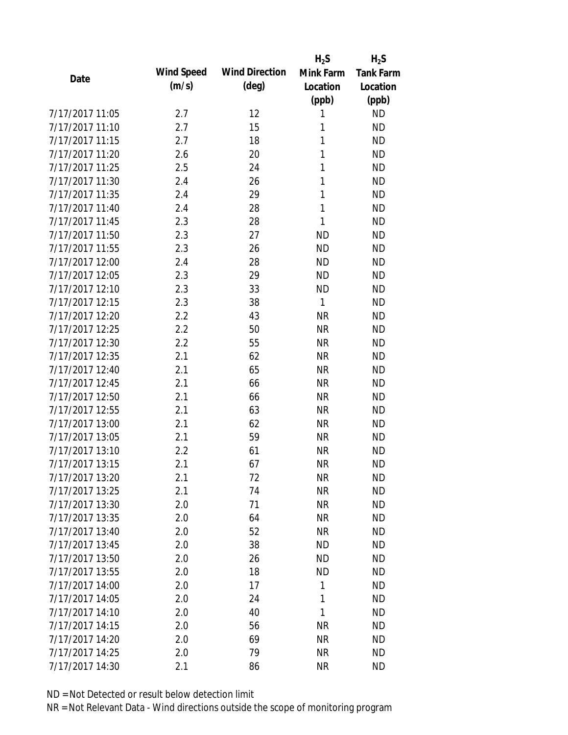| Date | Wind Speed (m/s) | Wind Direction (deg) | $H_2S$ Mink Farm Location (ppb) | $H_2S$ Tank Farm Location (ppb) |
|---|---|---|---|---|
| 7/17/2017 11:05 | 2.7 | 12 | 1 | ND |
| 7/17/2017 11:10 | 2.7 | 15 | 1 | ND |
| 7/17/2017 11:15 | 2.7 | 18 | 1 | ND |
| 7/17/2017 11:20 | 2.6 | 20 | 1 | ND |
| 7/17/2017 11:25 | 2.5 | 24 | 1 | ND |
| 7/17/2017 11:30 | 2.4 | 26 | 1 | ND |
| 7/17/2017 11:35 | 2.4 | 29 | 1 | ND |
| 7/17/2017 11:40 | 2.4 | 28 | 1 | ND |
| 7/17/2017 11:45 | 2.3 | 28 | 1 | ND |
| 7/17/2017 11:50 | 2.3 | 27 | ND | ND |
| 7/17/2017 11:55 | 2.3 | 26 | ND | ND |
| 7/17/2017 12:00 | 2.4 | 28 | ND | ND |
| 7/17/2017 12:05 | 2.3 | 29 | ND | ND |
| 7/17/2017 12:10 | 2.3 | 33 | ND | ND |
| 7/17/2017 12:15 | 2.3 | 38 | 1 | ND |
| 7/17/2017 12:20 | 2.2 | 43 | NR | ND |
| 7/17/2017 12:25 | 2.2 | 50 | NR | ND |
| 7/17/2017 12:30 | 2.2 | 55 | NR | ND |
| 7/17/2017 12:35 | 2.1 | 62 | NR | ND |
| 7/17/2017 12:40 | 2.1 | 65 | NR | ND |
| 7/17/2017 12:45 | 2.1 | 66 | NR | ND |
| 7/17/2017 12:50 | 2.1 | 66 | NR | ND |
| 7/17/2017 12:55 | 2.1 | 63 | NR | ND |
| 7/17/2017 13:00 | 2.1 | 62 | NR | ND |
| 7/17/2017 13:05 | 2.1 | 59 | NR | ND |
| 7/17/2017 13:10 | 2.2 | 61 | NR | ND |
| 7/17/2017 13:15 | 2.1 | 67 | NR | ND |
| 7/17/2017 13:20 | 2.1 | 72 | NR | ND |
| 7/17/2017 13:25 | 2.1 | 74 | NR | ND |
| 7/17/2017 13:30 | 2.0 | 71 | NR | ND |
| 7/17/2017 13:35 | 2.0 | 64 | NR | ND |
| 7/17/2017 13:40 | 2.0 | 52 | NR | ND |
| 7/17/2017 13:45 | 2.0 | 38 | ND | ND |
| 7/17/2017 13:50 | 2.0 | 26 | ND | ND |
| 7/17/2017 13:55 | 2.0 | 18 | ND | ND |
| 7/17/2017 14:00 | 2.0 | 17 | 1 | ND |
| 7/17/2017 14:05 | 2.0 | 24 | 1 | ND |
| 7/17/2017 14:10 | 2.0 | 40 | 1 | ND |
| 7/17/2017 14:15 | 2.0 | 56 | NR | ND |
| 7/17/2017 14:20 | 2.0 | 69 | NR | ND |
| 7/17/2017 14:25 | 2.0 | 79 | NR | ND |
| 7/17/2017 14:30 | 2.1 | 86 | NR | ND |

ND = Not Detected or result below detection limit

NR = Not Relevant Data - Wind directions outside the scope of monitoring program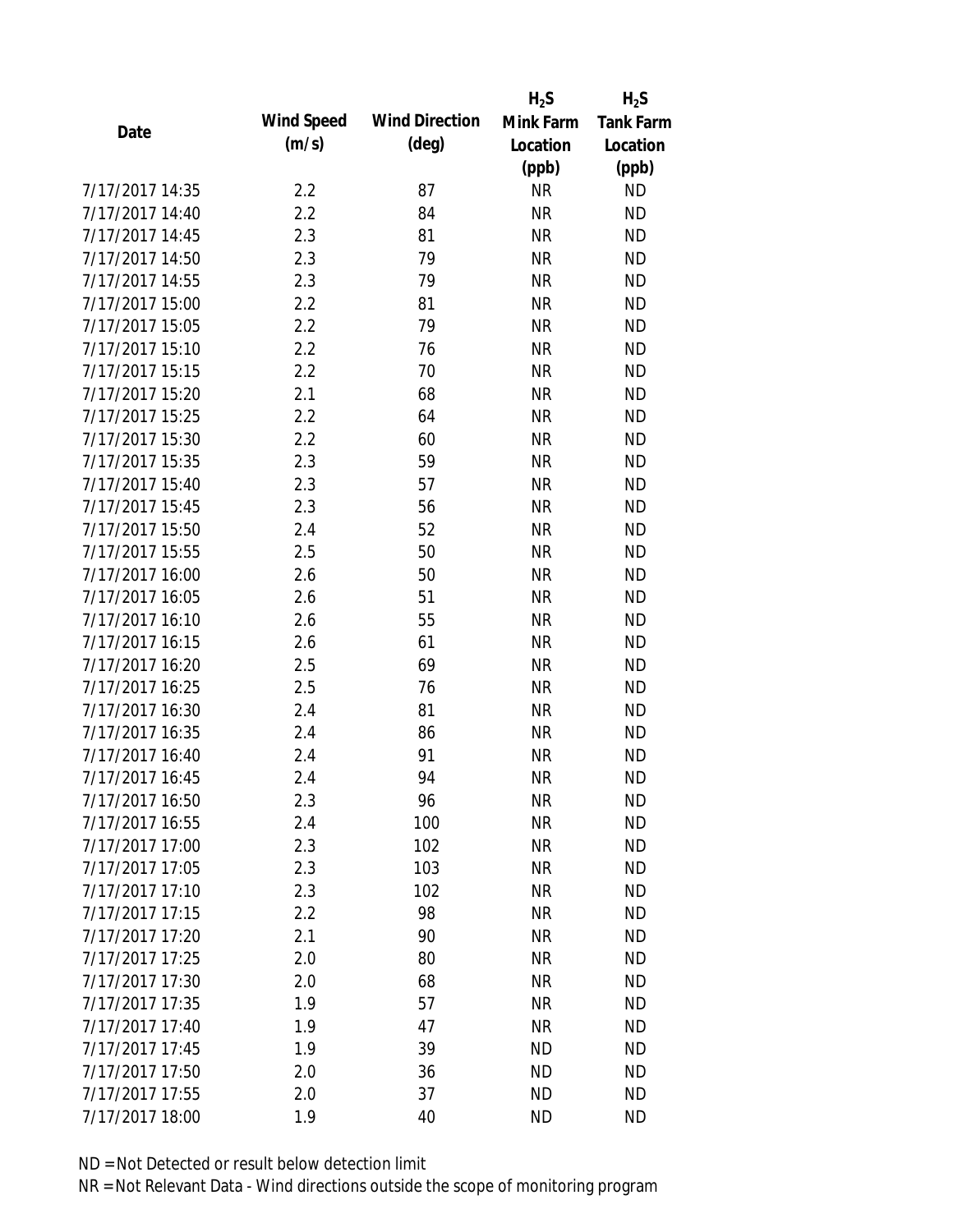| Date | Wind Speed (m/s) | Wind Direction (deg) | $H_2S$ Mink Farm Location (ppb) | $H_2S$ Tank Farm Location (ppb) |
|---|---|---|---|---|
| 7/17/2017 14:35 | 2.2 | 87 | NR | ND |
| 7/17/2017 14:40 | 2.2 | 84 | NR | ND |
| 7/17/2017 14:45 | 2.3 | 81 | NR | ND |
| 7/17/2017 14:50 | 2.3 | 79 | NR | ND |
| 7/17/2017 14:55 | 2.3 | 79 | NR | ND |
| 7/17/2017 15:00 | 2.2 | 81 | NR | ND |
| 7/17/2017 15:05 | 2.2 | 79 | NR | ND |
| 7/17/2017 15:10 | 2.2 | 76 | NR | ND |
| 7/17/2017 15:15 | 2.2 | 70 | NR | ND |
| 7/17/2017 15:20 | 2.1 | 68 | NR | ND |
| 7/17/2017 15:25 | 2.2 | 64 | NR | ND |
| 7/17/2017 15:30 | 2.2 | 60 | NR | ND |
| 7/17/2017 15:35 | 2.3 | 59 | NR | ND |
| 7/17/2017 15:40 | 2.3 | 57 | NR | ND |
| 7/17/2017 15:45 | 2.3 | 56 | NR | ND |
| 7/17/2017 15:50 | 2.4 | 52 | NR | ND |
| 7/17/2017 15:55 | 2.5 | 50 | NR | ND |
| 7/17/2017 16:00 | 2.6 | 50 | NR | ND |
| 7/17/2017 16:05 | 2.6 | 51 | NR | ND |
| 7/17/2017 16:10 | 2.6 | 55 | NR | ND |
| 7/17/2017 16:15 | 2.6 | 61 | NR | ND |
| 7/17/2017 16:20 | 2.5 | 69 | NR | ND |
| 7/17/2017 16:25 | 2.5 | 76 | NR | ND |
| 7/17/2017 16:30 | 2.4 | 81 | NR | ND |
| 7/17/2017 16:35 | 2.4 | 86 | NR | ND |
| 7/17/2017 16:40 | 2.4 | 91 | NR | ND |
| 7/17/2017 16:45 | 2.4 | 94 | NR | ND |
| 7/17/2017 16:50 | 2.3 | 96 | NR | ND |
| 7/17/2017 16:55 | 2.4 | 100 | NR | ND |
| 7/17/2017 17:00 | 2.3 | 102 | NR | ND |
| 7/17/2017 17:05 | 2.3 | 103 | NR | ND |
| 7/17/2017 17:10 | 2.3 | 102 | NR | ND |
| 7/17/2017 17:15 | 2.2 | 98 | NR | ND |
| 7/17/2017 17:20 | 2.1 | 90 | NR | ND |
| 7/17/2017 17:25 | 2.0 | 80 | NR | ND |
| 7/17/2017 17:30 | 2.0 | 68 | NR | ND |
| 7/17/2017 17:35 | 1.9 | 57 | NR | ND |
| 7/17/2017 17:40 | 1.9 | 47 | NR | ND |
| 7/17/2017 17:45 | 1.9 | 39 | ND | ND |
| 7/17/2017 17:50 | 2.0 | 36 | ND | ND |
| 7/17/2017 17:55 | 2.0 | 37 | ND | ND |
| 7/17/2017 18:00 | 1.9 | 40 | ND | ND |

ND = Not Detected or result below detection limit

NR = Not Relevant Data - Wind directions outside the scope of monitoring program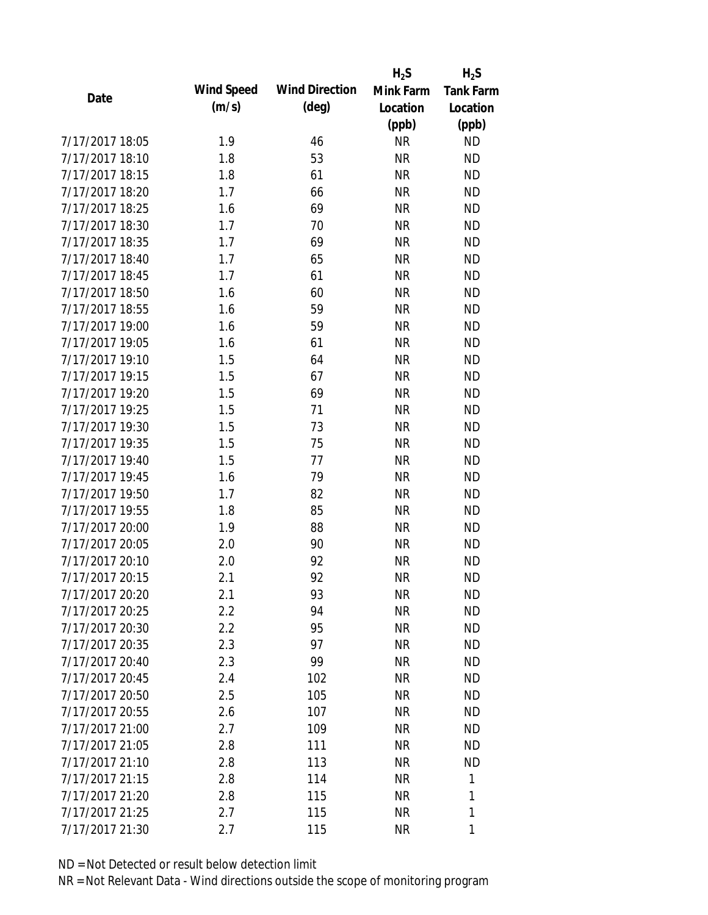| Date | Wind Speed (m/s) | Wind Direction (deg) | $H_2S$ Mink Farm Location (ppb) | $H_2S$ Tank Farm Location (ppb) |
|---|---|---|---|---|
| 7/17/2017 18:05 | 1.9 | 46 | NR | ND |
| 7/17/2017 18:10 | 1.8 | 53 | NR | ND |
| 7/17/2017 18:15 | 1.8 | 61 | NR | ND |
| 7/17/2017 18:20 | 1.7 | 66 | NR | ND |
| 7/17/2017 18:25 | 1.6 | 69 | NR | ND |
| 7/17/2017 18:30 | 1.7 | 70 | NR | ND |
| 7/17/2017 18:35 | 1.7 | 69 | NR | ND |
| 7/17/2017 18:40 | 1.7 | 65 | NR | ND |
| 7/17/2017 18:45 | 1.7 | 61 | NR | ND |
| 7/17/2017 18:50 | 1.6 | 60 | NR | ND |
| 7/17/2017 18:55 | 1.6 | 59 | NR | ND |
| 7/17/2017 19:00 | 1.6 | 59 | NR | ND |
| 7/17/2017 19:05 | 1.6 | 61 | NR | ND |
| 7/17/2017 19:10 | 1.5 | 64 | NR | ND |
| 7/17/2017 19:15 | 1.5 | 67 | NR | ND |
| 7/17/2017 19:20 | 1.5 | 69 | NR | ND |
| 7/17/2017 19:25 | 1.5 | 71 | NR | ND |
| 7/17/2017 19:30 | 1.5 | 73 | NR | ND |
| 7/17/2017 19:35 | 1.5 | 75 | NR | ND |
| 7/17/2017 19:40 | 1.5 | 77 | NR | ND |
| 7/17/2017 19:45 | 1.6 | 79 | NR | ND |
| 7/17/2017 19:50 | 1.7 | 82 | NR | ND |
| 7/17/2017 19:55 | 1.8 | 85 | NR | ND |
| 7/17/2017 20:00 | 1.9 | 88 | NR | ND |
| 7/17/2017 20:05 | 2.0 | 90 | NR | ND |
| 7/17/2017 20:10 | 2.0 | 92 | NR | ND |
| 7/17/2017 20:15 | 2.1 | 92 | NR | ND |
| 7/17/2017 20:20 | 2.1 | 93 | NR | ND |
| 7/17/2017 20:25 | 2.2 | 94 | NR | ND |
| 7/17/2017 20:30 | 2.2 | 95 | NR | ND |
| 7/17/2017 20:35 | 2.3 | 97 | NR | ND |
| 7/17/2017 20:40 | 2.3 | 99 | NR | ND |
| 7/17/2017 20:45 | 2.4 | 102 | NR | ND |
| 7/17/2017 20:50 | 2.5 | 105 | NR | ND |
| 7/17/2017 20:55 | 2.6 | 107 | NR | ND |
| 7/17/2017 21:00 | 2.7 | 109 | NR | ND |
| 7/17/2017 21:05 | 2.8 | 111 | NR | ND |
| 7/17/2017 21:10 | 2.8 | 113 | NR | ND |
| 7/17/2017 21:15 | 2.8 | 114 | NR | 1 |
| 7/17/2017 21:20 | 2.8 | 115 | NR | 1 |
| 7/17/2017 21:25 | 2.7 | 115 | NR | 1 |
| 7/17/2017 21:30 | 2.7 | 115 | NR | 1 |

ND = Not Detected or result below detection limit

NR = Not Relevant Data - Wind directions outside the scope of monitoring program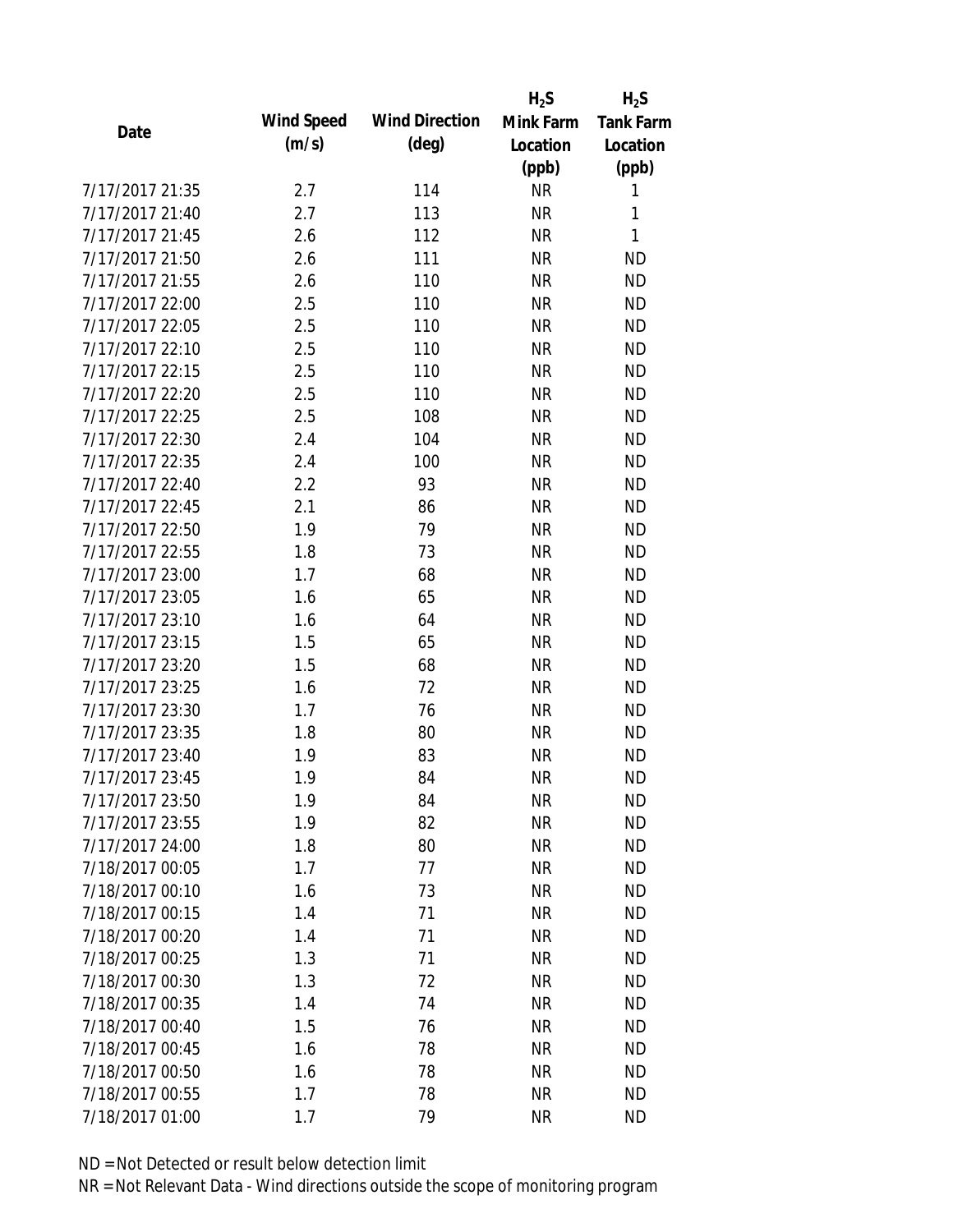| Date | Wind Speed (m/s) | Wind Direction (deg) | $H_2S$ Mink Farm Location (ppb) | $H_2S$ Tank Farm Location (ppb) |
|---|---|---|---|---|
| 7/17/2017 21:35 | 2.7 | 114 | NR | 1 |
| 7/17/2017 21:40 | 2.7 | 113 | NR | 1 |
| 7/17/2017 21:45 | 2.6 | 112 | NR | 1 |
| 7/17/2017 21:50 | 2.6 | 111 | NR | ND |
| 7/17/2017 21:55 | 2.6 | 110 | NR | ND |
| 7/17/2017 22:00 | 2.5 | 110 | NR | ND |
| 7/17/2017 22:05 | 2.5 | 110 | NR | ND |
| 7/17/2017 22:10 | 2.5 | 110 | NR | ND |
| 7/17/2017 22:15 | 2.5 | 110 | NR | ND |
| 7/17/2017 22:20 | 2.5 | 110 | NR | ND |
| 7/17/2017 22:25 | 2.5 | 108 | NR | ND |
| 7/17/2017 22:30 | 2.4 | 104 | NR | ND |
| 7/17/2017 22:35 | 2.4 | 100 | NR | ND |
| 7/17/2017 22:40 | 2.2 | 93 | NR | ND |
| 7/17/2017 22:45 | 2.1 | 86 | NR | ND |
| 7/17/2017 22:50 | 1.9 | 79 | NR | ND |
| 7/17/2017 22:55 | 1.8 | 73 | NR | ND |
| 7/17/2017 23:00 | 1.7 | 68 | NR | ND |
| 7/17/2017 23:05 | 1.6 | 65 | NR | ND |
| 7/17/2017 23:10 | 1.6 | 64 | NR | ND |
| 7/17/2017 23:15 | 1.5 | 65 | NR | ND |
| 7/17/2017 23:20 | 1.5 | 68 | NR | ND |
| 7/17/2017 23:25 | 1.6 | 72 | NR | ND |
| 7/17/2017 23:30 | 1.7 | 76 | NR | ND |
| 7/17/2017 23:35 | 1.8 | 80 | NR | ND |
| 7/17/2017 23:40 | 1.9 | 83 | NR | ND |
| 7/17/2017 23:45 | 1.9 | 84 | NR | ND |
| 7/17/2017 23:50 | 1.9 | 84 | NR | ND |
| 7/17/2017 23:55 | 1.9 | 82 | NR | ND |
| 7/17/2017 24:00 | 1.8 | 80 | NR | ND |
| 7/18/2017 00:05 | 1.7 | 77 | NR | ND |
| 7/18/2017 00:10 | 1.6 | 73 | NR | ND |
| 7/18/2017 00:15 | 1.4 | 71 | NR | ND |
| 7/18/2017 00:20 | 1.4 | 71 | NR | ND |
| 7/18/2017 00:25 | 1.3 | 71 | NR | ND |
| 7/18/2017 00:30 | 1.3 | 72 | NR | ND |
| 7/18/2017 00:35 | 1.4 | 74 | NR | ND |
| 7/18/2017 00:40 | 1.5 | 76 | NR | ND |
| 7/18/2017 00:45 | 1.6 | 78 | NR | ND |
| 7/18/2017 00:50 | 1.6 | 78 | NR | ND |
| 7/18/2017 00:55 | 1.7 | 78 | NR | ND |
| 7/18/2017 01:00 | 1.7 | 79 | NR | ND |

ND = Not Detected or result below detection limit

NR = Not Relevant Data - Wind directions outside the scope of monitoring program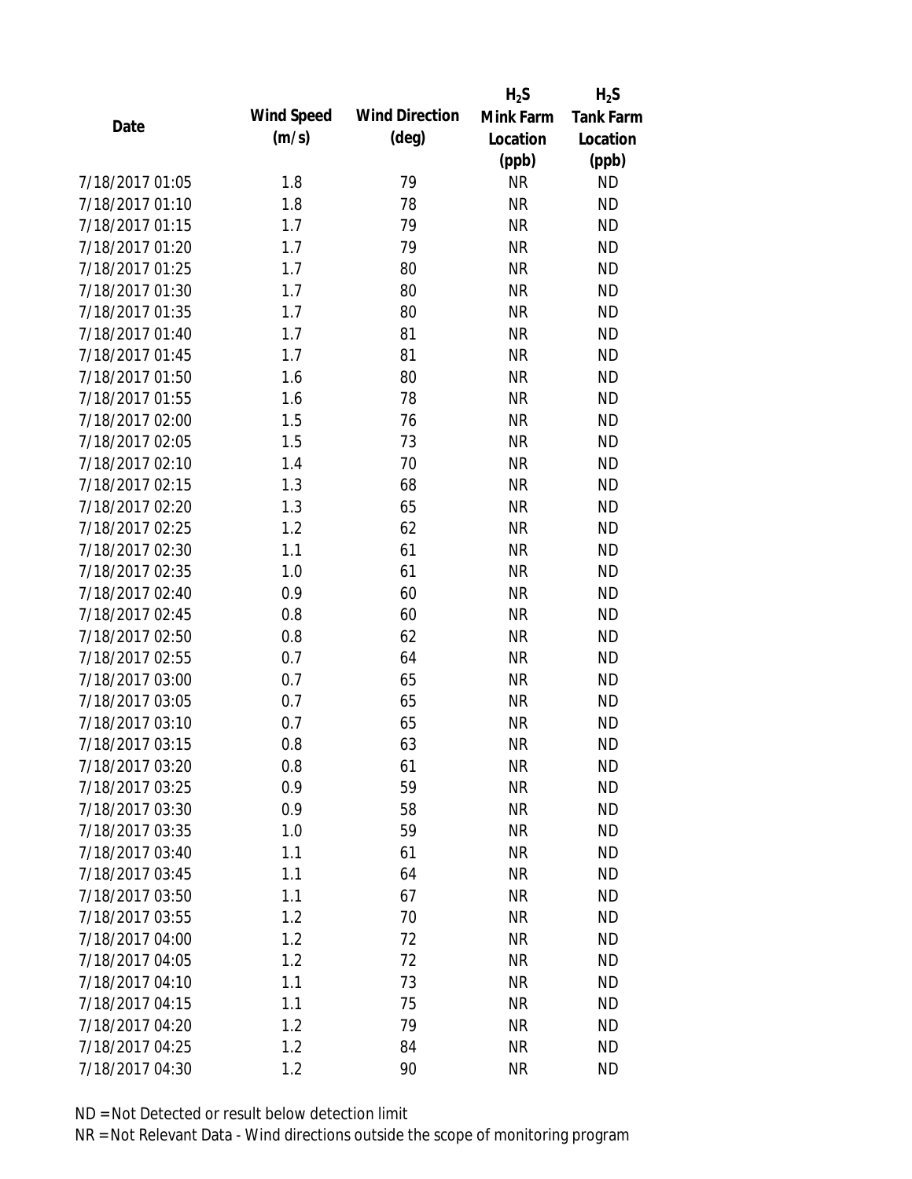| Date | Wind Speed (m/s) | Wind Direction (deg) | $H_2S$ Mink Farm Location (ppb) | $H_2S$ Tank Farm Location (ppb) |
|---|---|---|---|---|
| 7/18/2017 01:05 | 1.8 | 79 | NR | ND |
| 7/18/2017 01:10 | 1.8 | 78 | NR | ND |
| 7/18/2017 01:15 | 1.7 | 79 | NR | ND |
| 7/18/2017 01:20 | 1.7 | 79 | NR | ND |
| 7/18/2017 01:25 | 1.7 | 80 | NR | ND |
| 7/18/2017 01:30 | 1.7 | 80 | NR | ND |
| 7/18/2017 01:35 | 1.7 | 80 | NR | ND |
| 7/18/2017 01:40 | 1.7 | 81 | NR | ND |
| 7/18/2017 01:45 | 1.7 | 81 | NR | ND |
| 7/18/2017 01:50 | 1.6 | 80 | NR | ND |
| 7/18/2017 01:55 | 1.6 | 78 | NR | ND |
| 7/18/2017 02:00 | 1.5 | 76 | NR | ND |
| 7/18/2017 02:05 | 1.5 | 73 | NR | ND |
| 7/18/2017 02:10 | 1.4 | 70 | NR | ND |
| 7/18/2017 02:15 | 1.3 | 68 | NR | ND |
| 7/18/2017 02:20 | 1.3 | 65 | NR | ND |
| 7/18/2017 02:25 | 1.2 | 62 | NR | ND |
| 7/18/2017 02:30 | 1.1 | 61 | NR | ND |
| 7/18/2017 02:35 | 1.0 | 61 | NR | ND |
| 7/18/2017 02:40 | 0.9 | 60 | NR | ND |
| 7/18/2017 02:45 | 0.8 | 60 | NR | ND |
| 7/18/2017 02:50 | 0.8 | 62 | NR | ND |
| 7/18/2017 02:55 | 0.7 | 64 | NR | ND |
| 7/18/2017 03:00 | 0.7 | 65 | NR | ND |
| 7/18/2017 03:05 | 0.7 | 65 | NR | ND |
| 7/18/2017 03:10 | 0.7 | 65 | NR | ND |
| 7/18/2017 03:15 | 0.8 | 63 | NR | ND |
| 7/18/2017 03:20 | 0.8 | 61 | NR | ND |
| 7/18/2017 03:25 | 0.9 | 59 | NR | ND |
| 7/18/2017 03:30 | 0.9 | 58 | NR | ND |
| 7/18/2017 03:35 | 1.0 | 59 | NR | ND |
| 7/18/2017 03:40 | 1.1 | 61 | NR | ND |
| 7/18/2017 03:45 | 1.1 | 64 | NR | ND |
| 7/18/2017 03:50 | 1.1 | 67 | NR | ND |
| 7/18/2017 03:55 | 1.2 | 70 | NR | ND |
| 7/18/2017 04:00 | 1.2 | 72 | NR | ND |
| 7/18/2017 04:05 | 1.2 | 72 | NR | ND |
| 7/18/2017 04:10 | 1.1 | 73 | NR | ND |
| 7/18/2017 04:15 | 1.1 | 75 | NR | ND |
| 7/18/2017 04:20 | 1.2 | 79 | NR | ND |
| 7/18/2017 04:25 | 1.2 | 84 | NR | ND |
| 7/18/2017 04:30 | 1.2 | 90 | NR | ND |

ND = Not Detected or result below detection limit

NR = Not Relevant Data - Wind directions outside the scope of monitoring program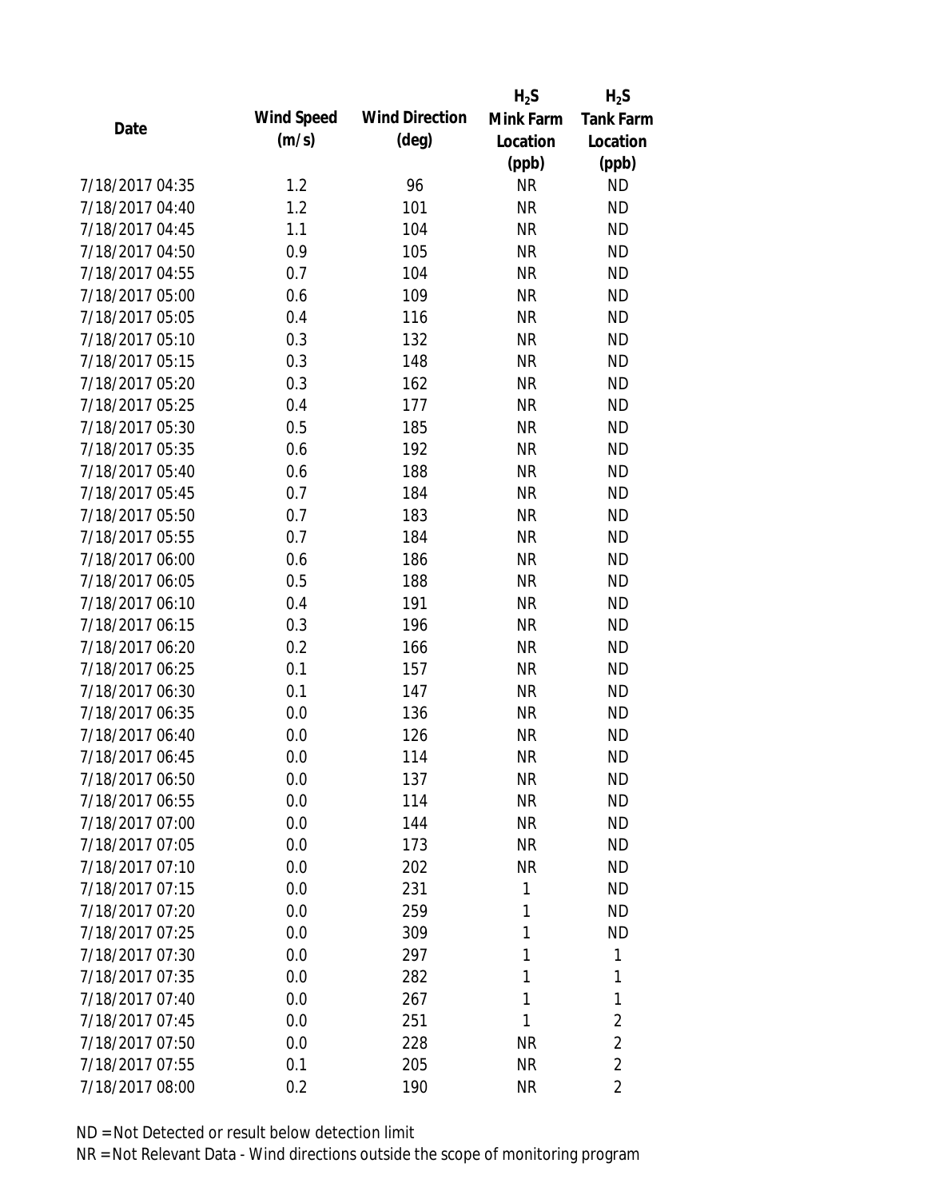| Date | Wind Speed (m/s) | Wind Direction (deg) | $H_2S$ Mink Farm Location (ppb) | $H_2S$ Tank Farm Location (ppb) |
|---|---|---|---|---|
| 7/18/2017 04:35 | 1.2 | 96 | NR | ND |
| 7/18/2017 04:40 | 1.2 | 101 | NR | ND |
| 7/18/2017 04:45 | 1.1 | 104 | NR | ND |
| 7/18/2017 04:50 | 0.9 | 105 | NR | ND |
| 7/18/2017 04:55 | 0.7 | 104 | NR | ND |
| 7/18/2017 05:00 | 0.6 | 109 | NR | ND |
| 7/18/2017 05:05 | 0.4 | 116 | NR | ND |
| 7/18/2017 05:10 | 0.3 | 132 | NR | ND |
| 7/18/2017 05:15 | 0.3 | 148 | NR | ND |
| 7/18/2017 05:20 | 0.3 | 162 | NR | ND |
| 7/18/2017 05:25 | 0.4 | 177 | NR | ND |
| 7/18/2017 05:30 | 0.5 | 185 | NR | ND |
| 7/18/2017 05:35 | 0.6 | 192 | NR | ND |
| 7/18/2017 05:40 | 0.6 | 188 | NR | ND |
| 7/18/2017 05:45 | 0.7 | 184 | NR | ND |
| 7/18/2017 05:50 | 0.7 | 183 | NR | ND |
| 7/18/2017 05:55 | 0.7 | 184 | NR | ND |
| 7/18/2017 06:00 | 0.6 | 186 | NR | ND |
| 7/18/2017 06:05 | 0.5 | 188 | NR | ND |
| 7/18/2017 06:10 | 0.4 | 191 | NR | ND |
| 7/18/2017 06:15 | 0.3 | 196 | NR | ND |
| 7/18/2017 06:20 | 0.2 | 166 | NR | ND |
| 7/18/2017 06:25 | 0.1 | 157 | NR | ND |
| 7/18/2017 06:30 | 0.1 | 147 | NR | ND |
| 7/18/2017 06:35 | 0.0 | 136 | NR | ND |
| 7/18/2017 06:40 | 0.0 | 126 | NR | ND |
| 7/18/2017 06:45 | 0.0 | 114 | NR | ND |
| 7/18/2017 06:50 | 0.0 | 137 | NR | ND |
| 7/18/2017 06:55 | 0.0 | 114 | NR | ND |
| 7/18/2017 07:00 | 0.0 | 144 | NR | ND |
| 7/18/2017 07:05 | 0.0 | 173 | NR | ND |
| 7/18/2017 07:10 | 0.0 | 202 | NR | ND |
| 7/18/2017 07:15 | 0.0 | 231 | 1 | ND |
| 7/18/2017 07:20 | 0.0 | 259 | 1 | ND |
| 7/18/2017 07:25 | 0.0 | 309 | 1 | ND |
| 7/18/2017 07:30 | 0.0 | 297 | 1 | 1 |
| 7/18/2017 07:35 | 0.0 | 282 | 1 | 1 |
| 7/18/2017 07:40 | 0.0 | 267 | 1 | 1 |
| 7/18/2017 07:45 | 0.0 | 251 | 1 | 2 |
| 7/18/2017 07:50 | 0.0 | 228 | NR | 2 |
| 7/18/2017 07:55 | 0.1 | 205 | NR | 2 |
| 7/18/2017 08:00 | 0.2 | 190 | NR | 2 |

ND = Not Detected or result below detection limit

NR = Not Relevant Data - Wind directions outside the scope of monitoring program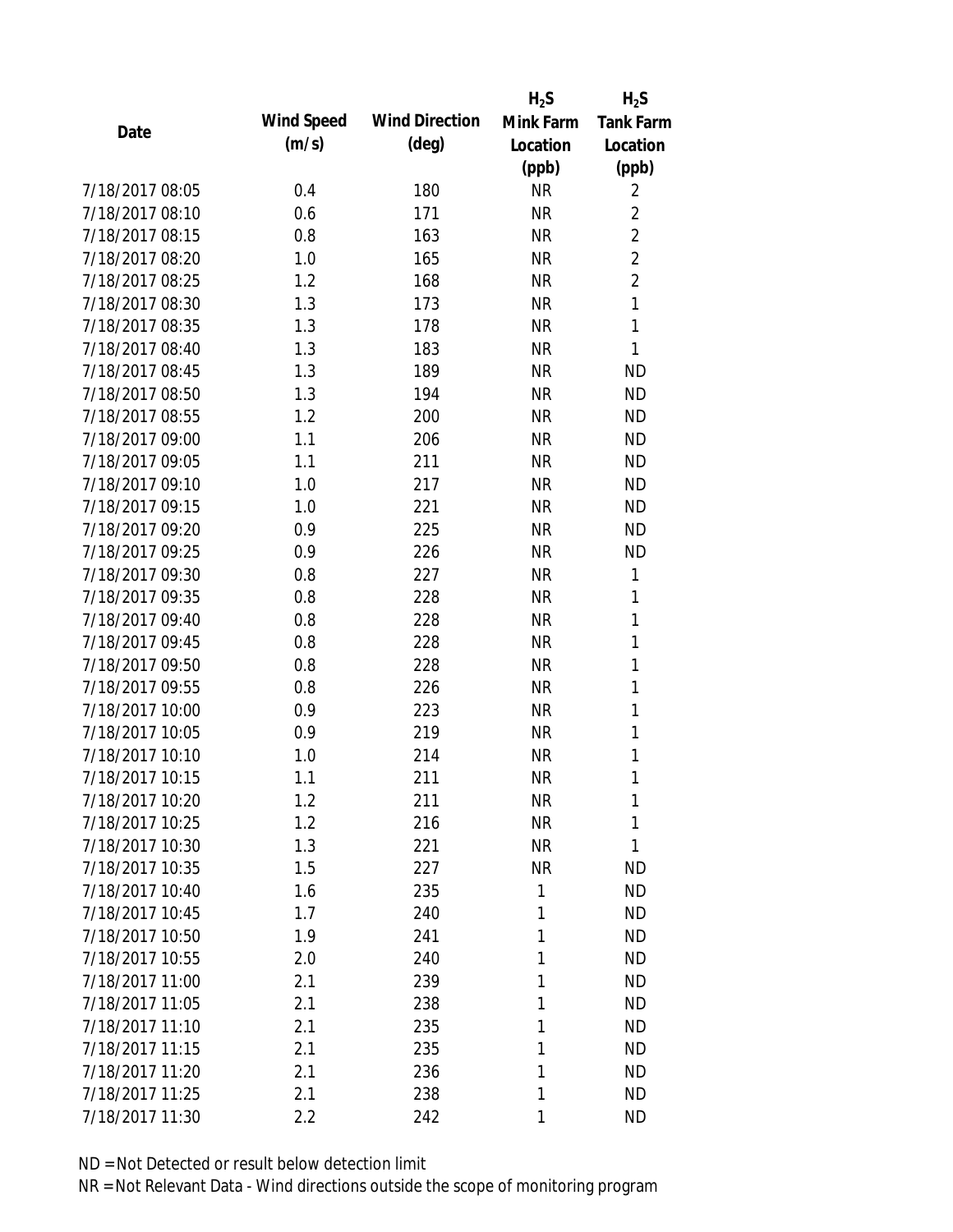| Date | Wind Speed (m/s) | Wind Direction (deg) | $H_2S$ Mink Farm Location (ppb) | $H_2S$ Tank Farm Location (ppb) |
| --- | --- | --- | --- | --- |
| 7/18/2017 08:05 | 0.4 | 180 | NR | 2 |
| 7/18/2017 08:10 | 0.6 | 171 | NR | 2 |
| 7/18/2017 08:15 | 0.8 | 163 | NR | 2 |
| 7/18/2017 08:20 | 1.0 | 165 | NR | 2 |
| 7/18/2017 08:25 | 1.2 | 168 | NR | 2 |
| 7/18/2017 08:30 | 1.3 | 173 | NR | 1 |
| 7/18/2017 08:35 | 1.3 | 178 | NR | 1 |
| 7/18/2017 08:40 | 1.3 | 183 | NR | 1 |
| 7/18/2017 08:45 | 1.3 | 189 | NR | ND |
| 7/18/2017 08:50 | 1.3 | 194 | NR | ND |
| 7/18/2017 08:55 | 1.2 | 200 | NR | ND |
| 7/18/2017 09:00 | 1.1 | 206 | NR | ND |
| 7/18/2017 09:05 | 1.1 | 211 | NR | ND |
| 7/18/2017 09:10 | 1.0 | 217 | NR | ND |
| 7/18/2017 09:15 | 1.0 | 221 | NR | ND |
| 7/18/2017 09:20 | 0.9 | 225 | NR | ND |
| 7/18/2017 09:25 | 0.9 | 226 | NR | ND |
| 7/18/2017 09:30 | 0.8 | 227 | NR | 1 |
| 7/18/2017 09:35 | 0.8 | 228 | NR | 1 |
| 7/18/2017 09:40 | 0.8 | 228 | NR | 1 |
| 7/18/2017 09:45 | 0.8 | 228 | NR | 1 |
| 7/18/2017 09:50 | 0.8 | 228 | NR | 1 |
| 7/18/2017 09:55 | 0.8 | 226 | NR | 1 |
| 7/18/2017 10:00 | 0.9 | 223 | NR | 1 |
| 7/18/2017 10:05 | 0.9 | 219 | NR | 1 |
| 7/18/2017 10:10 | 1.0 | 214 | NR | 1 |
| 7/18/2017 10:15 | 1.1 | 211 | NR | 1 |
| 7/18/2017 10:20 | 1.2 | 211 | NR | 1 |
| 7/18/2017 10:25 | 1.2 | 216 | NR | 1 |
| 7/18/2017 10:30 | 1.3 | 221 | NR | 1 |
| 7/18/2017 10:35 | 1.5 | 227 | NR | ND |
| 7/18/2017 10:40 | 1.6 | 235 | 1 | ND |
| 7/18/2017 10:45 | 1.7 | 240 | 1 | ND |
| 7/18/2017 10:50 | 1.9 | 241 | 1 | ND |
| 7/18/2017 10:55 | 2.0 | 240 | 1 | ND |
| 7/18/2017 11:00 | 2.1 | 239 | 1 | ND |
| 7/18/2017 11:05 | 2.1 | 238 | 1 | ND |
| 7/18/2017 11:10 | 2.1 | 235 | 1 | ND |
| 7/18/2017 11:15 | 2.1 | 235 | 1 | ND |
| 7/18/2017 11:20 | 2.1 | 236 | 1 | ND |
| 7/18/2017 11:25 | 2.1 | 238 | 1 | ND |
| 7/18/2017 11:30 | 2.2 | 242 | 1 | ND |

ND = Not Detected or result below detection limit

NR = Not Relevant Data - Wind directions outside the scope of monitoring program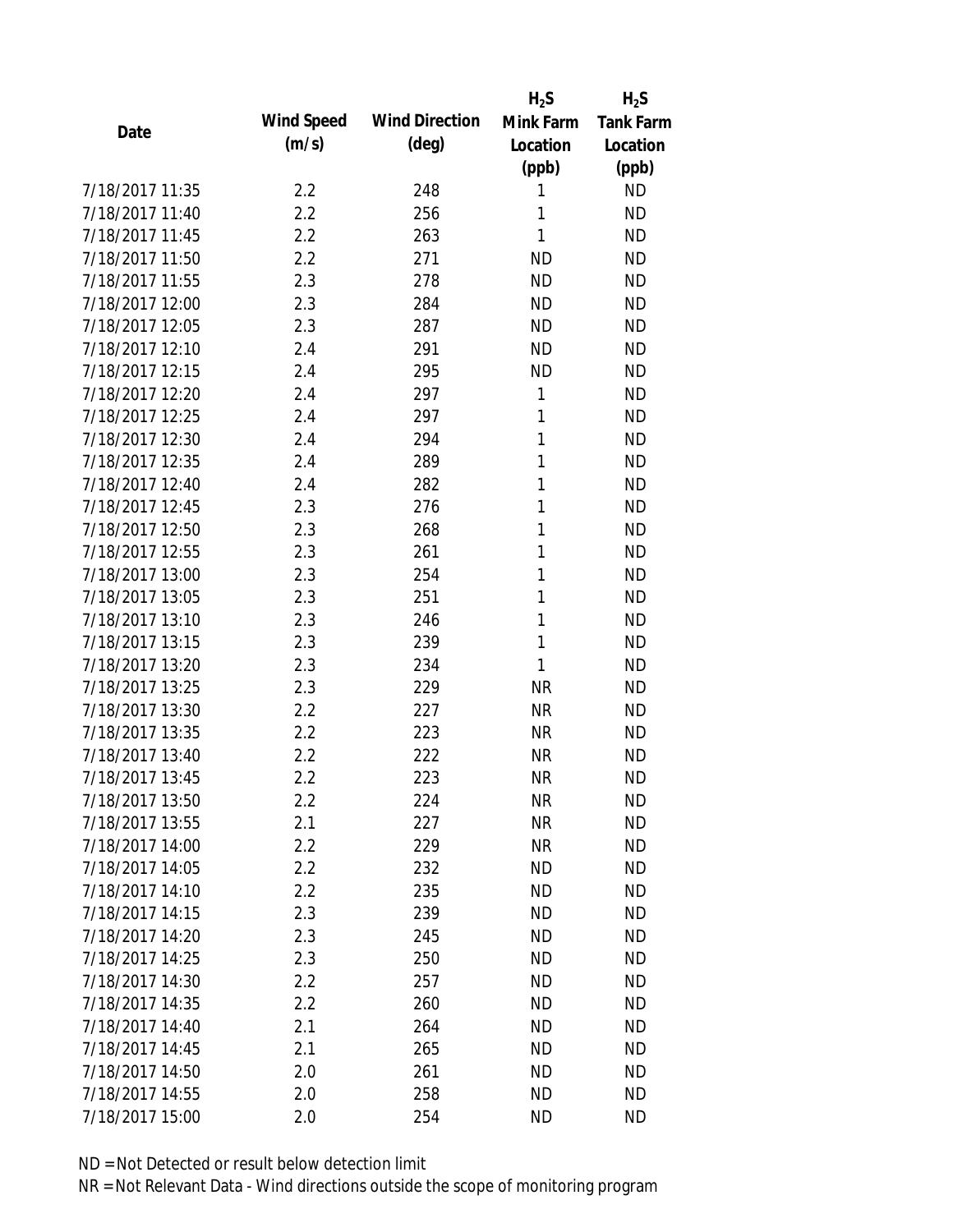| Date | Wind Speed (m/s) | Wind Direction (deg) | $H_2S$ Mink Farm Location (ppb) | $H_2S$ Tank Farm Location (ppb) |
|---|---|---|---|---|
| 7/18/2017 11:35 | 2.2 | 248 | 1 | ND |
| 7/18/2017 11:40 | 2.2 | 256 | 1 | ND |
| 7/18/2017 11:45 | 2.2 | 263 | 1 | ND |
| 7/18/2017 11:50 | 2.2 | 271 | ND | ND |
| 7/18/2017 11:55 | 2.3 | 278 | ND | ND |
| 7/18/2017 12:00 | 2.3 | 284 | ND | ND |
| 7/18/2017 12:05 | 2.3 | 287 | ND | ND |
| 7/18/2017 12:10 | 2.4 | 291 | ND | ND |
| 7/18/2017 12:15 | 2.4 | 295 | ND | ND |
| 7/18/2017 12:20 | 2.4 | 297 | 1 | ND |
| 7/18/2017 12:25 | 2.4 | 297 | 1 | ND |
| 7/18/2017 12:30 | 2.4 | 294 | 1 | ND |
| 7/18/2017 12:35 | 2.4 | 289 | 1 | ND |
| 7/18/2017 12:40 | 2.4 | 282 | 1 | ND |
| 7/18/2017 12:45 | 2.3 | 276 | 1 | ND |
| 7/18/2017 12:50 | 2.3 | 268 | 1 | ND |
| 7/18/2017 12:55 | 2.3 | 261 | 1 | ND |
| 7/18/2017 13:00 | 2.3 | 254 | 1 | ND |
| 7/18/2017 13:05 | 2.3 | 251 | 1 | ND |
| 7/18/2017 13:10 | 2.3 | 246 | 1 | ND |
| 7/18/2017 13:15 | 2.3 | 239 | 1 | ND |
| 7/18/2017 13:20 | 2.3 | 234 | 1 | ND |
| 7/18/2017 13:25 | 2.3 | 229 | NR | ND |
| 7/18/2017 13:30 | 2.2 | 227 | NR | ND |
| 7/18/2017 13:35 | 2.2 | 223 | NR | ND |
| 7/18/2017 13:40 | 2.2 | 222 | NR | ND |
| 7/18/2017 13:45 | 2.2 | 223 | NR | ND |
| 7/18/2017 13:50 | 2.2 | 224 | NR | ND |
| 7/18/2017 13:55 | 2.1 | 227 | NR | ND |
| 7/18/2017 14:00 | 2.2 | 229 | NR | ND |
| 7/18/2017 14:05 | 2.2 | 232 | ND | ND |
| 7/18/2017 14:10 | 2.2 | 235 | ND | ND |
| 7/18/2017 14:15 | 2.3 | 239 | ND | ND |
| 7/18/2017 14:20 | 2.3 | 245 | ND | ND |
| 7/18/2017 14:25 | 2.3 | 250 | ND | ND |
| 7/18/2017 14:30 | 2.2 | 257 | ND | ND |
| 7/18/2017 14:35 | 2.2 | 260 | ND | ND |
| 7/18/2017 14:40 | 2.1 | 264 | ND | ND |
| 7/18/2017 14:45 | 2.1 | 265 | ND | ND |
| 7/18/2017 14:50 | 2.0 | 261 | ND | ND |
| 7/18/2017 14:55 | 2.0 | 258 | ND | ND |
| 7/18/2017 15:00 | 2.0 | 254 | ND | ND |

ND = Not Detected or result below detection limit

NR = Not Relevant Data - Wind directions outside the scope of monitoring program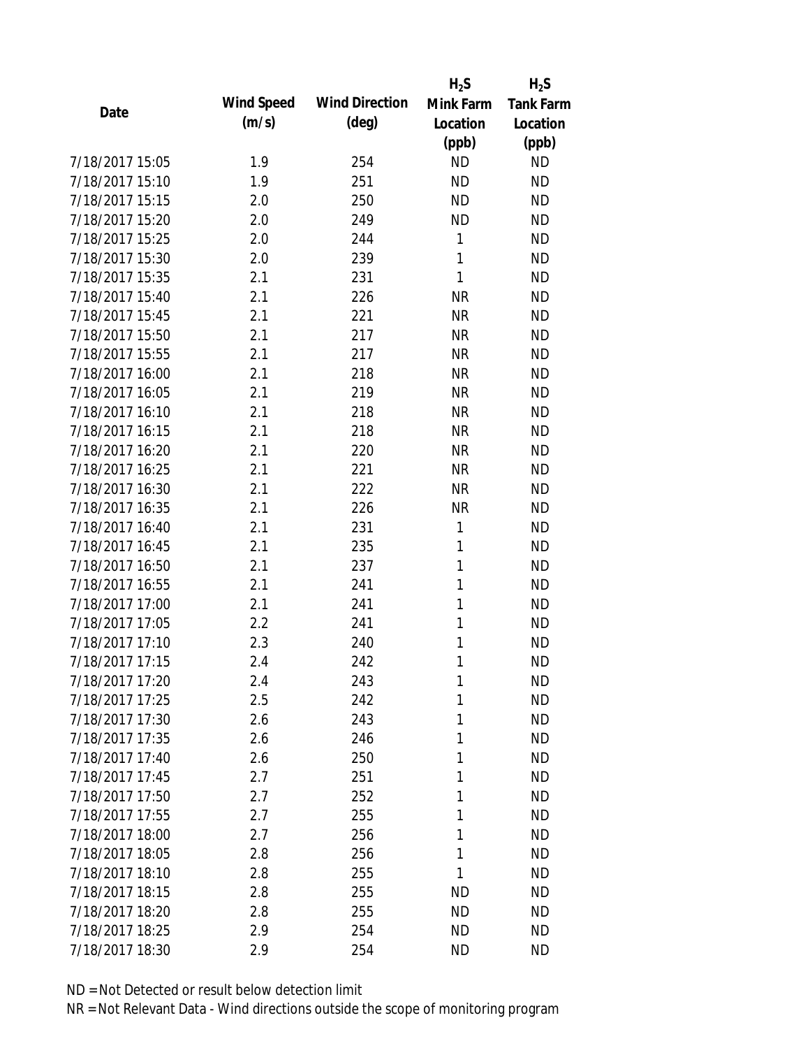| Date | Wind Speed (m/s) | Wind Direction (deg) | $H_2S$ Mink Farm Location (ppb) | $H_2S$ Tank Farm Location (ppb) |
|---|---|---|---|---|
| 7/18/2017 15:05 | 1.9 | 254 | ND | ND |
| 7/18/2017 15:10 | 1.9 | 251 | ND | ND |
| 7/18/2017 15:15 | 2.0 | 250 | ND | ND |
| 7/18/2017 15:20 | 2.0 | 249 | ND | ND |
| 7/18/2017 15:25 | 2.0 | 244 | 1 | ND |
| 7/18/2017 15:30 | 2.0 | 239 | 1 | ND |
| 7/18/2017 15:35 | 2.1 | 231 | 1 | ND |
| 7/18/2017 15:40 | 2.1 | 226 | NR | ND |
| 7/18/2017 15:45 | 2.1 | 221 | NR | ND |
| 7/18/2017 15:50 | 2.1 | 217 | NR | ND |
| 7/18/2017 15:55 | 2.1 | 217 | NR | ND |
| 7/18/2017 16:00 | 2.1 | 218 | NR | ND |
| 7/18/2017 16:05 | 2.1 | 219 | NR | ND |
| 7/18/2017 16:10 | 2.1 | 218 | NR | ND |
| 7/18/2017 16:15 | 2.1 | 218 | NR | ND |
| 7/18/2017 16:20 | 2.1 | 220 | NR | ND |
| 7/18/2017 16:25 | 2.1 | 221 | NR | ND |
| 7/18/2017 16:30 | 2.1 | 222 | NR | ND |
| 7/18/2017 16:35 | 2.1 | 226 | NR | ND |
| 7/18/2017 16:40 | 2.1 | 231 | 1 | ND |
| 7/18/2017 16:45 | 2.1 | 235 | 1 | ND |
| 7/18/2017 16:50 | 2.1 | 237 | 1 | ND |
| 7/18/2017 16:55 | 2.1 | 241 | 1 | ND |
| 7/18/2017 17:00 | 2.1 | 241 | 1 | ND |
| 7/18/2017 17:05 | 2.2 | 241 | 1 | ND |
| 7/18/2017 17:10 | 2.3 | 240 | 1 | ND |
| 7/18/2017 17:15 | 2.4 | 242 | 1 | ND |
| 7/18/2017 17:20 | 2.4 | 243 | 1 | ND |
| 7/18/2017 17:25 | 2.5 | 242 | 1 | ND |
| 7/18/2017 17:30 | 2.6 | 243 | 1 | ND |
| 7/18/2017 17:35 | 2.6 | 246 | 1 | ND |
| 7/18/2017 17:40 | 2.6 | 250 | 1 | ND |
| 7/18/2017 17:45 | 2.7 | 251 | 1 | ND |
| 7/18/2017 17:50 | 2.7 | 252 | 1 | ND |
| 7/18/2017 17:55 | 2.7 | 255 | 1 | ND |
| 7/18/2017 18:00 | 2.7 | 256 | 1 | ND |
| 7/18/2017 18:05 | 2.8 | 256 | 1 | ND |
| 7/18/2017 18:10 | 2.8 | 255 | 1 | ND |
| 7/18/2017 18:15 | 2.8 | 255 | ND | ND |
| 7/18/2017 18:20 | 2.8 | 255 | ND | ND |
| 7/18/2017 18:25 | 2.9 | 254 | ND | ND |
| 7/18/2017 18:30 | 2.9 | 254 | ND | ND |

ND = Not Detected or result below detection limit

NR = Not Relevant Data - Wind directions outside the scope of monitoring program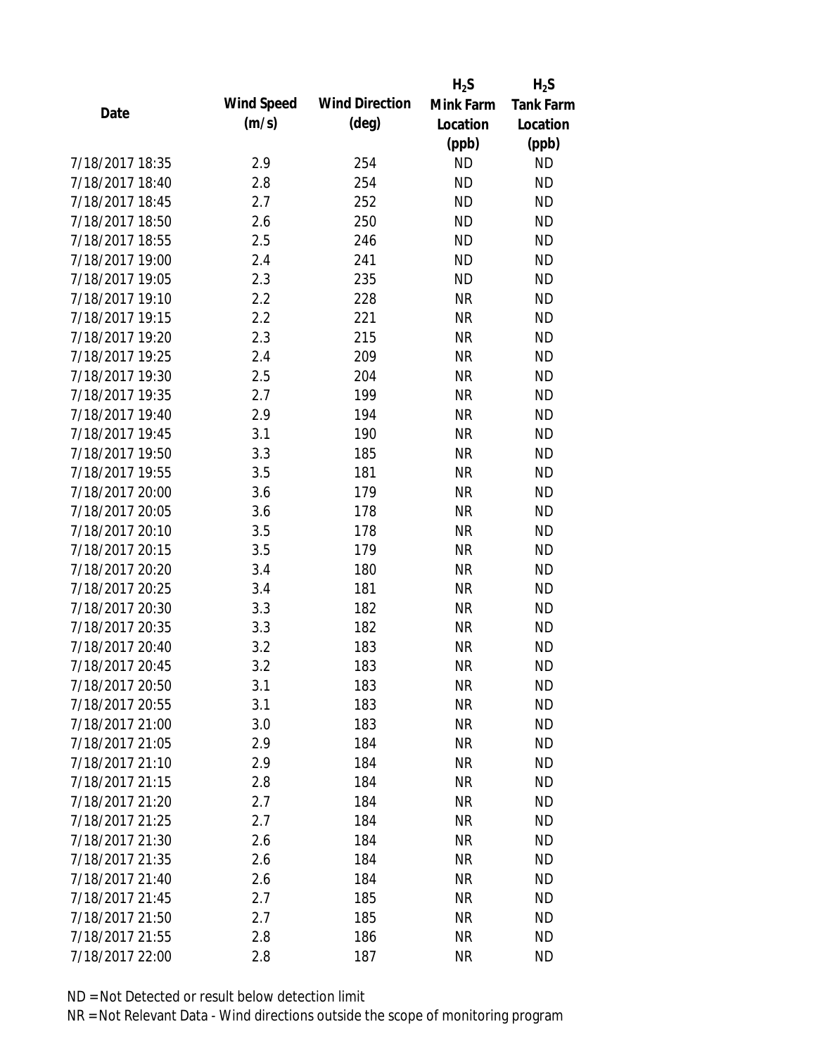| Date | Wind Speed (m/s) | Wind Direction (deg) | $H_2S$ Mink Farm Location (ppb) | $H_2S$ Tank Farm Location (ppb) |
|---|---|---|---|---|
| 7/18/2017 18:35 | 2.9 | 254 | ND | ND |
| 7/18/2017 18:40 | 2.8 | 254 | ND | ND |
| 7/18/2017 18:45 | 2.7 | 252 | ND | ND |
| 7/18/2017 18:50 | 2.6 | 250 | ND | ND |
| 7/18/2017 18:55 | 2.5 | 246 | ND | ND |
| 7/18/2017 19:00 | 2.4 | 241 | ND | ND |
| 7/18/2017 19:05 | 2.3 | 235 | ND | ND |
| 7/18/2017 19:10 | 2.2 | 228 | NR | ND |
| 7/18/2017 19:15 | 2.2 | 221 | NR | ND |
| 7/18/2017 19:20 | 2.3 | 215 | NR | ND |
| 7/18/2017 19:25 | 2.4 | 209 | NR | ND |
| 7/18/2017 19:30 | 2.5 | 204 | NR | ND |
| 7/18/2017 19:35 | 2.7 | 199 | NR | ND |
| 7/18/2017 19:40 | 2.9 | 194 | NR | ND |
| 7/18/2017 19:45 | 3.1 | 190 | NR | ND |
| 7/18/2017 19:50 | 3.3 | 185 | NR | ND |
| 7/18/2017 19:55 | 3.5 | 181 | NR | ND |
| 7/18/2017 20:00 | 3.6 | 179 | NR | ND |
| 7/18/2017 20:05 | 3.6 | 178 | NR | ND |
| 7/18/2017 20:10 | 3.5 | 178 | NR | ND |
| 7/18/2017 20:15 | 3.5 | 179 | NR | ND |
| 7/18/2017 20:20 | 3.4 | 180 | NR | ND |
| 7/18/2017 20:25 | 3.4 | 181 | NR | ND |
| 7/18/2017 20:30 | 3.3 | 182 | NR | ND |
| 7/18/2017 20:35 | 3.3 | 182 | NR | ND |
| 7/18/2017 20:40 | 3.2 | 183 | NR | ND |
| 7/18/2017 20:45 | 3.2 | 183 | NR | ND |
| 7/18/2017 20:50 | 3.1 | 183 | NR | ND |
| 7/18/2017 20:55 | 3.1 | 183 | NR | ND |
| 7/18/2017 21:00 | 3.0 | 183 | NR | ND |
| 7/18/2017 21:05 | 2.9 | 184 | NR | ND |
| 7/18/2017 21:10 | 2.9 | 184 | NR | ND |
| 7/18/2017 21:15 | 2.8 | 184 | NR | ND |
| 7/18/2017 21:20 | 2.7 | 184 | NR | ND |
| 7/18/2017 21:25 | 2.7 | 184 | NR | ND |
| 7/18/2017 21:30 | 2.6 | 184 | NR | ND |
| 7/18/2017 21:35 | 2.6 | 184 | NR | ND |
| 7/18/2017 21:40 | 2.6 | 184 | NR | ND |
| 7/18/2017 21:45 | 2.7 | 185 | NR | ND |
| 7/18/2017 21:50 | 2.7 | 185 | NR | ND |
| 7/18/2017 21:55 | 2.8 | 186 | NR | ND |
| 7/18/2017 22:00 | 2.8 | 187 | NR | ND |

ND = Not Detected or result below detection limit

NR = Not Relevant Data - Wind directions outside the scope of monitoring program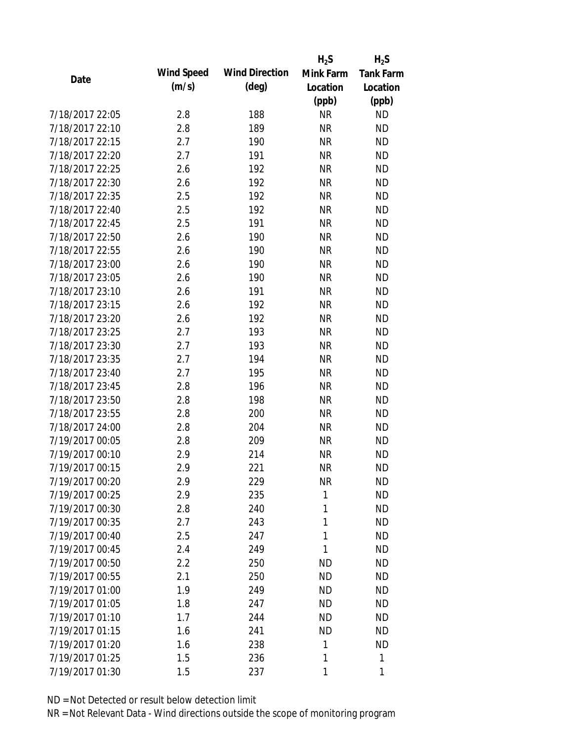| Date | Wind Speed (m/s) | Wind Direction (deg) | $H_2S$ Mink Farm Location (ppb) | $H_2S$ Tank Farm Location (ppb) |
|---|---|---|---|---|
| 7/18/2017 22:05 | 2.8 | 188 | NR | ND |
| 7/18/2017 22:10 | 2.8 | 189 | NR | ND |
| 7/18/2017 22:15 | 2.7 | 190 | NR | ND |
| 7/18/2017 22:20 | 2.7 | 191 | NR | ND |
| 7/18/2017 22:25 | 2.6 | 192 | NR | ND |
| 7/18/2017 22:30 | 2.6 | 192 | NR | ND |
| 7/18/2017 22:35 | 2.5 | 192 | NR | ND |
| 7/18/2017 22:40 | 2.5 | 192 | NR | ND |
| 7/18/2017 22:45 | 2.5 | 191 | NR | ND |
| 7/18/2017 22:50 | 2.6 | 190 | NR | ND |
| 7/18/2017 22:55 | 2.6 | 190 | NR | ND |
| 7/18/2017 23:00 | 2.6 | 190 | NR | ND |
| 7/18/2017 23:05 | 2.6 | 190 | NR | ND |
| 7/18/2017 23:10 | 2.6 | 191 | NR | ND |
| 7/18/2017 23:15 | 2.6 | 192 | NR | ND |
| 7/18/2017 23:20 | 2.6 | 192 | NR | ND |
| 7/18/2017 23:25 | 2.7 | 193 | NR | ND |
| 7/18/2017 23:30 | 2.7 | 193 | NR | ND |
| 7/18/2017 23:35 | 2.7 | 194 | NR | ND |
| 7/18/2017 23:40 | 2.7 | 195 | NR | ND |
| 7/18/2017 23:45 | 2.8 | 196 | NR | ND |
| 7/18/2017 23:50 | 2.8 | 198 | NR | ND |
| 7/18/2017 23:55 | 2.8 | 200 | NR | ND |
| 7/18/2017 24:00 | 2.8 | 204 | NR | ND |
| 7/19/2017 00:05 | 2.8 | 209 | NR | ND |
| 7/19/2017 00:10 | 2.9 | 214 | NR | ND |
| 7/19/2017 00:15 | 2.9 | 221 | NR | ND |
| 7/19/2017 00:20 | 2.9 | 229 | NR | ND |
| 7/19/2017 00:25 | 2.9 | 235 | 1 | ND |
| 7/19/2017 00:30 | 2.8 | 240 | 1 | ND |
| 7/19/2017 00:35 | 2.7 | 243 | 1 | ND |
| 7/19/2017 00:40 | 2.5 | 247 | 1 | ND |
| 7/19/2017 00:45 | 2.4 | 249 | 1 | ND |
| 7/19/2017 00:50 | 2.2 | 250 | ND | ND |
| 7/19/2017 00:55 | 2.1 | 250 | ND | ND |
| 7/19/2017 01:00 | 1.9 | 249 | ND | ND |
| 7/19/2017 01:05 | 1.8 | 247 | ND | ND |
| 7/19/2017 01:10 | 1.7 | 244 | ND | ND |
| 7/19/2017 01:15 | 1.6 | 241 | ND | ND |
| 7/19/2017 01:20 | 1.6 | 238 | 1 | ND |
| 7/19/2017 01:25 | 1.5 | 236 | 1 | 1 |
| 7/19/2017 01:30 | 1.5 | 237 | 1 | 1 |

ND = Not Detected or result below detection limit

NR = Not Relevant Data - Wind directions outside the scope of monitoring program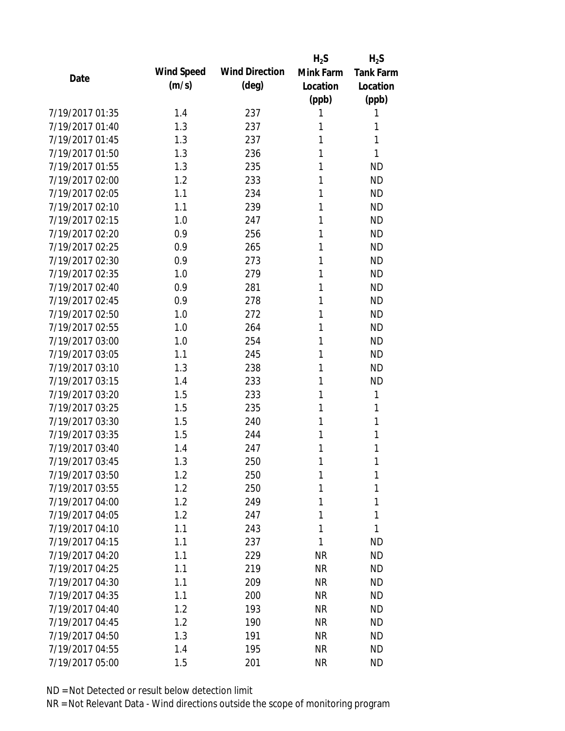| Date | Wind Speed (m/s) | Wind Direction (deg) | $H_2S$ Mink Farm Location (ppb) | $H_2S$ Tank Farm Location (ppb) |
|---|---|---|---|---|
| 7/19/2017 01:35 | 1.4 | 237 | 1 | 1 |
| 7/19/2017 01:40 | 1.3 | 237 | 1 | 1 |
| 7/19/2017 01:45 | 1.3 | 237 | 1 | 1 |
| 7/19/2017 01:50 | 1.3 | 236 | 1 | 1 |
| 7/19/2017 01:55 | 1.3 | 235 | 1 | ND |
| 7/19/2017 02:00 | 1.2 | 233 | 1 | ND |
| 7/19/2017 02:05 | 1.1 | 234 | 1 | ND |
| 7/19/2017 02:10 | 1.1 | 239 | 1 | ND |
| 7/19/2017 02:15 | 1.0 | 247 | 1 | ND |
| 7/19/2017 02:20 | 0.9 | 256 | 1 | ND |
| 7/19/2017 02:25 | 0.9 | 265 | 1 | ND |
| 7/19/2017 02:30 | 0.9 | 273 | 1 | ND |
| 7/19/2017 02:35 | 1.0 | 279 | 1 | ND |
| 7/19/2017 02:40 | 0.9 | 281 | 1 | ND |
| 7/19/2017 02:45 | 0.9 | 278 | 1 | ND |
| 7/19/2017 02:50 | 1.0 | 272 | 1 | ND |
| 7/19/2017 02:55 | 1.0 | 264 | 1 | ND |
| 7/19/2017 03:00 | 1.0 | 254 | 1 | ND |
| 7/19/2017 03:05 | 1.1 | 245 | 1 | ND |
| 7/19/2017 03:10 | 1.3 | 238 | 1 | ND |
| 7/19/2017 03:15 | 1.4 | 233 | 1 | ND |
| 7/19/2017 03:20 | 1.5 | 233 | 1 | 1 |
| 7/19/2017 03:25 | 1.5 | 235 | 1 | 1 |
| 7/19/2017 03:30 | 1.5 | 240 | 1 | 1 |
| 7/19/2017 03:35 | 1.5 | 244 | 1 | 1 |
| 7/19/2017 03:40 | 1.4 | 247 | 1 | 1 |
| 7/19/2017 03:45 | 1.3 | 250 | 1 | 1 |
| 7/19/2017 03:50 | 1.2 | 250 | 1 | 1 |
| 7/19/2017 03:55 | 1.2 | 250 | 1 | 1 |
| 7/19/2017 04:00 | 1.2 | 249 | 1 | 1 |
| 7/19/2017 04:05 | 1.2 | 247 | 1 | 1 |
| 7/19/2017 04:10 | 1.1 | 243 | 1 | 1 |
| 7/19/2017 04:15 | 1.1 | 237 | 1 | ND |
| 7/19/2017 04:20 | 1.1 | 229 | NR | ND |
| 7/19/2017 04:25 | 1.1 | 219 | NR | ND |
| 7/19/2017 04:30 | 1.1 | 209 | NR | ND |
| 7/19/2017 04:35 | 1.1 | 200 | NR | ND |
| 7/19/2017 04:40 | 1.2 | 193 | NR | ND |
| 7/19/2017 04:45 | 1.2 | 190 | NR | ND |
| 7/19/2017 04:50 | 1.3 | 191 | NR | ND |
| 7/19/2017 04:55 | 1.4 | 195 | NR | ND |
| 7/19/2017 05:00 | 1.5 | 201 | NR | ND |

ND = Not Detected or result below detection limit

NR = Not Relevant Data - Wind directions outside the scope of monitoring program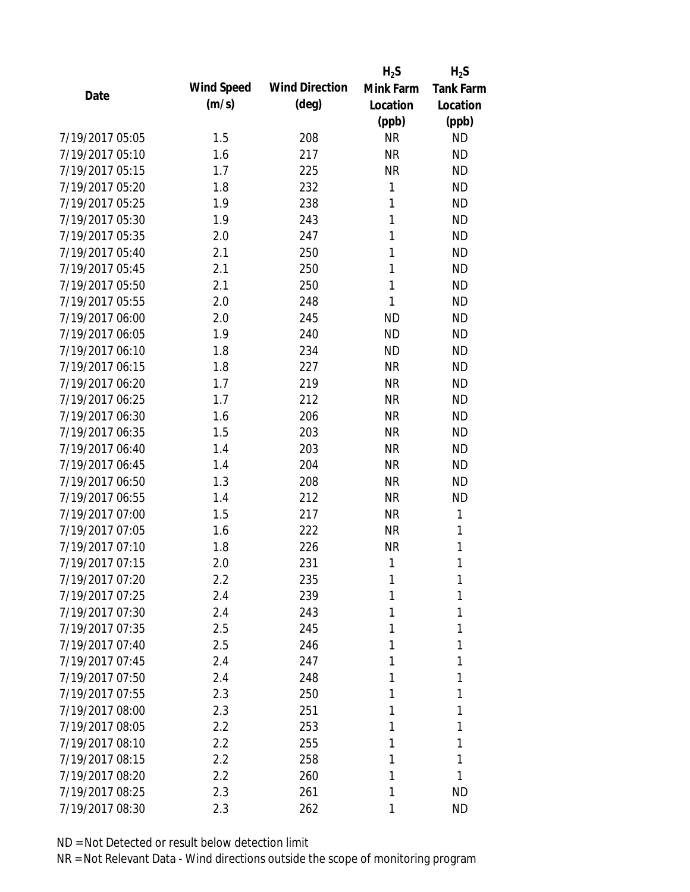| Date | Wind Speed (m/s) | Wind Direction (deg) | $H_2S$ Mink Farm Location (ppb) | $H_2S$ Tank Farm Location (ppb) |
|---|---|---|---|---|
| 7/19/2017 05:05 | 1.5 | 208 | NR | ND |
| 7/19/2017 05:10 | 1.6 | 217 | NR | ND |
| 7/19/2017 05:15 | 1.7 | 225 | NR | ND |
| 7/19/2017 05:20 | 1.8 | 232 | 1 | ND |
| 7/19/2017 05:25 | 1.9 | 238 | 1 | ND |
| 7/19/2017 05:30 | 1.9 | 243 | 1 | ND |
| 7/19/2017 05:35 | 2.0 | 247 | 1 | ND |
| 7/19/2017 05:40 | 2.1 | 250 | 1 | ND |
| 7/19/2017 05:45 | 2.1 | 250 | 1 | ND |
| 7/19/2017 05:50 | 2.1 | 250 | 1 | ND |
| 7/19/2017 05:55 | 2.0 | 248 | 1 | ND |
| 7/19/2017 06:00 | 2.0 | 245 | ND | ND |
| 7/19/2017 06:05 | 1.9 | 240 | ND | ND |
| 7/19/2017 06:10 | 1.8 | 234 | ND | ND |
| 7/19/2017 06:15 | 1.8 | 227 | NR | ND |
| 7/19/2017 06:20 | 1.7 | 219 | NR | ND |
| 7/19/2017 06:25 | 1.7 | 212 | NR | ND |
| 7/19/2017 06:30 | 1.6 | 206 | NR | ND |
| 7/19/2017 06:35 | 1.5 | 203 | NR | ND |
| 7/19/2017 06:40 | 1.4 | 203 | NR | ND |
| 7/19/2017 06:45 | 1.4 | 204 | NR | ND |
| 7/19/2017 06:50 | 1.3 | 208 | NR | ND |
| 7/19/2017 06:55 | 1.4 | 212 | NR | ND |
| 7/19/2017 07:00 | 1.5 | 217 | NR | 1 |
| 7/19/2017 07:05 | 1.6 | 222 | NR | 1 |
| 7/19/2017 07:10 | 1.8 | 226 | NR | 1 |
| 7/19/2017 07:15 | 2.0 | 231 | 1 | 1 |
| 7/19/2017 07:20 | 2.2 | 235 | 1 | 1 |
| 7/19/2017 07:25 | 2.4 | 239 | 1 | 1 |
| 7/19/2017 07:30 | 2.4 | 243 | 1 | 1 |
| 7/19/2017 07:35 | 2.5 | 245 | 1 | 1 |
| 7/19/2017 07:40 | 2.5 | 246 | 1 | 1 |
| 7/19/2017 07:45 | 2.4 | 247 | 1 | 1 |
| 7/19/2017 07:50 | 2.4 | 248 | 1 | 1 |
| 7/19/2017 07:55 | 2.3 | 250 | 1 | 1 |
| 7/19/2017 08:00 | 2.3 | 251 | 1 | 1 |
| 7/19/2017 08:05 | 2.2 | 253 | 1 | 1 |
| 7/19/2017 08:10 | 2.2 | 255 | 1 | 1 |
| 7/19/2017 08:15 | 2.2 | 258 | 1 | 1 |
| 7/19/2017 08:20 | 2.2 | 260 | 1 | 1 |
| 7/19/2017 08:25 | 2.3 | 261 | 1 | ND |
| 7/19/2017 08:30 | 2.3 | 262 | 1 | ND |

ND = Not Detected or result below detection limit

NR = Not Relevant Data - Wind directions outside the scope of monitoring program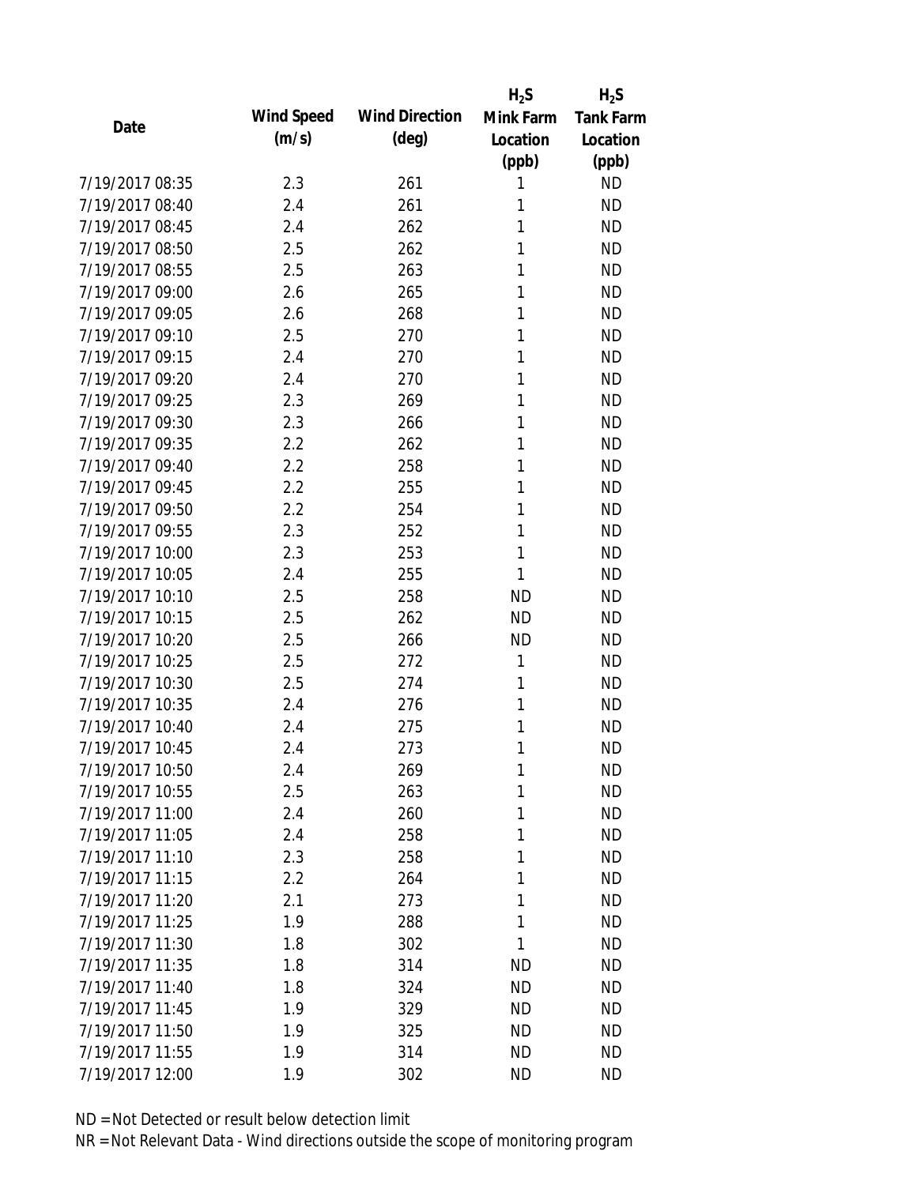| Date | Wind Speed (m/s) | Wind Direction (deg) | $H_2S$ Mink Farm Location (ppb) | $H_2S$ Tank Farm Location (ppb) |
|---|---|---|---|---|
| 7/19/2017 08:35 | 2.3 | 261 | 1 | ND |
| 7/19/2017 08:40 | 2.4 | 261 | 1 | ND |
| 7/19/2017 08:45 | 2.4 | 262 | 1 | ND |
| 7/19/2017 08:50 | 2.5 | 262 | 1 | ND |
| 7/19/2017 08:55 | 2.5 | 263 | 1 | ND |
| 7/19/2017 09:00 | 2.6 | 265 | 1 | ND |
| 7/19/2017 09:05 | 2.6 | 268 | 1 | ND |
| 7/19/2017 09:10 | 2.5 | 270 | 1 | ND |
| 7/19/2017 09:15 | 2.4 | 270 | 1 | ND |
| 7/19/2017 09:20 | 2.4 | 270 | 1 | ND |
| 7/19/2017 09:25 | 2.3 | 269 | 1 | ND |
| 7/19/2017 09:30 | 2.3 | 266 | 1 | ND |
| 7/19/2017 09:35 | 2.2 | 262 | 1 | ND |
| 7/19/2017 09:40 | 2.2 | 258 | 1 | ND |
| 7/19/2017 09:45 | 2.2 | 255 | 1 | ND |
| 7/19/2017 09:50 | 2.2 | 254 | 1 | ND |
| 7/19/2017 09:55 | 2.3 | 252 | 1 | ND |
| 7/19/2017 10:00 | 2.3 | 253 | 1 | ND |
| 7/19/2017 10:05 | 2.4 | 255 | 1 | ND |
| 7/19/2017 10:10 | 2.5 | 258 | ND | ND |
| 7/19/2017 10:15 | 2.5 | 262 | ND | ND |
| 7/19/2017 10:20 | 2.5 | 266 | ND | ND |
| 7/19/2017 10:25 | 2.5 | 272 | 1 | ND |
| 7/19/2017 10:30 | 2.5 | 274 | 1 | ND |
| 7/19/2017 10:35 | 2.4 | 276 | 1 | ND |
| 7/19/2017 10:40 | 2.4 | 275 | 1 | ND |
| 7/19/2017 10:45 | 2.4 | 273 | 1 | ND |
| 7/19/2017 10:50 | 2.4 | 269 | 1 | ND |
| 7/19/2017 10:55 | 2.5 | 263 | 1 | ND |
| 7/19/2017 11:00 | 2.4 | 260 | 1 | ND |
| 7/19/2017 11:05 | 2.4 | 258 | 1 | ND |
| 7/19/2017 11:10 | 2.3 | 258 | 1 | ND |
| 7/19/2017 11:15 | 2.2 | 264 | 1 | ND |
| 7/19/2017 11:20 | 2.1 | 273 | 1 | ND |
| 7/19/2017 11:25 | 1.9 | 288 | 1 | ND |
| 7/19/2017 11:30 | 1.8 | 302 | 1 | ND |
| 7/19/2017 11:35 | 1.8 | 314 | ND | ND |
| 7/19/2017 11:40 | 1.8 | 324 | ND | ND |
| 7/19/2017 11:45 | 1.9 | 329 | ND | ND |
| 7/19/2017 11:50 | 1.9 | 325 | ND | ND |
| 7/19/2017 11:55 | 1.9 | 314 | ND | ND |
| 7/19/2017 12:00 | 1.9 | 302 | ND | ND |

ND = Not Detected or result below detection limit

NR = Not Relevant Data - Wind directions outside the scope of monitoring program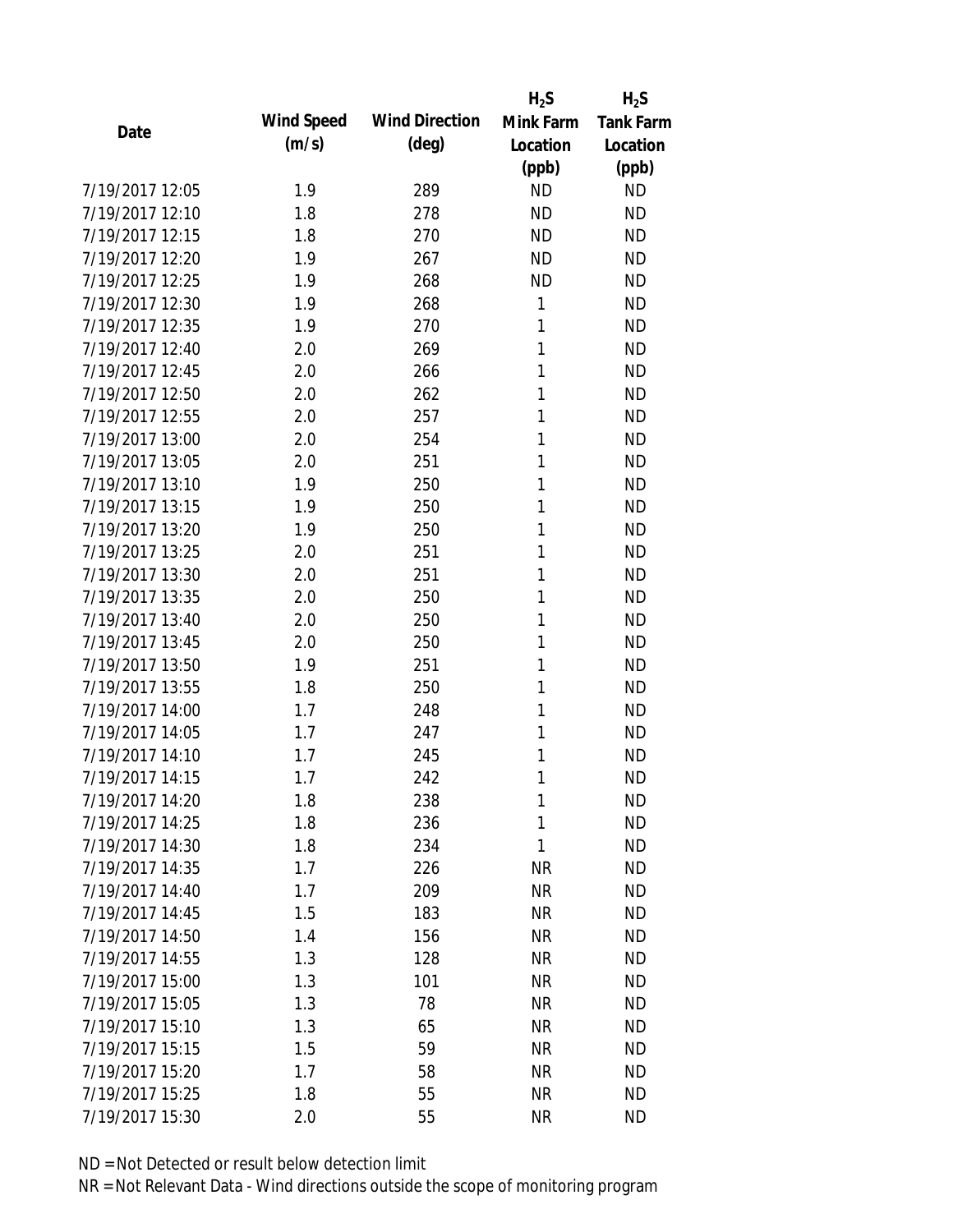| Date | Wind Speed (m/s) | Wind Direction (deg) | $H_2S$ Mink Farm Location (ppb) | $H_2S$ Tank Farm Location (ppb) |
|---|---|---|---|---|
| 7/19/2017 12:05 | 1.9 | 289 | ND | ND |
| 7/19/2017 12:10 | 1.8 | 278 | ND | ND |
| 7/19/2017 12:15 | 1.8 | 270 | ND | ND |
| 7/19/2017 12:20 | 1.9 | 267 | ND | ND |
| 7/19/2017 12:25 | 1.9 | 268 | ND | ND |
| 7/19/2017 12:30 | 1.9 | 268 | 1 | ND |
| 7/19/2017 12:35 | 1.9 | 270 | 1 | ND |
| 7/19/2017 12:40 | 2.0 | 269 | 1 | ND |
| 7/19/2017 12:45 | 2.0 | 266 | 1 | ND |
| 7/19/2017 12:50 | 2.0 | 262 | 1 | ND |
| 7/19/2017 12:55 | 2.0 | 257 | 1 | ND |
| 7/19/2017 13:00 | 2.0 | 254 | 1 | ND |
| 7/19/2017 13:05 | 2.0 | 251 | 1 | ND |
| 7/19/2017 13:10 | 1.9 | 250 | 1 | ND |
| 7/19/2017 13:15 | 1.9 | 250 | 1 | ND |
| 7/19/2017 13:20 | 1.9 | 250 | 1 | ND |
| 7/19/2017 13:25 | 2.0 | 251 | 1 | ND |
| 7/19/2017 13:30 | 2.0 | 251 | 1 | ND |
| 7/19/2017 13:35 | 2.0 | 250 | 1 | ND |
| 7/19/2017 13:40 | 2.0 | 250 | 1 | ND |
| 7/19/2017 13:45 | 2.0 | 250 | 1 | ND |
| 7/19/2017 13:50 | 1.9 | 251 | 1 | ND |
| 7/19/2017 13:55 | 1.8 | 250 | 1 | ND |
| 7/19/2017 14:00 | 1.7 | 248 | 1 | ND |
| 7/19/2017 14:05 | 1.7 | 247 | 1 | ND |
| 7/19/2017 14:10 | 1.7 | 245 | 1 | ND |
| 7/19/2017 14:15 | 1.7 | 242 | 1 | ND |
| 7/19/2017 14:20 | 1.8 | 238 | 1 | ND |
| 7/19/2017 14:25 | 1.8 | 236 | 1 | ND |
| 7/19/2017 14:30 | 1.8 | 234 | 1 | ND |
| 7/19/2017 14:35 | 1.7 | 226 | NR | ND |
| 7/19/2017 14:40 | 1.7 | 209 | NR | ND |
| 7/19/2017 14:45 | 1.5 | 183 | NR | ND |
| 7/19/2017 14:50 | 1.4 | 156 | NR | ND |
| 7/19/2017 14:55 | 1.3 | 128 | NR | ND |
| 7/19/2017 15:00 | 1.3 | 101 | NR | ND |
| 7/19/2017 15:05 | 1.3 | 78 | NR | ND |
| 7/19/2017 15:10 | 1.3 | 65 | NR | ND |
| 7/19/2017 15:15 | 1.5 | 59 | NR | ND |
| 7/19/2017 15:20 | 1.7 | 58 | NR | ND |
| 7/19/2017 15:25 | 1.8 | 55 | NR | ND |
| 7/19/2017 15:30 | 2.0 | 55 | NR | ND |

ND = Not Detected or result below detection limit

NR = Not Relevant Data - Wind directions outside the scope of monitoring program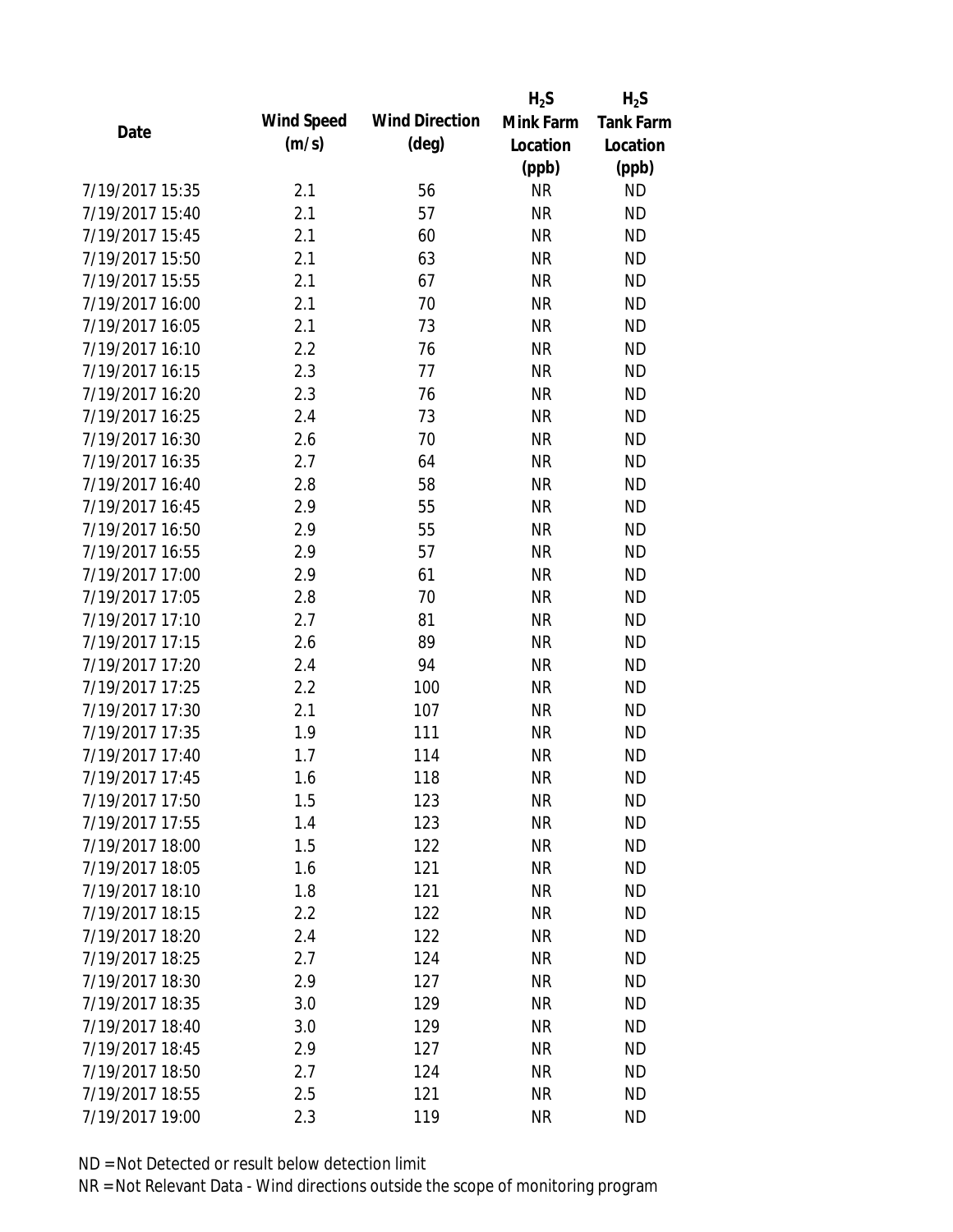| Date | Wind Speed (m/s) | Wind Direction (deg) | $H_2S$ Mink Farm Location (ppb) | $H_2S$ Tank Farm Location (ppb) |
|---|---|---|---|---|
| 7/19/2017 15:35 | 2.1 | 56 | NR | ND |
| 7/19/2017 15:40 | 2.1 | 57 | NR | ND |
| 7/19/2017 15:45 | 2.1 | 60 | NR | ND |
| 7/19/2017 15:50 | 2.1 | 63 | NR | ND |
| 7/19/2017 15:55 | 2.1 | 67 | NR | ND |
| 7/19/2017 16:00 | 2.1 | 70 | NR | ND |
| 7/19/2017 16:05 | 2.1 | 73 | NR | ND |
| 7/19/2017 16:10 | 2.2 | 76 | NR | ND |
| 7/19/2017 16:15 | 2.3 | 77 | NR | ND |
| 7/19/2017 16:20 | 2.3 | 76 | NR | ND |
| 7/19/2017 16:25 | 2.4 | 73 | NR | ND |
| 7/19/2017 16:30 | 2.6 | 70 | NR | ND |
| 7/19/2017 16:35 | 2.7 | 64 | NR | ND |
| 7/19/2017 16:40 | 2.8 | 58 | NR | ND |
| 7/19/2017 16:45 | 2.9 | 55 | NR | ND |
| 7/19/2017 16:50 | 2.9 | 55 | NR | ND |
| 7/19/2017 16:55 | 2.9 | 57 | NR | ND |
| 7/19/2017 17:00 | 2.9 | 61 | NR | ND |
| 7/19/2017 17:05 | 2.8 | 70 | NR | ND |
| 7/19/2017 17:10 | 2.7 | 81 | NR | ND |
| 7/19/2017 17:15 | 2.6 | 89 | NR | ND |
| 7/19/2017 17:20 | 2.4 | 94 | NR | ND |
| 7/19/2017 17:25 | 2.2 | 100 | NR | ND |
| 7/19/2017 17:30 | 2.1 | 107 | NR | ND |
| 7/19/2017 17:35 | 1.9 | 111 | NR | ND |
| 7/19/2017 17:40 | 1.7 | 114 | NR | ND |
| 7/19/2017 17:45 | 1.6 | 118 | NR | ND |
| 7/19/2017 17:50 | 1.5 | 123 | NR | ND |
| 7/19/2017 17:55 | 1.4 | 123 | NR | ND |
| 7/19/2017 18:00 | 1.5 | 122 | NR | ND |
| 7/19/2017 18:05 | 1.6 | 121 | NR | ND |
| 7/19/2017 18:10 | 1.8 | 121 | NR | ND |
| 7/19/2017 18:15 | 2.2 | 122 | NR | ND |
| 7/19/2017 18:20 | 2.4 | 122 | NR | ND |
| 7/19/2017 18:25 | 2.7 | 124 | NR | ND |
| 7/19/2017 18:30 | 2.9 | 127 | NR | ND |
| 7/19/2017 18:35 | 3.0 | 129 | NR | ND |
| 7/19/2017 18:40 | 3.0 | 129 | NR | ND |
| 7/19/2017 18:45 | 2.9 | 127 | NR | ND |
| 7/19/2017 18:50 | 2.7 | 124 | NR | ND |
| 7/19/2017 18:55 | 2.5 | 121 | NR | ND |
| 7/19/2017 19:00 | 2.3 | 119 | NR | ND |

ND = Not Detected or result below detection limit

NR = Not Relevant Data - Wind directions outside the scope of monitoring program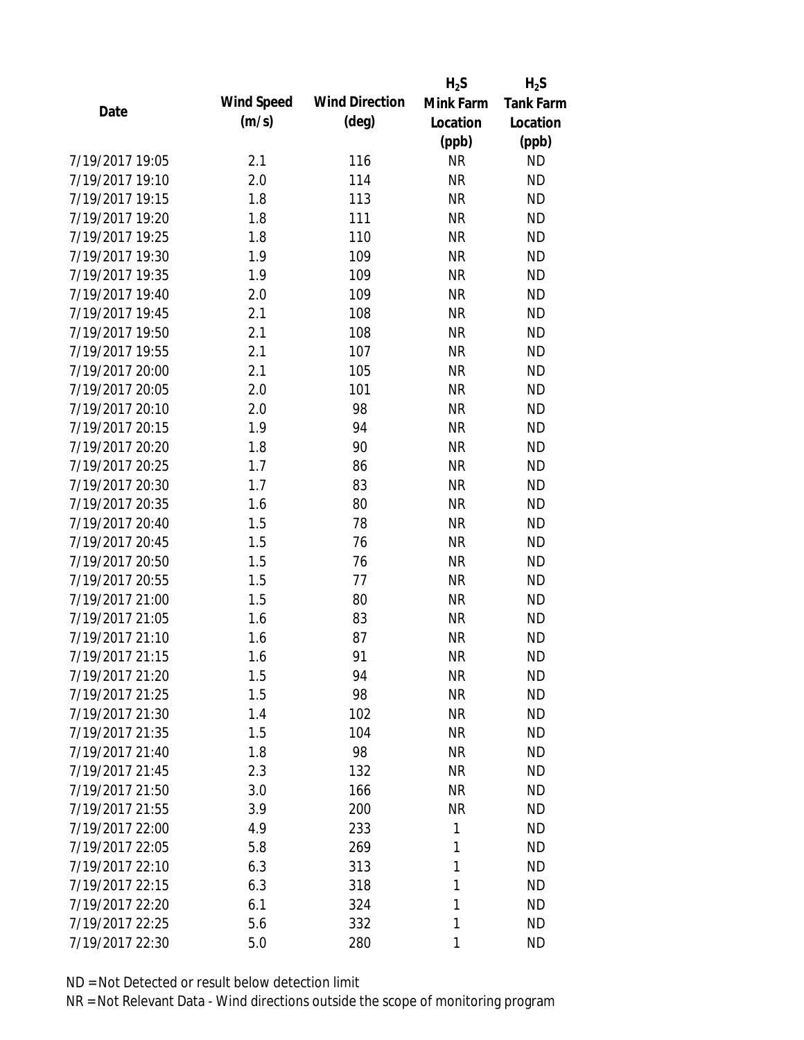| Date | Wind Speed (m/s) | Wind Direction (deg) | $H_2S$ Mink Farm Location (ppb) | $H_2S$ Tank Farm Location (ppb) |
|---|---|---|---|---|
| 7/19/2017 19:05 | 2.1 | 116 | NR | ND |
| 7/19/2017 19:10 | 2.0 | 114 | NR | ND |
| 7/19/2017 19:15 | 1.8 | 113 | NR | ND |
| 7/19/2017 19:20 | 1.8 | 111 | NR | ND |
| 7/19/2017 19:25 | 1.8 | 110 | NR | ND |
| 7/19/2017 19:30 | 1.9 | 109 | NR | ND |
| 7/19/2017 19:35 | 1.9 | 109 | NR | ND |
| 7/19/2017 19:40 | 2.0 | 109 | NR | ND |
| 7/19/2017 19:45 | 2.1 | 108 | NR | ND |
| 7/19/2017 19:50 | 2.1 | 108 | NR | ND |
| 7/19/2017 19:55 | 2.1 | 107 | NR | ND |
| 7/19/2017 20:00 | 2.1 | 105 | NR | ND |
| 7/19/2017 20:05 | 2.0 | 101 | NR | ND |
| 7/19/2017 20:10 | 2.0 | 98 | NR | ND |
| 7/19/2017 20:15 | 1.9 | 94 | NR | ND |
| 7/19/2017 20:20 | 1.8 | 90 | NR | ND |
| 7/19/2017 20:25 | 1.7 | 86 | NR | ND |
| 7/19/2017 20:30 | 1.7 | 83 | NR | ND |
| 7/19/2017 20:35 | 1.6 | 80 | NR | ND |
| 7/19/2017 20:40 | 1.5 | 78 | NR | ND |
| 7/19/2017 20:45 | 1.5 | 76 | NR | ND |
| 7/19/2017 20:50 | 1.5 | 76 | NR | ND |
| 7/19/2017 20:55 | 1.5 | 77 | NR | ND |
| 7/19/2017 21:00 | 1.5 | 80 | NR | ND |
| 7/19/2017 21:05 | 1.6 | 83 | NR | ND |
| 7/19/2017 21:10 | 1.6 | 87 | NR | ND |
| 7/19/2017 21:15 | 1.6 | 91 | NR | ND |
| 7/19/2017 21:20 | 1.5 | 94 | NR | ND |
| 7/19/2017 21:25 | 1.5 | 98 | NR | ND |
| 7/19/2017 21:30 | 1.4 | 102 | NR | ND |
| 7/19/2017 21:35 | 1.5 | 104 | NR | ND |
| 7/19/2017 21:40 | 1.8 | 98 | NR | ND |
| 7/19/2017 21:45 | 2.3 | 132 | NR | ND |
| 7/19/2017 21:50 | 3.0 | 166 | NR | ND |
| 7/19/2017 21:55 | 3.9 | 200 | NR | ND |
| 7/19/2017 22:00 | 4.9 | 233 | 1 | ND |
| 7/19/2017 22:05 | 5.8 | 269 | 1 | ND |
| 7/19/2017 22:10 | 6.3 | 313 | 1 | ND |
| 7/19/2017 22:15 | 6.3 | 318 | 1 | ND |
| 7/19/2017 22:20 | 6.1 | 324 | 1 | ND |
| 7/19/2017 22:25 | 5.6 | 332 | 1 | ND |
| 7/19/2017 22:30 | 5.0 | 280 | 1 | ND |

ND = Not Detected or result below detection limit

NR = Not Relevant Data - Wind directions outside the scope of monitoring program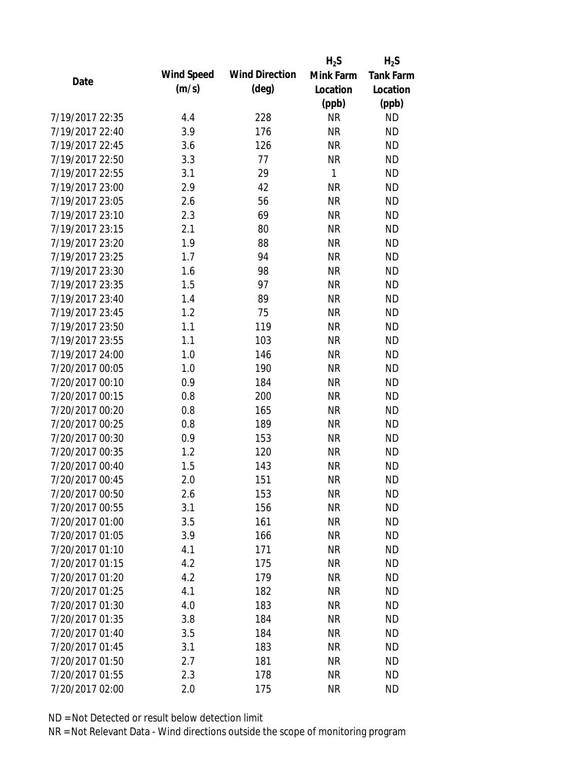| Date | Wind Speed (m/s) | Wind Direction (deg) | $H_2S$ Mink Farm Location (ppb) | $H_2S$ Tank Farm Location (ppb) |
|---|---|---|---|---|
| 7/19/2017 22:35 | 4.4 | 228 | NR | ND |
| 7/19/2017 22:40 | 3.9 | 176 | NR | ND |
| 7/19/2017 22:45 | 3.6 | 126 | NR | ND |
| 7/19/2017 22:50 | 3.3 | 77 | NR | ND |
| 7/19/2017 22:55 | 3.1 | 29 | 1 | ND |
| 7/19/2017 23:00 | 2.9 | 42 | NR | ND |
| 7/19/2017 23:05 | 2.6 | 56 | NR | ND |
| 7/19/2017 23:10 | 2.3 | 69 | NR | ND |
| 7/19/2017 23:15 | 2.1 | 80 | NR | ND |
| 7/19/2017 23:20 | 1.9 | 88 | NR | ND |
| 7/19/2017 23:25 | 1.7 | 94 | NR | ND |
| 7/19/2017 23:30 | 1.6 | 98 | NR | ND |
| 7/19/2017 23:35 | 1.5 | 97 | NR | ND |
| 7/19/2017 23:40 | 1.4 | 89 | NR | ND |
| 7/19/2017 23:45 | 1.2 | 75 | NR | ND |
| 7/19/2017 23:50 | 1.1 | 119 | NR | ND |
| 7/19/2017 23:55 | 1.1 | 103 | NR | ND |
| 7/19/2017 24:00 | 1.0 | 146 | NR | ND |
| 7/20/2017 00:05 | 1.0 | 190 | NR | ND |
| 7/20/2017 00:10 | 0.9 | 184 | NR | ND |
| 7/20/2017 00:15 | 0.8 | 200 | NR | ND |
| 7/20/2017 00:20 | 0.8 | 165 | NR | ND |
| 7/20/2017 00:25 | 0.8 | 189 | NR | ND |
| 7/20/2017 00:30 | 0.9 | 153 | NR | ND |
| 7/20/2017 00:35 | 1.2 | 120 | NR | ND |
| 7/20/2017 00:40 | 1.5 | 143 | NR | ND |
| 7/20/2017 00:45 | 2.0 | 151 | NR | ND |
| 7/20/2017 00:50 | 2.6 | 153 | NR | ND |
| 7/20/2017 00:55 | 3.1 | 156 | NR | ND |
| 7/20/2017 01:00 | 3.5 | 161 | NR | ND |
| 7/20/2017 01:05 | 3.9 | 166 | NR | ND |
| 7/20/2017 01:10 | 4.1 | 171 | NR | ND |
| 7/20/2017 01:15 | 4.2 | 175 | NR | ND |
| 7/20/2017 01:20 | 4.2 | 179 | NR | ND |
| 7/20/2017 01:25 | 4.1 | 182 | NR | ND |
| 7/20/2017 01:30 | 4.0 | 183 | NR | ND |
| 7/20/2017 01:35 | 3.8 | 184 | NR | ND |
| 7/20/2017 01:40 | 3.5 | 184 | NR | ND |
| 7/20/2017 01:45 | 3.1 | 183 | NR | ND |
| 7/20/2017 01:50 | 2.7 | 181 | NR | ND |
| 7/20/2017 01:55 | 2.3 | 178 | NR | ND |
| 7/20/2017 02:00 | 2.0 | 175 | NR | ND |

ND = Not Detected or result below detection limit

NR = Not Relevant Data - Wind directions outside the scope of monitoring program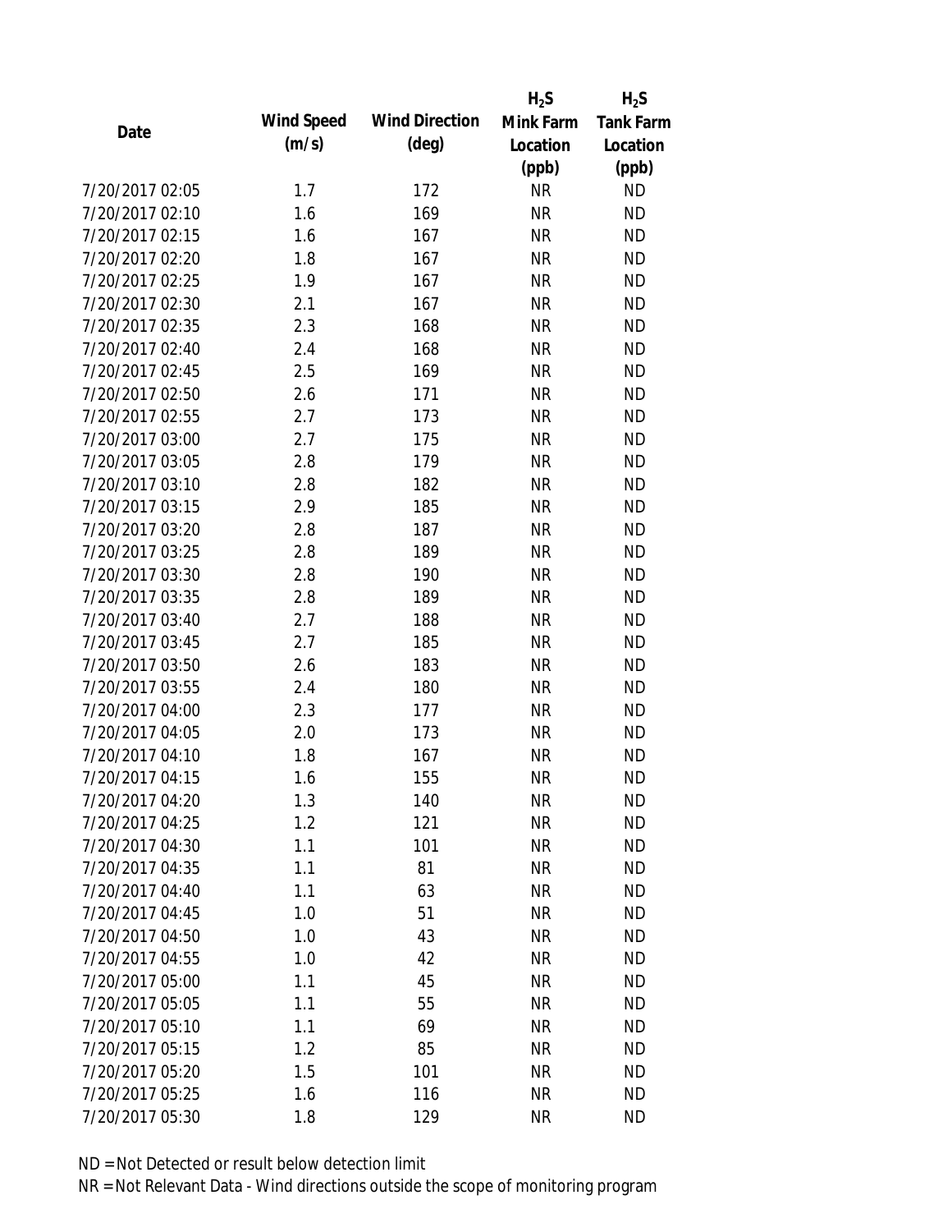| Date | Wind Speed (m/s) | Wind Direction (deg) | $H_2S$ Mink Farm Location (ppb) | $H_2S$ Tank Farm Location (ppb) |
|---|---|---|---|---|
| 7/20/2017 02:05 | 1.7 | 172 | NR | ND |
| 7/20/2017 02:10 | 1.6 | 169 | NR | ND |
| 7/20/2017 02:15 | 1.6 | 167 | NR | ND |
| 7/20/2017 02:20 | 1.8 | 167 | NR | ND |
| 7/20/2017 02:25 | 1.9 | 167 | NR | ND |
| 7/20/2017 02:30 | 2.1 | 167 | NR | ND |
| 7/20/2017 02:35 | 2.3 | 168 | NR | ND |
| 7/20/2017 02:40 | 2.4 | 168 | NR | ND |
| 7/20/2017 02:45 | 2.5 | 169 | NR | ND |
| 7/20/2017 02:50 | 2.6 | 171 | NR | ND |
| 7/20/2017 02:55 | 2.7 | 173 | NR | ND |
| 7/20/2017 03:00 | 2.7 | 175 | NR | ND |
| 7/20/2017 03:05 | 2.8 | 179 | NR | ND |
| 7/20/2017 03:10 | 2.8 | 182 | NR | ND |
| 7/20/2017 03:15 | 2.9 | 185 | NR | ND |
| 7/20/2017 03:20 | 2.8 | 187 | NR | ND |
| 7/20/2017 03:25 | 2.8 | 189 | NR | ND |
| 7/20/2017 03:30 | 2.8 | 190 | NR | ND |
| 7/20/2017 03:35 | 2.8 | 189 | NR | ND |
| 7/20/2017 03:40 | 2.7 | 188 | NR | ND |
| 7/20/2017 03:45 | 2.7 | 185 | NR | ND |
| 7/20/2017 03:50 | 2.6 | 183 | NR | ND |
| 7/20/2017 03:55 | 2.4 | 180 | NR | ND |
| 7/20/2017 04:00 | 2.3 | 177 | NR | ND |
| 7/20/2017 04:05 | 2.0 | 173 | NR | ND |
| 7/20/2017 04:10 | 1.8 | 167 | NR | ND |
| 7/20/2017 04:15 | 1.6 | 155 | NR | ND |
| 7/20/2017 04:20 | 1.3 | 140 | NR | ND |
| 7/20/2017 04:25 | 1.2 | 121 | NR | ND |
| 7/20/2017 04:30 | 1.1 | 101 | NR | ND |
| 7/20/2017 04:35 | 1.1 | 81 | NR | ND |
| 7/20/2017 04:40 | 1.1 | 63 | NR | ND |
| 7/20/2017 04:45 | 1.0 | 51 | NR | ND |
| 7/20/2017 04:50 | 1.0 | 43 | NR | ND |
| 7/20/2017 04:55 | 1.0 | 42 | NR | ND |
| 7/20/2017 05:00 | 1.1 | 45 | NR | ND |
| 7/20/2017 05:05 | 1.1 | 55 | NR | ND |
| 7/20/2017 05:10 | 1.1 | 69 | NR | ND |
| 7/20/2017 05:15 | 1.2 | 85 | NR | ND |
| 7/20/2017 05:20 | 1.5 | 101 | NR | ND |
| 7/20/2017 05:25 | 1.6 | 116 | NR | ND |
| 7/20/2017 05:30 | 1.8 | 129 | NR | ND |

ND = Not Detected or result below detection limit

NR = Not Relevant Data - Wind directions outside the scope of monitoring program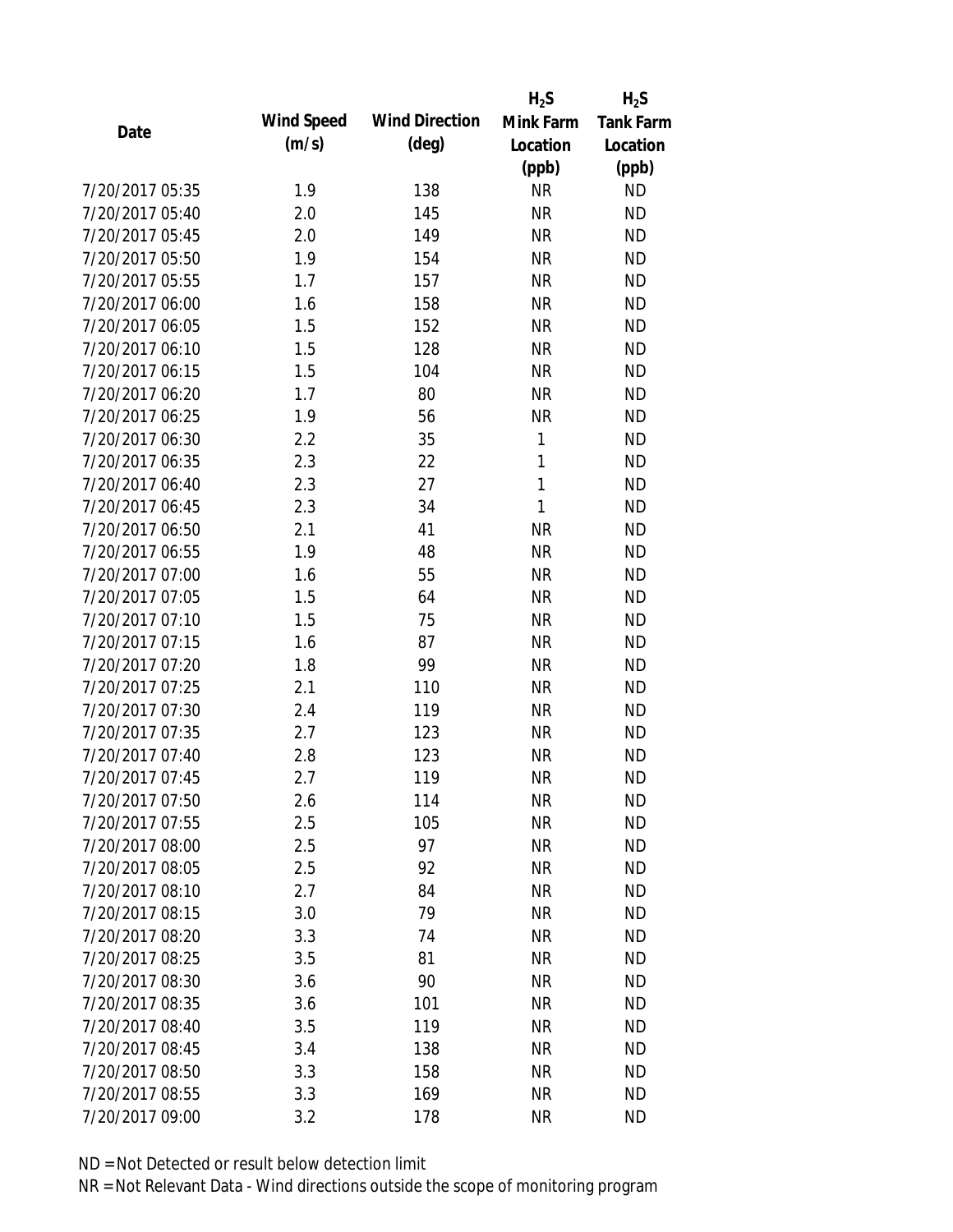| Date | Wind Speed (m/s) | Wind Direction (deg) | $H_2S$ Mink Farm Location (ppb) | $H_2S$ Tank Farm Location (ppb) |
|---|---|---|---|---|
| 7/20/2017 05:35 | 1.9 | 138 | NR | ND |
| 7/20/2017 05:40 | 2.0 | 145 | NR | ND |
| 7/20/2017 05:45 | 2.0 | 149 | NR | ND |
| 7/20/2017 05:50 | 1.9 | 154 | NR | ND |
| 7/20/2017 05:55 | 1.7 | 157 | NR | ND |
| 7/20/2017 06:00 | 1.6 | 158 | NR | ND |
| 7/20/2017 06:05 | 1.5 | 152 | NR | ND |
| 7/20/2017 06:10 | 1.5 | 128 | NR | ND |
| 7/20/2017 06:15 | 1.5 | 104 | NR | ND |
| 7/20/2017 06:20 | 1.7 | 80 | NR | ND |
| 7/20/2017 06:25 | 1.9 | 56 | NR | ND |
| 7/20/2017 06:30 | 2.2 | 35 | 1 | ND |
| 7/20/2017 06:35 | 2.3 | 22 | 1 | ND |
| 7/20/2017 06:40 | 2.3 | 27 | 1 | ND |
| 7/20/2017 06:45 | 2.3 | 34 | 1 | ND |
| 7/20/2017 06:50 | 2.1 | 41 | NR | ND |
| 7/20/2017 06:55 | 1.9 | 48 | NR | ND |
| 7/20/2017 07:00 | 1.6 | 55 | NR | ND |
| 7/20/2017 07:05 | 1.5 | 64 | NR | ND |
| 7/20/2017 07:10 | 1.5 | 75 | NR | ND |
| 7/20/2017 07:15 | 1.6 | 87 | NR | ND |
| 7/20/2017 07:20 | 1.8 | 99 | NR | ND |
| 7/20/2017 07:25 | 2.1 | 110 | NR | ND |
| 7/20/2017 07:30 | 2.4 | 119 | NR | ND |
| 7/20/2017 07:35 | 2.7 | 123 | NR | ND |
| 7/20/2017 07:40 | 2.8 | 123 | NR | ND |
| 7/20/2017 07:45 | 2.7 | 119 | NR | ND |
| 7/20/2017 07:50 | 2.6 | 114 | NR | ND |
| 7/20/2017 07:55 | 2.5 | 105 | NR | ND |
| 7/20/2017 08:00 | 2.5 | 97 | NR | ND |
| 7/20/2017 08:05 | 2.5 | 92 | NR | ND |
| 7/20/2017 08:10 | 2.7 | 84 | NR | ND |
| 7/20/2017 08:15 | 3.0 | 79 | NR | ND |
| 7/20/2017 08:20 | 3.3 | 74 | NR | ND |
| 7/20/2017 08:25 | 3.5 | 81 | NR | ND |
| 7/20/2017 08:30 | 3.6 | 90 | NR | ND |
| 7/20/2017 08:35 | 3.6 | 101 | NR | ND |
| 7/20/2017 08:40 | 3.5 | 119 | NR | ND |
| 7/20/2017 08:45 | 3.4 | 138 | NR | ND |
| 7/20/2017 08:50 | 3.3 | 158 | NR | ND |
| 7/20/2017 08:55 | 3.3 | 169 | NR | ND |
| 7/20/2017 09:00 | 3.2 | 178 | NR | ND |

ND = Not Detected or result below detection limit

NR = Not Relevant Data - Wind directions outside the scope of monitoring program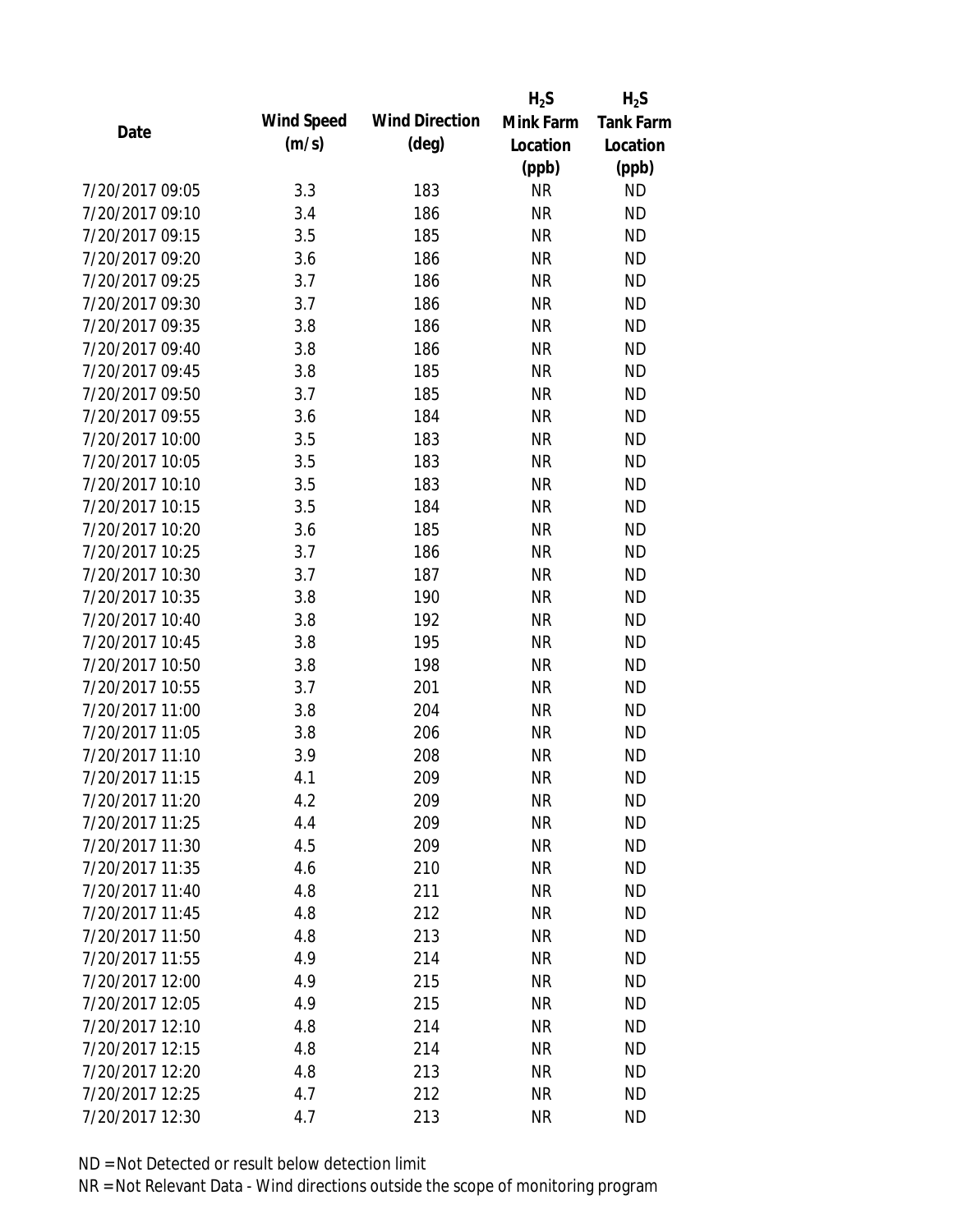| Date | Wind Speed (m/s) | Wind Direction (deg) | $H_2S$ Mink Farm Location (ppb) | $H_2S$ Tank Farm Location (ppb) |
| --- | --- | --- | --- | --- |
| 7/20/2017 09:05 | 3.3 | 183 | NR | ND |
| 7/20/2017 09:10 | 3.4 | 186 | NR | ND |
| 7/20/2017 09:15 | 3.5 | 185 | NR | ND |
| 7/20/2017 09:20 | 3.6 | 186 | NR | ND |
| 7/20/2017 09:25 | 3.7 | 186 | NR | ND |
| 7/20/2017 09:30 | 3.7 | 186 | NR | ND |
| 7/20/2017 09:35 | 3.8 | 186 | NR | ND |
| 7/20/2017 09:40 | 3.8 | 186 | NR | ND |
| 7/20/2017 09:45 | 3.8 | 185 | NR | ND |
| 7/20/2017 09:50 | 3.7 | 185 | NR | ND |
| 7/20/2017 09:55 | 3.6 | 184 | NR | ND |
| 7/20/2017 10:00 | 3.5 | 183 | NR | ND |
| 7/20/2017 10:05 | 3.5 | 183 | NR | ND |
| 7/20/2017 10:10 | 3.5 | 183 | NR | ND |
| 7/20/2017 10:15 | 3.5 | 184 | NR | ND |
| 7/20/2017 10:20 | 3.6 | 185 | NR | ND |
| 7/20/2017 10:25 | 3.7 | 186 | NR | ND |
| 7/20/2017 10:30 | 3.7 | 187 | NR | ND |
| 7/20/2017 10:35 | 3.8 | 190 | NR | ND |
| 7/20/2017 10:40 | 3.8 | 192 | NR | ND |
| 7/20/2017 10:45 | 3.8 | 195 | NR | ND |
| 7/20/2017 10:50 | 3.8 | 198 | NR | ND |
| 7/20/2017 10:55 | 3.7 | 201 | NR | ND |
| 7/20/2017 11:00 | 3.8 | 204 | NR | ND |
| 7/20/2017 11:05 | 3.8 | 206 | NR | ND |
| 7/20/2017 11:10 | 3.9 | 208 | NR | ND |
| 7/20/2017 11:15 | 4.1 | 209 | NR | ND |
| 7/20/2017 11:20 | 4.2 | 209 | NR | ND |
| 7/20/2017 11:25 | 4.4 | 209 | NR | ND |
| 7/20/2017 11:30 | 4.5 | 209 | NR | ND |
| 7/20/2017 11:35 | 4.6 | 210 | NR | ND |
| 7/20/2017 11:40 | 4.8 | 211 | NR | ND |
| 7/20/2017 11:45 | 4.8 | 212 | NR | ND |
| 7/20/2017 11:50 | 4.8 | 213 | NR | ND |
| 7/20/2017 11:55 | 4.9 | 214 | NR | ND |
| 7/20/2017 12:00 | 4.9 | 215 | NR | ND |
| 7/20/2017 12:05 | 4.9 | 215 | NR | ND |
| 7/20/2017 12:10 | 4.8 | 214 | NR | ND |
| 7/20/2017 12:15 | 4.8 | 214 | NR | ND |
| 7/20/2017 12:20 | 4.8 | 213 | NR | ND |
| 7/20/2017 12:25 | 4.7 | 212 | NR | ND |
| 7/20/2017 12:30 | 4.7 | 213 | NR | ND |

ND = Not Detected or result below detection limit

NR = Not Relevant Data - Wind directions outside the scope of monitoring program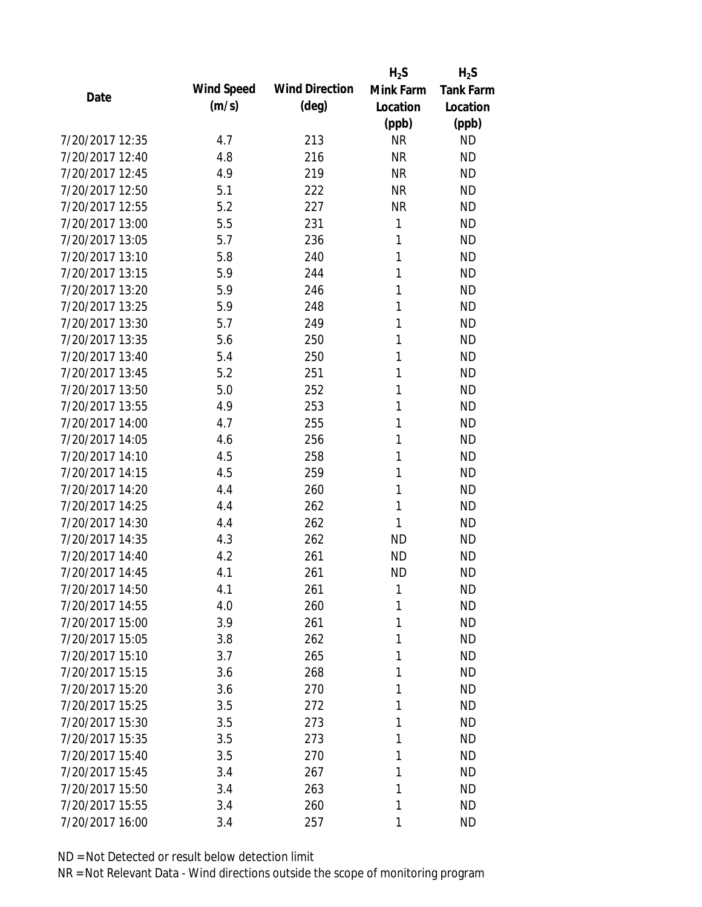| Date | Wind Speed (m/s) | Wind Direction (deg) | $H_2S$ Mink Farm Location (ppb) | $H_2S$ Tank Farm Location (ppb) |
|---|---|---|---|---|
| 7/20/2017 12:35 | 4.7 | 213 | NR | ND |
| 7/20/2017 12:40 | 4.8 | 216 | NR | ND |
| 7/20/2017 12:45 | 4.9 | 219 | NR | ND |
| 7/20/2017 12:50 | 5.1 | 222 | NR | ND |
| 7/20/2017 12:55 | 5.2 | 227 | NR | ND |
| 7/20/2017 13:00 | 5.5 | 231 | 1 | ND |
| 7/20/2017 13:05 | 5.7 | 236 | 1 | ND |
| 7/20/2017 13:10 | 5.8 | 240 | 1 | ND |
| 7/20/2017 13:15 | 5.9 | 244 | 1 | ND |
| 7/20/2017 13:20 | 5.9 | 246 | 1 | ND |
| 7/20/2017 13:25 | 5.9 | 248 | 1 | ND |
| 7/20/2017 13:30 | 5.7 | 249 | 1 | ND |
| 7/20/2017 13:35 | 5.6 | 250 | 1 | ND |
| 7/20/2017 13:40 | 5.4 | 250 | 1 | ND |
| 7/20/2017 13:45 | 5.2 | 251 | 1 | ND |
| 7/20/2017 13:50 | 5.0 | 252 | 1 | ND |
| 7/20/2017 13:55 | 4.9 | 253 | 1 | ND |
| 7/20/2017 14:00 | 4.7 | 255 | 1 | ND |
| 7/20/2017 14:05 | 4.6 | 256 | 1 | ND |
| 7/20/2017 14:10 | 4.5 | 258 | 1 | ND |
| 7/20/2017 14:15 | 4.5 | 259 | 1 | ND |
| 7/20/2017 14:20 | 4.4 | 260 | 1 | ND |
| 7/20/2017 14:25 | 4.4 | 262 | 1 | ND |
| 7/20/2017 14:30 | 4.4 | 262 | 1 | ND |
| 7/20/2017 14:35 | 4.3 | 262 | ND | ND |
| 7/20/2017 14:40 | 4.2 | 261 | ND | ND |
| 7/20/2017 14:45 | 4.1 | 261 | ND | ND |
| 7/20/2017 14:50 | 4.1 | 261 | 1 | ND |
| 7/20/2017 14:55 | 4.0 | 260 | 1 | ND |
| 7/20/2017 15:00 | 3.9 | 261 | 1 | ND |
| 7/20/2017 15:05 | 3.8 | 262 | 1 | ND |
| 7/20/2017 15:10 | 3.7 | 265 | 1 | ND |
| 7/20/2017 15:15 | 3.6 | 268 | 1 | ND |
| 7/20/2017 15:20 | 3.6 | 270 | 1 | ND |
| 7/20/2017 15:25 | 3.5 | 272 | 1 | ND |
| 7/20/2017 15:30 | 3.5 | 273 | 1 | ND |
| 7/20/2017 15:35 | 3.5 | 273 | 1 | ND |
| 7/20/2017 15:40 | 3.5 | 270 | 1 | ND |
| 7/20/2017 15:45 | 3.4 | 267 | 1 | ND |
| 7/20/2017 15:50 | 3.4 | 263 | 1 | ND |
| 7/20/2017 15:55 | 3.4 | 260 | 1 | ND |
| 7/20/2017 16:00 | 3.4 | 257 | 1 | ND |

ND = Not Detected or result below detection limit

NR = Not Relevant Data - Wind directions outside the scope of monitoring program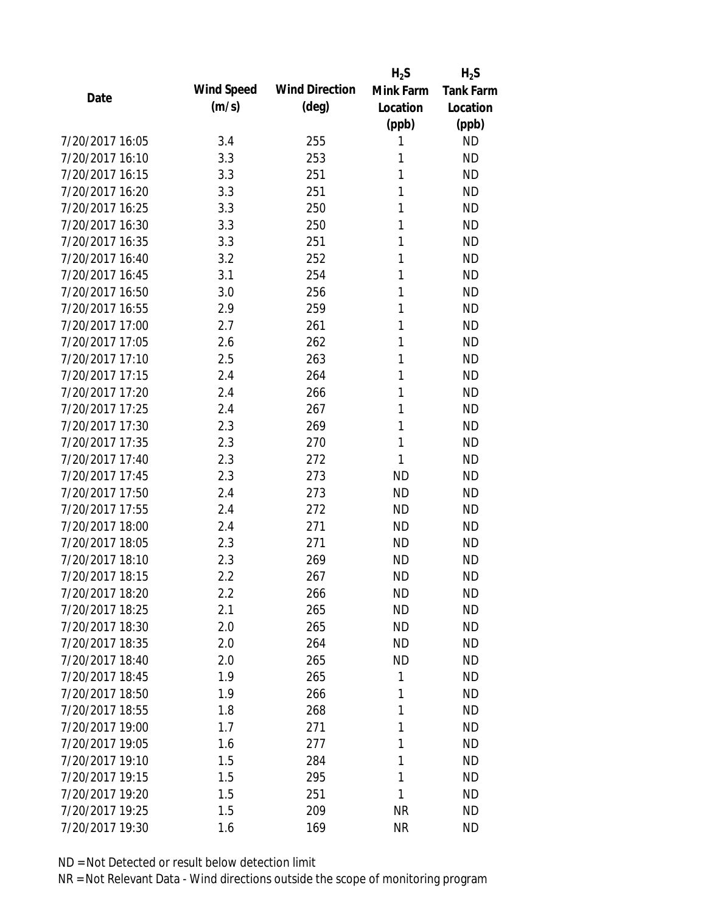| Date | Wind Speed (m/s) | Wind Direction (deg) | $H_2S$ Mink Farm Location (ppb) | $H_2S$ Tank Farm Location (ppb) |
|---|---|---|---|---|
| 7/20/2017 16:05 | 3.4 | 255 | 1 | ND |
| 7/20/2017 16:10 | 3.3 | 253 | 1 | ND |
| 7/20/2017 16:15 | 3.3 | 251 | 1 | ND |
| 7/20/2017 16:20 | 3.3 | 251 | 1 | ND |
| 7/20/2017 16:25 | 3.3 | 250 | 1 | ND |
| 7/20/2017 16:30 | 3.3 | 250 | 1 | ND |
| 7/20/2017 16:35 | 3.3 | 251 | 1 | ND |
| 7/20/2017 16:40 | 3.2 | 252 | 1 | ND |
| 7/20/2017 16:45 | 3.1 | 254 | 1 | ND |
| 7/20/2017 16:50 | 3.0 | 256 | 1 | ND |
| 7/20/2017 16:55 | 2.9 | 259 | 1 | ND |
| 7/20/2017 17:00 | 2.7 | 261 | 1 | ND |
| 7/20/2017 17:05 | 2.6 | 262 | 1 | ND |
| 7/20/2017 17:10 | 2.5 | 263 | 1 | ND |
| 7/20/2017 17:15 | 2.4 | 264 | 1 | ND |
| 7/20/2017 17:20 | 2.4 | 266 | 1 | ND |
| 7/20/2017 17:25 | 2.4 | 267 | 1 | ND |
| 7/20/2017 17:30 | 2.3 | 269 | 1 | ND |
| 7/20/2017 17:35 | 2.3 | 270 | 1 | ND |
| 7/20/2017 17:40 | 2.3 | 272 | 1 | ND |
| 7/20/2017 17:45 | 2.3 | 273 | ND | ND |
| 7/20/2017 17:50 | 2.4 | 273 | ND | ND |
| 7/20/2017 17:55 | 2.4 | 272 | ND | ND |
| 7/20/2017 18:00 | 2.4 | 271 | ND | ND |
| 7/20/2017 18:05 | 2.3 | 271 | ND | ND |
| 7/20/2017 18:10 | 2.3 | 269 | ND | ND |
| 7/20/2017 18:15 | 2.2 | 267 | ND | ND |
| 7/20/2017 18:20 | 2.2 | 266 | ND | ND |
| 7/20/2017 18:25 | 2.1 | 265 | ND | ND |
| 7/20/2017 18:30 | 2.0 | 265 | ND | ND |
| 7/20/2017 18:35 | 2.0 | 264 | ND | ND |
| 7/20/2017 18:40 | 2.0 | 265 | ND | ND |
| 7/20/2017 18:45 | 1.9 | 265 | 1 | ND |
| 7/20/2017 18:50 | 1.9 | 266 | 1 | ND |
| 7/20/2017 18:55 | 1.8 | 268 | 1 | ND |
| 7/20/2017 19:00 | 1.7 | 271 | 1 | ND |
| 7/20/2017 19:05 | 1.6 | 277 | 1 | ND |
| 7/20/2017 19:10 | 1.5 | 284 | 1 | ND |
| 7/20/2017 19:15 | 1.5 | 295 | 1 | ND |
| 7/20/2017 19:20 | 1.5 | 251 | 1 | ND |
| 7/20/2017 19:25 | 1.5 | 209 | NR | ND |
| 7/20/2017 19:30 | 1.6 | 169 | NR | ND |

ND = Not Detected or result below detection limit

NR = Not Relevant Data - Wind directions outside the scope of monitoring program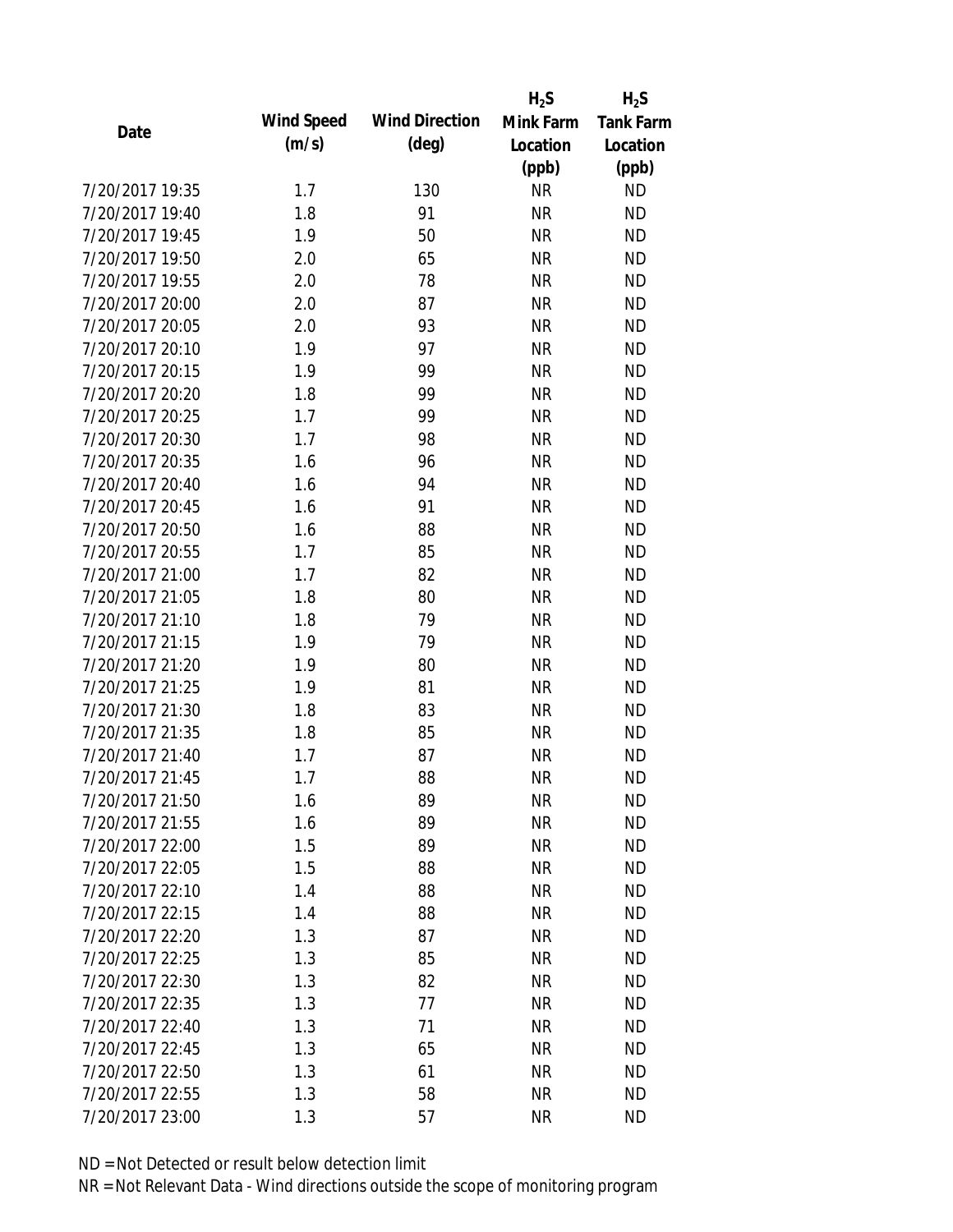| Date | Wind Speed (m/s) | Wind Direction (deg) | $H_2S$ Mink Farm Location (ppb) | $H_2S$ Tank Farm Location (ppb) |
|---|---|---|---|---|
| 7/20/2017 19:35 | 1.7 | 130 | NR | ND |
| 7/20/2017 19:40 | 1.8 | 91 | NR | ND |
| 7/20/2017 19:45 | 1.9 | 50 | NR | ND |
| 7/20/2017 19:50 | 2.0 | 65 | NR | ND |
| 7/20/2017 19:55 | 2.0 | 78 | NR | ND |
| 7/20/2017 20:00 | 2.0 | 87 | NR | ND |
| 7/20/2017 20:05 | 2.0 | 93 | NR | ND |
| 7/20/2017 20:10 | 1.9 | 97 | NR | ND |
| 7/20/2017 20:15 | 1.9 | 99 | NR | ND |
| 7/20/2017 20:20 | 1.8 | 99 | NR | ND |
| 7/20/2017 20:25 | 1.7 | 99 | NR | ND |
| 7/20/2017 20:30 | 1.7 | 98 | NR | ND |
| 7/20/2017 20:35 | 1.6 | 96 | NR | ND |
| 7/20/2017 20:40 | 1.6 | 94 | NR | ND |
| 7/20/2017 20:45 | 1.6 | 91 | NR | ND |
| 7/20/2017 20:50 | 1.6 | 88 | NR | ND |
| 7/20/2017 20:55 | 1.7 | 85 | NR | ND |
| 7/20/2017 21:00 | 1.7 | 82 | NR | ND |
| 7/20/2017 21:05 | 1.8 | 80 | NR | ND |
| 7/20/2017 21:10 | 1.8 | 79 | NR | ND |
| 7/20/2017 21:15 | 1.9 | 79 | NR | ND |
| 7/20/2017 21:20 | 1.9 | 80 | NR | ND |
| 7/20/2017 21:25 | 1.9 | 81 | NR | ND |
| 7/20/2017 21:30 | 1.8 | 83 | NR | ND |
| 7/20/2017 21:35 | 1.8 | 85 | NR | ND |
| 7/20/2017 21:40 | 1.7 | 87 | NR | ND |
| 7/20/2017 21:45 | 1.7 | 88 | NR | ND |
| 7/20/2017 21:50 | 1.6 | 89 | NR | ND |
| 7/20/2017 21:55 | 1.6 | 89 | NR | ND |
| 7/20/2017 22:00 | 1.5 | 89 | NR | ND |
| 7/20/2017 22:05 | 1.5 | 88 | NR | ND |
| 7/20/2017 22:10 | 1.4 | 88 | NR | ND |
| 7/20/2017 22:15 | 1.4 | 88 | NR | ND |
| 7/20/2017 22:20 | 1.3 | 87 | NR | ND |
| 7/20/2017 22:25 | 1.3 | 85 | NR | ND |
| 7/20/2017 22:30 | 1.3 | 82 | NR | ND |
| 7/20/2017 22:35 | 1.3 | 77 | NR | ND |
| 7/20/2017 22:40 | 1.3 | 71 | NR | ND |
| 7/20/2017 22:45 | 1.3 | 65 | NR | ND |
| 7/20/2017 22:50 | 1.3 | 61 | NR | ND |
| 7/20/2017 22:55 | 1.3 | 58 | NR | ND |
| 7/20/2017 23:00 | 1.3 | 57 | NR | ND |

ND = Not Detected or result below detection limit

NR = Not Relevant Data - Wind directions outside the scope of monitoring program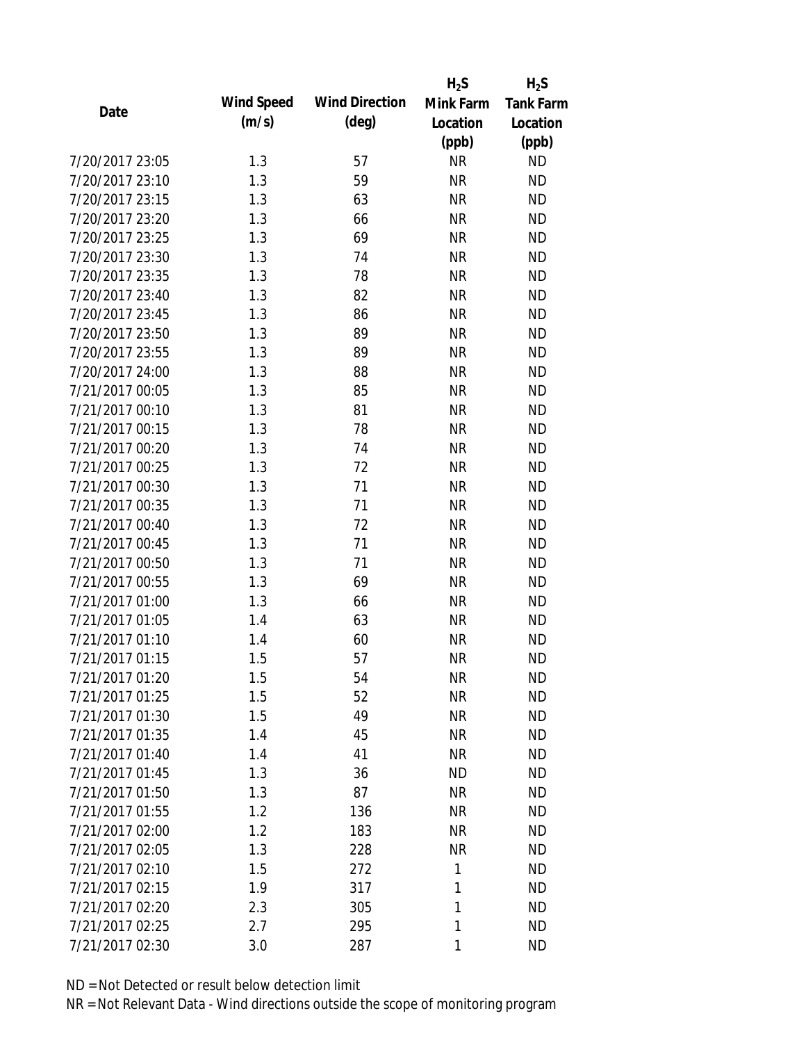| Date | Wind Speed (m/s) | Wind Direction (deg) | $H_2S$ Mink Farm Location (ppb) | $H_2S$ Tank Farm Location (ppb) |
|---|---|---|---|---|
| 7/20/2017 23:05 | 1.3 | 57 | NR | ND |
| 7/20/2017 23:10 | 1.3 | 59 | NR | ND |
| 7/20/2017 23:15 | 1.3 | 63 | NR | ND |
| 7/20/2017 23:20 | 1.3 | 66 | NR | ND |
| 7/20/2017 23:25 | 1.3 | 69 | NR | ND |
| 7/20/2017 23:30 | 1.3 | 74 | NR | ND |
| 7/20/2017 23:35 | 1.3 | 78 | NR | ND |
| 7/20/2017 23:40 | 1.3 | 82 | NR | ND |
| 7/20/2017 23:45 | 1.3 | 86 | NR | ND |
| 7/20/2017 23:50 | 1.3 | 89 | NR | ND |
| 7/20/2017 23:55 | 1.3 | 89 | NR | ND |
| 7/20/2017 24:00 | 1.3 | 88 | NR | ND |
| 7/21/2017 00:05 | 1.3 | 85 | NR | ND |
| 7/21/2017 00:10 | 1.3 | 81 | NR | ND |
| 7/21/2017 00:15 | 1.3 | 78 | NR | ND |
| 7/21/2017 00:20 | 1.3 | 74 | NR | ND |
| 7/21/2017 00:25 | 1.3 | 72 | NR | ND |
| 7/21/2017 00:30 | 1.3 | 71 | NR | ND |
| 7/21/2017 00:35 | 1.3 | 71 | NR | ND |
| 7/21/2017 00:40 | 1.3 | 72 | NR | ND |
| 7/21/2017 00:45 | 1.3 | 71 | NR | ND |
| 7/21/2017 00:50 | 1.3 | 71 | NR | ND |
| 7/21/2017 00:55 | 1.3 | 69 | NR | ND |
| 7/21/2017 01:00 | 1.3 | 66 | NR | ND |
| 7/21/2017 01:05 | 1.4 | 63 | NR | ND |
| 7/21/2017 01:10 | 1.4 | 60 | NR | ND |
| 7/21/2017 01:15 | 1.5 | 57 | NR | ND |
| 7/21/2017 01:20 | 1.5 | 54 | NR | ND |
| 7/21/2017 01:25 | 1.5 | 52 | NR | ND |
| 7/21/2017 01:30 | 1.5 | 49 | NR | ND |
| 7/21/2017 01:35 | 1.4 | 45 | NR | ND |
| 7/21/2017 01:40 | 1.4 | 41 | NR | ND |
| 7/21/2017 01:45 | 1.3 | 36 | ND | ND |
| 7/21/2017 01:50 | 1.3 | 87 | NR | ND |
| 7/21/2017 01:55 | 1.2 | 136 | NR | ND |
| 7/21/2017 02:00 | 1.2 | 183 | NR | ND |
| 7/21/2017 02:05 | 1.3 | 228 | NR | ND |
| 7/21/2017 02:10 | 1.5 | 272 | 1 | ND |
| 7/21/2017 02:15 | 1.9 | 317 | 1 | ND |
| 7/21/2017 02:20 | 2.3 | 305 | 1 | ND |
| 7/21/2017 02:25 | 2.7 | 295 | 1 | ND |
| 7/21/2017 02:30 | 3.0 | 287 | 1 | ND |

ND = Not Detected or result below detection limit

NR = Not Relevant Data - Wind directions outside the scope of monitoring program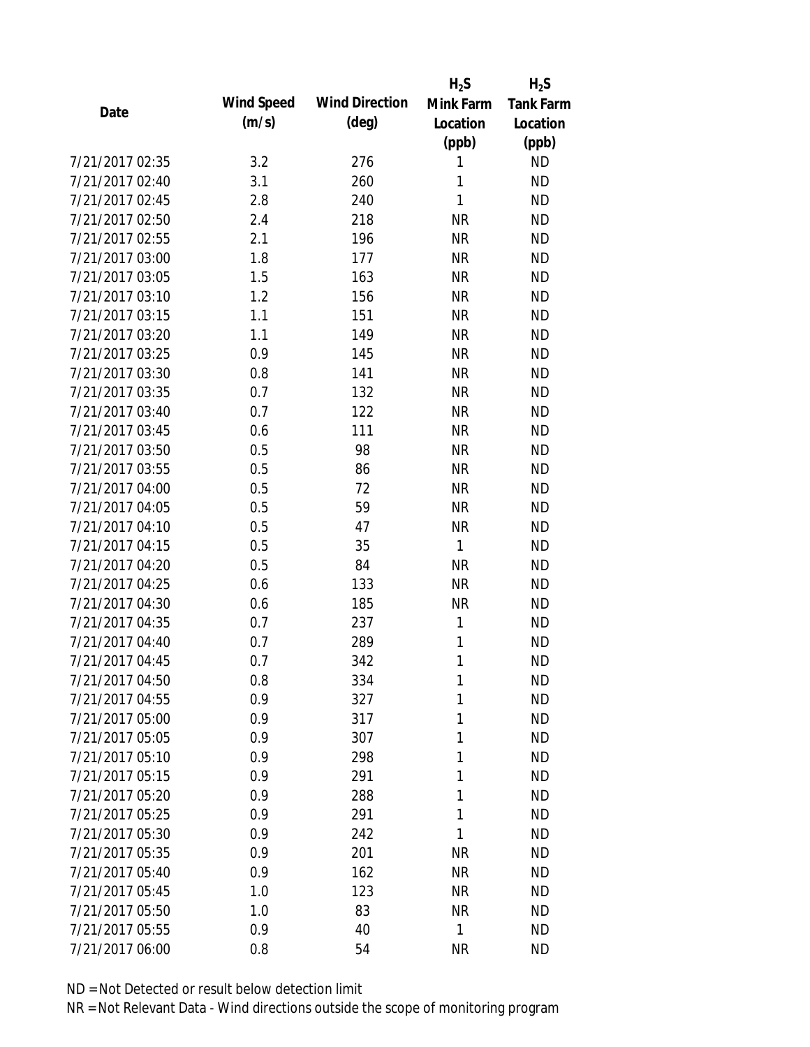| Date | Wind Speed (m/s) | Wind Direction (deg) | $H_2S$ Mink Farm Location (ppb) | $H_2S$ Tank Farm Location (ppb) |
|---|---|---|---|---|
| 7/21/2017 02:35 | 3.2 | 276 | 1 | ND |
| 7/21/2017 02:40 | 3.1 | 260 | 1 | ND |
| 7/21/2017 02:45 | 2.8 | 240 | 1 | ND |
| 7/21/2017 02:50 | 2.4 | 218 | NR | ND |
| 7/21/2017 02:55 | 2.1 | 196 | NR | ND |
| 7/21/2017 03:00 | 1.8 | 177 | NR | ND |
| 7/21/2017 03:05 | 1.5 | 163 | NR | ND |
| 7/21/2017 03:10 | 1.2 | 156 | NR | ND |
| 7/21/2017 03:15 | 1.1 | 151 | NR | ND |
| 7/21/2017 03:20 | 1.1 | 149 | NR | ND |
| 7/21/2017 03:25 | 0.9 | 145 | NR | ND |
| 7/21/2017 03:30 | 0.8 | 141 | NR | ND |
| 7/21/2017 03:35 | 0.7 | 132 | NR | ND |
| 7/21/2017 03:40 | 0.7 | 122 | NR | ND |
| 7/21/2017 03:45 | 0.6 | 111 | NR | ND |
| 7/21/2017 03:50 | 0.5 | 98 | NR | ND |
| 7/21/2017 03:55 | 0.5 | 86 | NR | ND |
| 7/21/2017 04:00 | 0.5 | 72 | NR | ND |
| 7/21/2017 04:05 | 0.5 | 59 | NR | ND |
| 7/21/2017 04:10 | 0.5 | 47 | NR | ND |
| 7/21/2017 04:15 | 0.5 | 35 | 1 | ND |
| 7/21/2017 04:20 | 0.5 | 84 | NR | ND |
| 7/21/2017 04:25 | 0.6 | 133 | NR | ND |
| 7/21/2017 04:30 | 0.6 | 185 | NR | ND |
| 7/21/2017 04:35 | 0.7 | 237 | 1 | ND |
| 7/21/2017 04:40 | 0.7 | 289 | 1 | ND |
| 7/21/2017 04:45 | 0.7 | 342 | 1 | ND |
| 7/21/2017 04:50 | 0.8 | 334 | 1 | ND |
| 7/21/2017 04:55 | 0.9 | 327 | 1 | ND |
| 7/21/2017 05:00 | 0.9 | 317 | 1 | ND |
| 7/21/2017 05:05 | 0.9 | 307 | 1 | ND |
| 7/21/2017 05:10 | 0.9 | 298 | 1 | ND |
| 7/21/2017 05:15 | 0.9 | 291 | 1 | ND |
| 7/21/2017 05:20 | 0.9 | 288 | 1 | ND |
| 7/21/2017 05:25 | 0.9 | 291 | 1 | ND |
| 7/21/2017 05:30 | 0.9 | 242 | 1 | ND |
| 7/21/2017 05:35 | 0.9 | 201 | NR | ND |
| 7/21/2017 05:40 | 0.9 | 162 | NR | ND |
| 7/21/2017 05:45 | 1.0 | 123 | NR | ND |
| 7/21/2017 05:50 | 1.0 | 83 | NR | ND |
| 7/21/2017 05:55 | 0.9 | 40 | 1 | ND |
| 7/21/2017 06:00 | 0.8 | 54 | NR | ND |

ND = Not Detected or result below detection limit

NR = Not Relevant Data - Wind directions outside the scope of monitoring program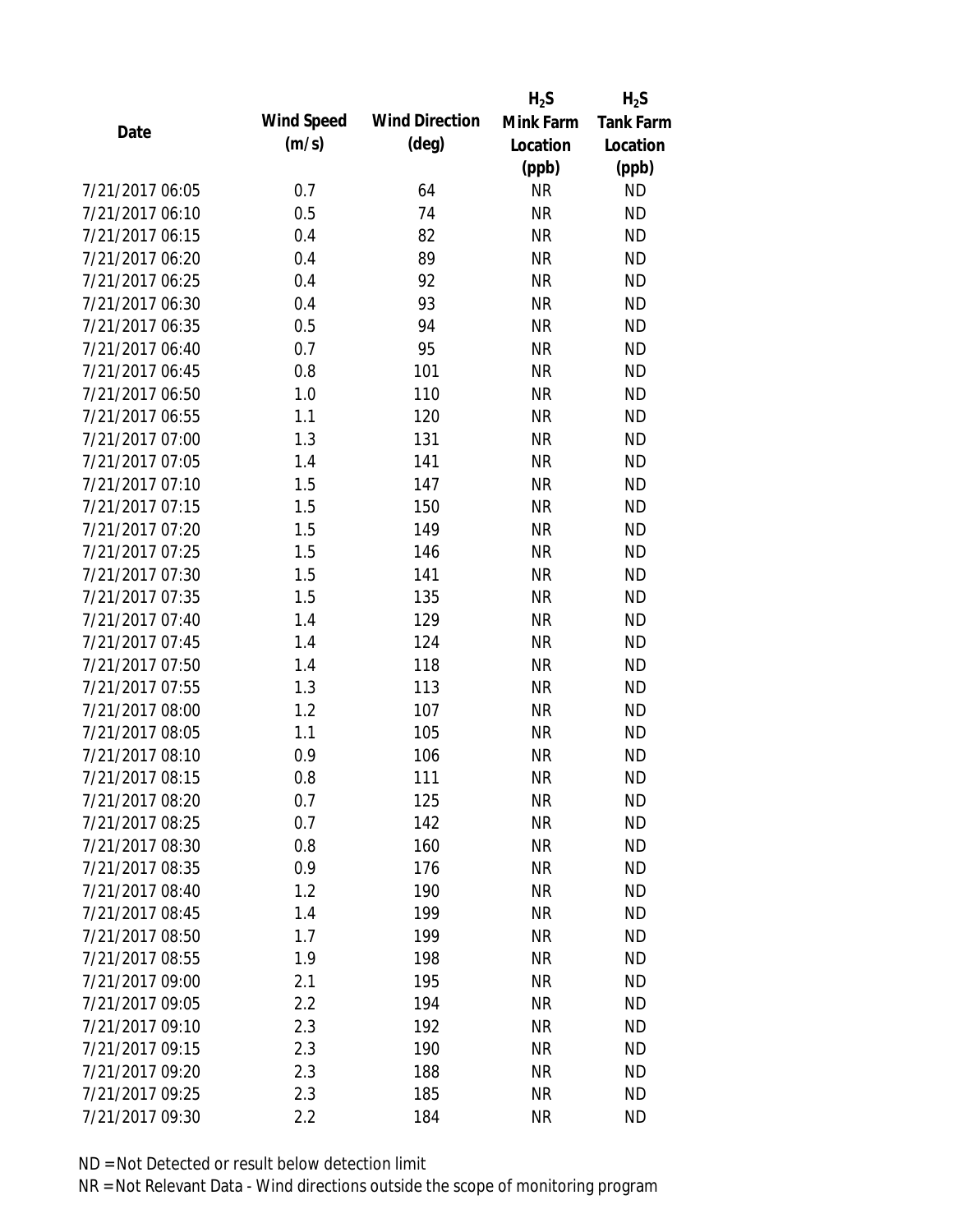| Date | Wind Speed (m/s) | Wind Direction (deg) | $H_2S$ Mink Farm Location (ppb) | $H_2S$ Tank Farm Location (ppb) |
| --- | --- | --- | --- | --- |
| 7/21/2017 06:05 | 0.7 | 64 | NR | ND |
| 7/21/2017 06:10 | 0.5 | 74 | NR | ND |
| 7/21/2017 06:15 | 0.4 | 82 | NR | ND |
| 7/21/2017 06:20 | 0.4 | 89 | NR | ND |
| 7/21/2017 06:25 | 0.4 | 92 | NR | ND |
| 7/21/2017 06:30 | 0.4 | 93 | NR | ND |
| 7/21/2017 06:35 | 0.5 | 94 | NR | ND |
| 7/21/2017 06:40 | 0.7 | 95 | NR | ND |
| 7/21/2017 06:45 | 0.8 | 101 | NR | ND |
| 7/21/2017 06:50 | 1.0 | 110 | NR | ND |
| 7/21/2017 06:55 | 1.1 | 120 | NR | ND |
| 7/21/2017 07:00 | 1.3 | 131 | NR | ND |
| 7/21/2017 07:05 | 1.4 | 141 | NR | ND |
| 7/21/2017 07:10 | 1.5 | 147 | NR | ND |
| 7/21/2017 07:15 | 1.5 | 150 | NR | ND |
| 7/21/2017 07:20 | 1.5 | 149 | NR | ND |
| 7/21/2017 07:25 | 1.5 | 146 | NR | ND |
| 7/21/2017 07:30 | 1.5 | 141 | NR | ND |
| 7/21/2017 07:35 | 1.5 | 135 | NR | ND |
| 7/21/2017 07:40 | 1.4 | 129 | NR | ND |
| 7/21/2017 07:45 | 1.4 | 124 | NR | ND |
| 7/21/2017 07:50 | 1.4 | 118 | NR | ND |
| 7/21/2017 07:55 | 1.3 | 113 | NR | ND |
| 7/21/2017 08:00 | 1.2 | 107 | NR | ND |
| 7/21/2017 08:05 | 1.1 | 105 | NR | ND |
| 7/21/2017 08:10 | 0.9 | 106 | NR | ND |
| 7/21/2017 08:15 | 0.8 | 111 | NR | ND |
| 7/21/2017 08:20 | 0.7 | 125 | NR | ND |
| 7/21/2017 08:25 | 0.7 | 142 | NR | ND |
| 7/21/2017 08:30 | 0.8 | 160 | NR | ND |
| 7/21/2017 08:35 | 0.9 | 176 | NR | ND |
| 7/21/2017 08:40 | 1.2 | 190 | NR | ND |
| 7/21/2017 08:45 | 1.4 | 199 | NR | ND |
| 7/21/2017 08:50 | 1.7 | 199 | NR | ND |
| 7/21/2017 08:55 | 1.9 | 198 | NR | ND |
| 7/21/2017 09:00 | 2.1 | 195 | NR | ND |
| 7/21/2017 09:05 | 2.2 | 194 | NR | ND |
| 7/21/2017 09:10 | 2.3 | 192 | NR | ND |
| 7/21/2017 09:15 | 2.3 | 190 | NR | ND |
| 7/21/2017 09:20 | 2.3 | 188 | NR | ND |
| 7/21/2017 09:25 | 2.3 | 185 | NR | ND |
| 7/21/2017 09:30 | 2.2 | 184 | NR | ND |

ND = Not Detected or result below detection limit

NR = Not Relevant Data - Wind directions outside the scope of monitoring program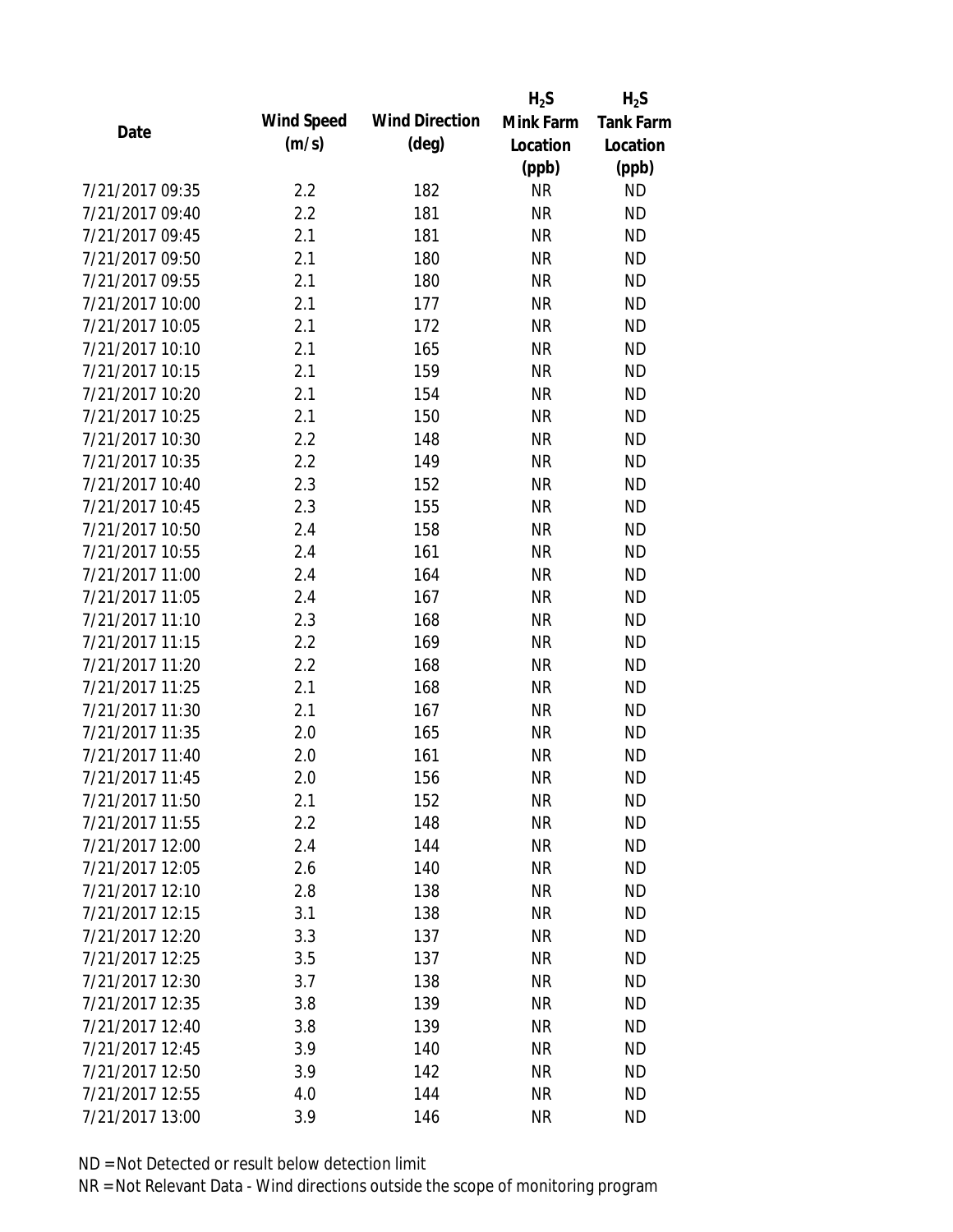| Date | Wind Speed (m/s) | Wind Direction (deg) | $H_2S$ Mink Farm Location (ppb) | $H_2S$ Tank Farm Location (ppb) |
|---|---|---|---|---|
| 7/21/2017 09:35 | 2.2 | 182 | NR | ND |
| 7/21/2017 09:40 | 2.2 | 181 | NR | ND |
| 7/21/2017 09:45 | 2.1 | 181 | NR | ND |
| 7/21/2017 09:50 | 2.1 | 180 | NR | ND |
| 7/21/2017 09:55 | 2.1 | 180 | NR | ND |
| 7/21/2017 10:00 | 2.1 | 177 | NR | ND |
| 7/21/2017 10:05 | 2.1 | 172 | NR | ND |
| 7/21/2017 10:10 | 2.1 | 165 | NR | ND |
| 7/21/2017 10:15 | 2.1 | 159 | NR | ND |
| 7/21/2017 10:20 | 2.1 | 154 | NR | ND |
| 7/21/2017 10:25 | 2.1 | 150 | NR | ND |
| 7/21/2017 10:30 | 2.2 | 148 | NR | ND |
| 7/21/2017 10:35 | 2.2 | 149 | NR | ND |
| 7/21/2017 10:40 | 2.3 | 152 | NR | ND |
| 7/21/2017 10:45 | 2.3 | 155 | NR | ND |
| 7/21/2017 10:50 | 2.4 | 158 | NR | ND |
| 7/21/2017 10:55 | 2.4 | 161 | NR | ND |
| 7/21/2017 11:00 | 2.4 | 164 | NR | ND |
| 7/21/2017 11:05 | 2.4 | 167 | NR | ND |
| 7/21/2017 11:10 | 2.3 | 168 | NR | ND |
| 7/21/2017 11:15 | 2.2 | 169 | NR | ND |
| 7/21/2017 11:20 | 2.2 | 168 | NR | ND |
| 7/21/2017 11:25 | 2.1 | 168 | NR | ND |
| 7/21/2017 11:30 | 2.1 | 167 | NR | ND |
| 7/21/2017 11:35 | 2.0 | 165 | NR | ND |
| 7/21/2017 11:40 | 2.0 | 161 | NR | ND |
| 7/21/2017 11:45 | 2.0 | 156 | NR | ND |
| 7/21/2017 11:50 | 2.1 | 152 | NR | ND |
| 7/21/2017 11:55 | 2.2 | 148 | NR | ND |
| 7/21/2017 12:00 | 2.4 | 144 | NR | ND |
| 7/21/2017 12:05 | 2.6 | 140 | NR | ND |
| 7/21/2017 12:10 | 2.8 | 138 | NR | ND |
| 7/21/2017 12:15 | 3.1 | 138 | NR | ND |
| 7/21/2017 12:20 | 3.3 | 137 | NR | ND |
| 7/21/2017 12:25 | 3.5 | 137 | NR | ND |
| 7/21/2017 12:30 | 3.7 | 138 | NR | ND |
| 7/21/2017 12:35 | 3.8 | 139 | NR | ND |
| 7/21/2017 12:40 | 3.8 | 139 | NR | ND |
| 7/21/2017 12:45 | 3.9 | 140 | NR | ND |
| 7/21/2017 12:50 | 3.9 | 142 | NR | ND |
| 7/21/2017 12:55 | 4.0 | 144 | NR | ND |
| 7/21/2017 13:00 | 3.9 | 146 | NR | ND |

ND = Not Detected or result below detection limit

NR = Not Relevant Data - Wind directions outside the scope of monitoring program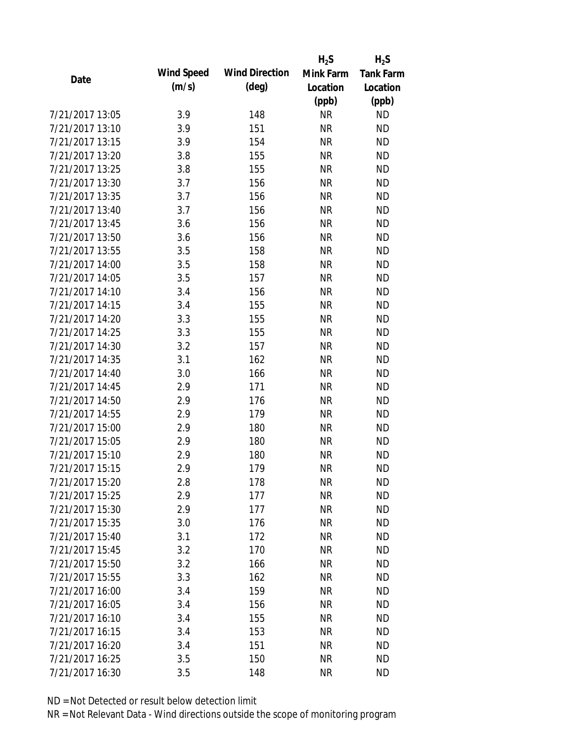| Date | Wind Speed (m/s) | Wind Direction (deg) | $H_2S$ Mink Farm Location (ppb) | $H_2S$ Tank Farm Location (ppb) |
|---|---|---|---|---|
| 7/21/2017 13:05 | 3.9 | 148 | NR | ND |
| 7/21/2017 13:10 | 3.9 | 151 | NR | ND |
| 7/21/2017 13:15 | 3.9 | 154 | NR | ND |
| 7/21/2017 13:20 | 3.8 | 155 | NR | ND |
| 7/21/2017 13:25 | 3.8 | 155 | NR | ND |
| 7/21/2017 13:30 | 3.7 | 156 | NR | ND |
| 7/21/2017 13:35 | 3.7 | 156 | NR | ND |
| 7/21/2017 13:40 | 3.7 | 156 | NR | ND |
| 7/21/2017 13:45 | 3.6 | 156 | NR | ND |
| 7/21/2017 13:50 | 3.6 | 156 | NR | ND |
| 7/21/2017 13:55 | 3.5 | 158 | NR | ND |
| 7/21/2017 14:00 | 3.5 | 158 | NR | ND |
| 7/21/2017 14:05 | 3.5 | 157 | NR | ND |
| 7/21/2017 14:10 | 3.4 | 156 | NR | ND |
| 7/21/2017 14:15 | 3.4 | 155 | NR | ND |
| 7/21/2017 14:20 | 3.3 | 155 | NR | ND |
| 7/21/2017 14:25 | 3.3 | 155 | NR | ND |
| 7/21/2017 14:30 | 3.2 | 157 | NR | ND |
| 7/21/2017 14:35 | 3.1 | 162 | NR | ND |
| 7/21/2017 14:40 | 3.0 | 166 | NR | ND |
| 7/21/2017 14:45 | 2.9 | 171 | NR | ND |
| 7/21/2017 14:50 | 2.9 | 176 | NR | ND |
| 7/21/2017 14:55 | 2.9 | 179 | NR | ND |
| 7/21/2017 15:00 | 2.9 | 180 | NR | ND |
| 7/21/2017 15:05 | 2.9 | 180 | NR | ND |
| 7/21/2017 15:10 | 2.9 | 180 | NR | ND |
| 7/21/2017 15:15 | 2.9 | 179 | NR | ND |
| 7/21/2017 15:20 | 2.8 | 178 | NR | ND |
| 7/21/2017 15:25 | 2.9 | 177 | NR | ND |
| 7/21/2017 15:30 | 2.9 | 177 | NR | ND |
| 7/21/2017 15:35 | 3.0 | 176 | NR | ND |
| 7/21/2017 15:40 | 3.1 | 172 | NR | ND |
| 7/21/2017 15:45 | 3.2 | 170 | NR | ND |
| 7/21/2017 15:50 | 3.2 | 166 | NR | ND |
| 7/21/2017 15:55 | 3.3 | 162 | NR | ND |
| 7/21/2017 16:00 | 3.4 | 159 | NR | ND |
| 7/21/2017 16:05 | 3.4 | 156 | NR | ND |
| 7/21/2017 16:10 | 3.4 | 155 | NR | ND |
| 7/21/2017 16:15 | 3.4 | 153 | NR | ND |
| 7/21/2017 16:20 | 3.4 | 151 | NR | ND |
| 7/21/2017 16:25 | 3.5 | 150 | NR | ND |
| 7/21/2017 16:30 | 3.5 | 148 | NR | ND |

ND = Not Detected or result below detection limit

NR = Not Relevant Data - Wind directions outside the scope of monitoring program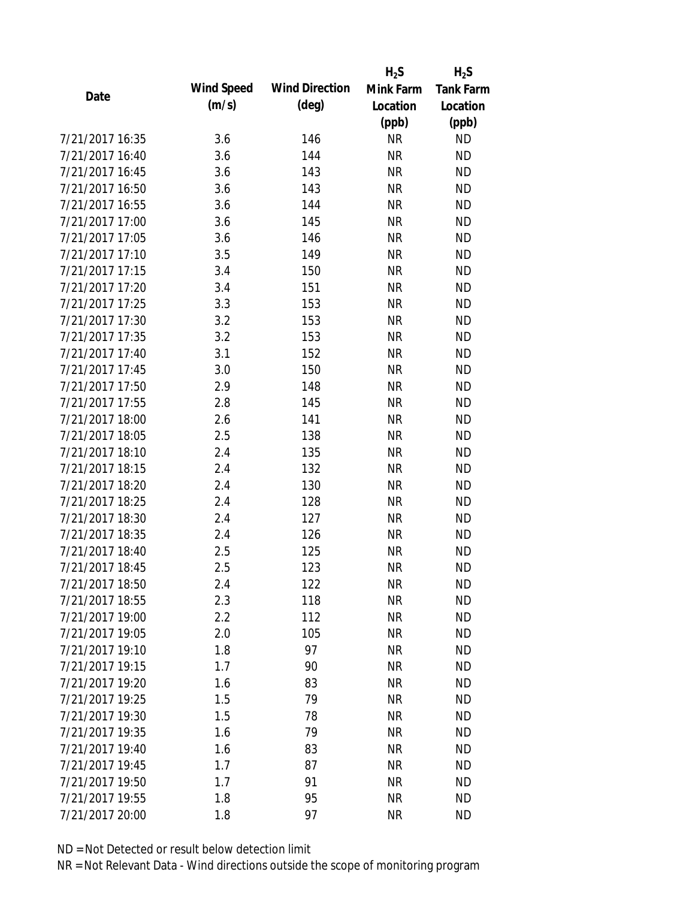| Date | Wind Speed (m/s) | Wind Direction (deg) | $H_2S$ Mink Farm Location (ppb) | $H_2S$ Tank Farm Location (ppb) |
|---|---|---|---|---|
| 7/21/2017 16:35 | 3.6 | 146 | NR | ND |
| 7/21/2017 16:40 | 3.6 | 144 | NR | ND |
| 7/21/2017 16:45 | 3.6 | 143 | NR | ND |
| 7/21/2017 16:50 | 3.6 | 143 | NR | ND |
| 7/21/2017 16:55 | 3.6 | 144 | NR | ND |
| 7/21/2017 17:00 | 3.6 | 145 | NR | ND |
| 7/21/2017 17:05 | 3.6 | 146 | NR | ND |
| 7/21/2017 17:10 | 3.5 | 149 | NR | ND |
| 7/21/2017 17:15 | 3.4 | 150 | NR | ND |
| 7/21/2017 17:20 | 3.4 | 151 | NR | ND |
| 7/21/2017 17:25 | 3.3 | 153 | NR | ND |
| 7/21/2017 17:30 | 3.2 | 153 | NR | ND |
| 7/21/2017 17:35 | 3.2 | 153 | NR | ND |
| 7/21/2017 17:40 | 3.1 | 152 | NR | ND |
| 7/21/2017 17:45 | 3.0 | 150 | NR | ND |
| 7/21/2017 17:50 | 2.9 | 148 | NR | ND |
| 7/21/2017 17:55 | 2.8 | 145 | NR | ND |
| 7/21/2017 18:00 | 2.6 | 141 | NR | ND |
| 7/21/2017 18:05 | 2.5 | 138 | NR | ND |
| 7/21/2017 18:10 | 2.4 | 135 | NR | ND |
| 7/21/2017 18:15 | 2.4 | 132 | NR | ND |
| 7/21/2017 18:20 | 2.4 | 130 | NR | ND |
| 7/21/2017 18:25 | 2.4 | 128 | NR | ND |
| 7/21/2017 18:30 | 2.4 | 127 | NR | ND |
| 7/21/2017 18:35 | 2.4 | 126 | NR | ND |
| 7/21/2017 18:40 | 2.5 | 125 | NR | ND |
| 7/21/2017 18:45 | 2.5 | 123 | NR | ND |
| 7/21/2017 18:50 | 2.4 | 122 | NR | ND |
| 7/21/2017 18:55 | 2.3 | 118 | NR | ND |
| 7/21/2017 19:00 | 2.2 | 112 | NR | ND |
| 7/21/2017 19:05 | 2.0 | 105 | NR | ND |
| 7/21/2017 19:10 | 1.8 | 97 | NR | ND |
| 7/21/2017 19:15 | 1.7 | 90 | NR | ND |
| 7/21/2017 19:20 | 1.6 | 83 | NR | ND |
| 7/21/2017 19:25 | 1.5 | 79 | NR | ND |
| 7/21/2017 19:30 | 1.5 | 78 | NR | ND |
| 7/21/2017 19:35 | 1.6 | 79 | NR | ND |
| 7/21/2017 19:40 | 1.6 | 83 | NR | ND |
| 7/21/2017 19:45 | 1.7 | 87 | NR | ND |
| 7/21/2017 19:50 | 1.7 | 91 | NR | ND |
| 7/21/2017 19:55 | 1.8 | 95 | NR | ND |
| 7/21/2017 20:00 | 1.8 | 97 | NR | ND |

ND = Not Detected or result below detection limit

NR = Not Relevant Data - Wind directions outside the scope of monitoring program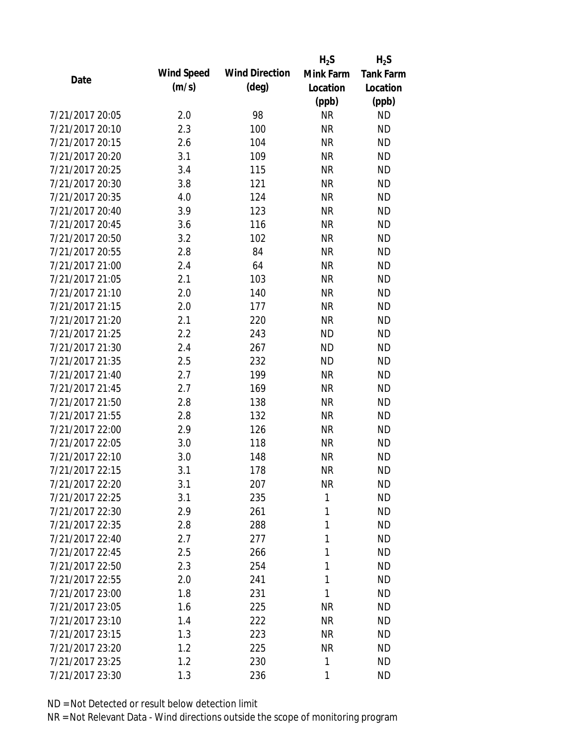| Date | Wind Speed (m/s) | Wind Direction (deg) | $H_2S$ Mink Farm Location (ppb) | $H_2S$ Tank Farm Location (ppb) |
|---|---|---|---|---|
| 7/21/2017 20:05 | 2.0 | 98 | NR | ND |
| 7/21/2017 20:10 | 2.3 | 100 | NR | ND |
| 7/21/2017 20:15 | 2.6 | 104 | NR | ND |
| 7/21/2017 20:20 | 3.1 | 109 | NR | ND |
| 7/21/2017 20:25 | 3.4 | 115 | NR | ND |
| 7/21/2017 20:30 | 3.8 | 121 | NR | ND |
| 7/21/2017 20:35 | 4.0 | 124 | NR | ND |
| 7/21/2017 20:40 | 3.9 | 123 | NR | ND |
| 7/21/2017 20:45 | 3.6 | 116 | NR | ND |
| 7/21/2017 20:50 | 3.2 | 102 | NR | ND |
| 7/21/2017 20:55 | 2.8 | 84 | NR | ND |
| 7/21/2017 21:00 | 2.4 | 64 | NR | ND |
| 7/21/2017 21:05 | 2.1 | 103 | NR | ND |
| 7/21/2017 21:10 | 2.0 | 140 | NR | ND |
| 7/21/2017 21:15 | 2.0 | 177 | NR | ND |
| 7/21/2017 21:20 | 2.1 | 220 | NR | ND |
| 7/21/2017 21:25 | 2.2 | 243 | ND | ND |
| 7/21/2017 21:30 | 2.4 | 267 | ND | ND |
| 7/21/2017 21:35 | 2.5 | 232 | ND | ND |
| 7/21/2017 21:40 | 2.7 | 199 | NR | ND |
| 7/21/2017 21:45 | 2.7 | 169 | NR | ND |
| 7/21/2017 21:50 | 2.8 | 138 | NR | ND |
| 7/21/2017 21:55 | 2.8 | 132 | NR | ND |
| 7/21/2017 22:00 | 2.9 | 126 | NR | ND |
| 7/21/2017 22:05 | 3.0 | 118 | NR | ND |
| 7/21/2017 22:10 | 3.0 | 148 | NR | ND |
| 7/21/2017 22:15 | 3.1 | 178 | NR | ND |
| 7/21/2017 22:20 | 3.1 | 207 | NR | ND |
| 7/21/2017 22:25 | 3.1 | 235 | 1 | ND |
| 7/21/2017 22:30 | 2.9 | 261 | 1 | ND |
| 7/21/2017 22:35 | 2.8 | 288 | 1 | ND |
| 7/21/2017 22:40 | 2.7 | 277 | 1 | ND |
| 7/21/2017 22:45 | 2.5 | 266 | 1 | ND |
| 7/21/2017 22:50 | 2.3 | 254 | 1 | ND |
| 7/21/2017 22:55 | 2.0 | 241 | 1 | ND |
| 7/21/2017 23:00 | 1.8 | 231 | 1 | ND |
| 7/21/2017 23:05 | 1.6 | 225 | NR | ND |
| 7/21/2017 23:10 | 1.4 | 222 | NR | ND |
| 7/21/2017 23:15 | 1.3 | 223 | NR | ND |
| 7/21/2017 23:20 | 1.2 | 225 | NR | ND |
| 7/21/2017 23:25 | 1.2 | 230 | 1 | ND |
| 7/21/2017 23:30 | 1.3 | 236 | 1 | ND |

ND = Not Detected or result below detection limit

NR = Not Relevant Data - Wind directions outside the scope of monitoring program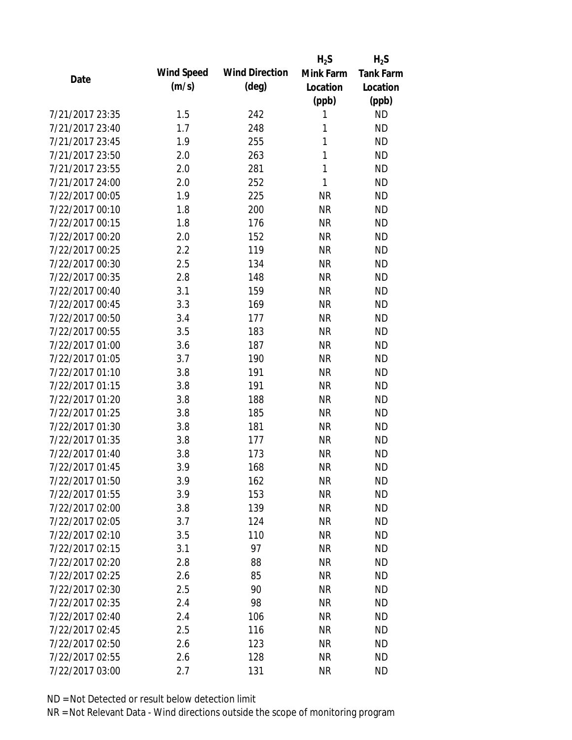| Date | Wind Speed (m/s) | Wind Direction (deg) | $H_2S$ Mink Farm Location (ppb) | $H_2S$ Tank Farm Location (ppb) |
|---|---|---|---|---|
| 7/21/2017 23:35 | 1.5 | 242 | 1 | ND |
| 7/21/2017 23:40 | 1.7 | 248 | 1 | ND |
| 7/21/2017 23:45 | 1.9 | 255 | 1 | ND |
| 7/21/2017 23:50 | 2.0 | 263 | 1 | ND |
| 7/21/2017 23:55 | 2.0 | 281 | 1 | ND |
| 7/21/2017 24:00 | 2.0 | 252 | 1 | ND |
| 7/22/2017 00:05 | 1.9 | 225 | NR | ND |
| 7/22/2017 00:10 | 1.8 | 200 | NR | ND |
| 7/22/2017 00:15 | 1.8 | 176 | NR | ND |
| 7/22/2017 00:20 | 2.0 | 152 | NR | ND |
| 7/22/2017 00:25 | 2.2 | 119 | NR | ND |
| 7/22/2017 00:30 | 2.5 | 134 | NR | ND |
| 7/22/2017 00:35 | 2.8 | 148 | NR | ND |
| 7/22/2017 00:40 | 3.1 | 159 | NR | ND |
| 7/22/2017 00:45 | 3.3 | 169 | NR | ND |
| 7/22/2017 00:50 | 3.4 | 177 | NR | ND |
| 7/22/2017 00:55 | 3.5 | 183 | NR | ND |
| 7/22/2017 01:00 | 3.6 | 187 | NR | ND |
| 7/22/2017 01:05 | 3.7 | 190 | NR | ND |
| 7/22/2017 01:10 | 3.8 | 191 | NR | ND |
| 7/22/2017 01:15 | 3.8 | 191 | NR | ND |
| 7/22/2017 01:20 | 3.8 | 188 | NR | ND |
| 7/22/2017 01:25 | 3.8 | 185 | NR | ND |
| 7/22/2017 01:30 | 3.8 | 181 | NR | ND |
| 7/22/2017 01:35 | 3.8 | 177 | NR | ND |
| 7/22/2017 01:40 | 3.8 | 173 | NR | ND |
| 7/22/2017 01:45 | 3.9 | 168 | NR | ND |
| 7/22/2017 01:50 | 3.9 | 162 | NR | ND |
| 7/22/2017 01:55 | 3.9 | 153 | NR | ND |
| 7/22/2017 02:00 | 3.8 | 139 | NR | ND |
| 7/22/2017 02:05 | 3.7 | 124 | NR | ND |
| 7/22/2017 02:10 | 3.5 | 110 | NR | ND |
| 7/22/2017 02:15 | 3.1 | 97 | NR | ND |
| 7/22/2017 02:20 | 2.8 | 88 | NR | ND |
| 7/22/2017 02:25 | 2.6 | 85 | NR | ND |
| 7/22/2017 02:30 | 2.5 | 90 | NR | ND |
| 7/22/2017 02:35 | 2.4 | 98 | NR | ND |
| 7/22/2017 02:40 | 2.4 | 106 | NR | ND |
| 7/22/2017 02:45 | 2.5 | 116 | NR | ND |
| 7/22/2017 02:50 | 2.6 | 123 | NR | ND |
| 7/22/2017 02:55 | 2.6 | 128 | NR | ND |
| 7/22/2017 03:00 | 2.7 | 131 | NR | ND |

ND = Not Detected or result below detection limit

NR = Not Relevant Data - Wind directions outside the scope of monitoring program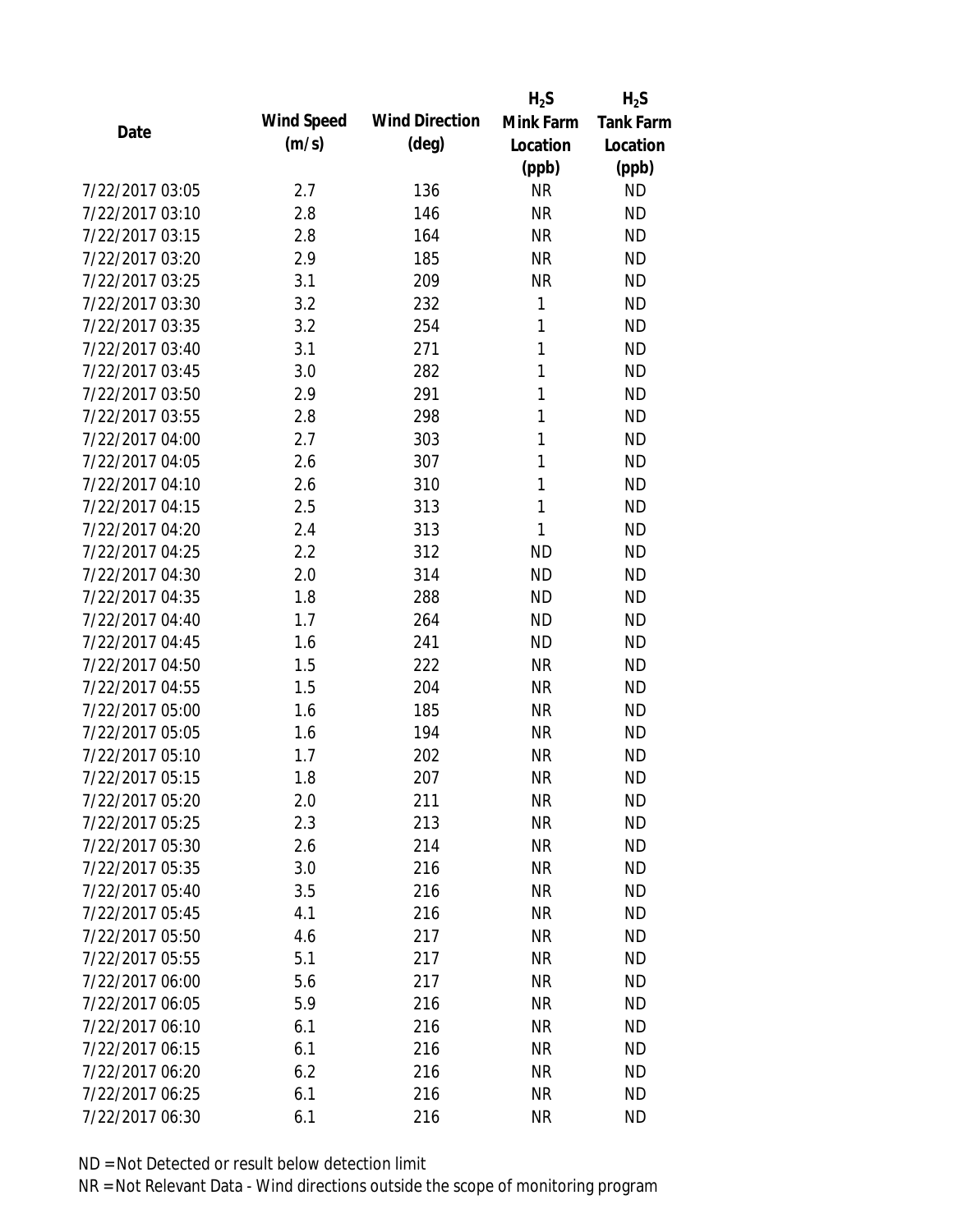| Date | Wind Speed (m/s) | Wind Direction (deg) | $H_2S$ Mink Farm Location (ppb) | $H_2S$ Tank Farm Location (ppb) |
|---|---|---|---|---|
| 7/22/2017 03:05 | 2.7 | 136 | NR | ND |
| 7/22/2017 03:10 | 2.8 | 146 | NR | ND |
| 7/22/2017 03:15 | 2.8 | 164 | NR | ND |
| 7/22/2017 03:20 | 2.9 | 185 | NR | ND |
| 7/22/2017 03:25 | 3.1 | 209 | NR | ND |
| 7/22/2017 03:30 | 3.2 | 232 | 1 | ND |
| 7/22/2017 03:35 | 3.2 | 254 | 1 | ND |
| 7/22/2017 03:40 | 3.1 | 271 | 1 | ND |
| 7/22/2017 03:45 | 3.0 | 282 | 1 | ND |
| 7/22/2017 03:50 | 2.9 | 291 | 1 | ND |
| 7/22/2017 03:55 | 2.8 | 298 | 1 | ND |
| 7/22/2017 04:00 | 2.7 | 303 | 1 | ND |
| 7/22/2017 04:05 | 2.6 | 307 | 1 | ND |
| 7/22/2017 04:10 | 2.6 | 310 | 1 | ND |
| 7/22/2017 04:15 | 2.5 | 313 | 1 | ND |
| 7/22/2017 04:20 | 2.4 | 313 | 1 | ND |
| 7/22/2017 04:25 | 2.2 | 312 | ND | ND |
| 7/22/2017 04:30 | 2.0 | 314 | ND | ND |
| 7/22/2017 04:35 | 1.8 | 288 | ND | ND |
| 7/22/2017 04:40 | 1.7 | 264 | ND | ND |
| 7/22/2017 04:45 | 1.6 | 241 | ND | ND |
| 7/22/2017 04:50 | 1.5 | 222 | NR | ND |
| 7/22/2017 04:55 | 1.5 | 204 | NR | ND |
| 7/22/2017 05:00 | 1.6 | 185 | NR | ND |
| 7/22/2017 05:05 | 1.6 | 194 | NR | ND |
| 7/22/2017 05:10 | 1.7 | 202 | NR | ND |
| 7/22/2017 05:15 | 1.8 | 207 | NR | ND |
| 7/22/2017 05:20 | 2.0 | 211 | NR | ND |
| 7/22/2017 05:25 | 2.3 | 213 | NR | ND |
| 7/22/2017 05:30 | 2.6 | 214 | NR | ND |
| 7/22/2017 05:35 | 3.0 | 216 | NR | ND |
| 7/22/2017 05:40 | 3.5 | 216 | NR | ND |
| 7/22/2017 05:45 | 4.1 | 216 | NR | ND |
| 7/22/2017 05:50 | 4.6 | 217 | NR | ND |
| 7/22/2017 05:55 | 5.1 | 217 | NR | ND |
| 7/22/2017 06:00 | 5.6 | 217 | NR | ND |
| 7/22/2017 06:05 | 5.9 | 216 | NR | ND |
| 7/22/2017 06:10 | 6.1 | 216 | NR | ND |
| 7/22/2017 06:15 | 6.1 | 216 | NR | ND |
| 7/22/2017 06:20 | 6.2 | 216 | NR | ND |
| 7/22/2017 06:25 | 6.1 | 216 | NR | ND |
| 7/22/2017 06:30 | 6.1 | 216 | NR | ND |

ND = Not Detected or result below detection limit

NR = Not Relevant Data - Wind directions outside the scope of monitoring program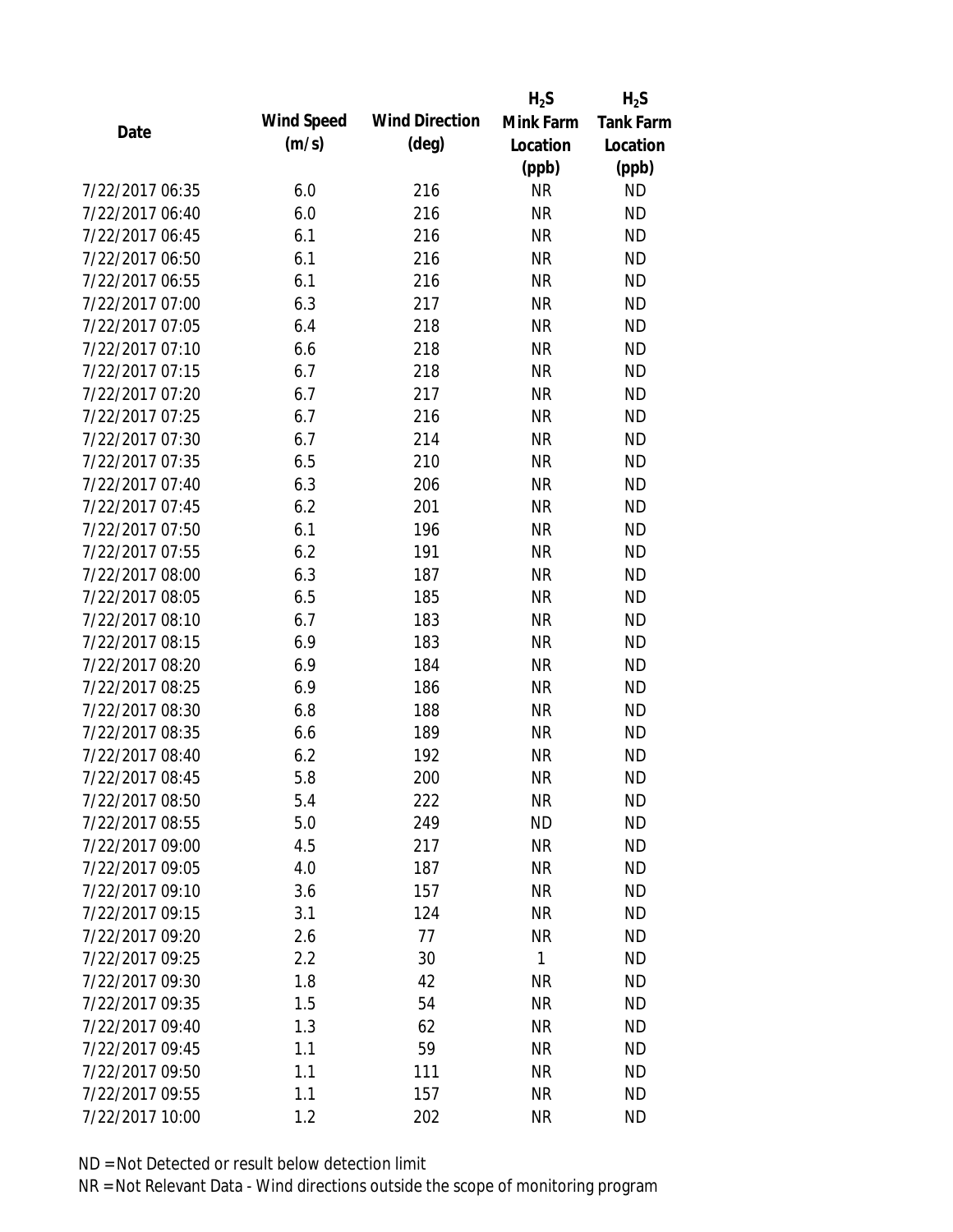| Date | Wind Speed (m/s) | Wind Direction (deg) | $H_2S$ Mink Farm Location (ppb) | $H_2S$ Tank Farm Location (ppb) |
|---|---|---|---|---|
| 7/22/2017 06:35 | 6.0 | 216 | NR | ND |
| 7/22/2017 06:40 | 6.0 | 216 | NR | ND |
| 7/22/2017 06:45 | 6.1 | 216 | NR | ND |
| 7/22/2017 06:50 | 6.1 | 216 | NR | ND |
| 7/22/2017 06:55 | 6.1 | 216 | NR | ND |
| 7/22/2017 07:00 | 6.3 | 217 | NR | ND |
| 7/22/2017 07:05 | 6.4 | 218 | NR | ND |
| 7/22/2017 07:10 | 6.6 | 218 | NR | ND |
| 7/22/2017 07:15 | 6.7 | 218 | NR | ND |
| 7/22/2017 07:20 | 6.7 | 217 | NR | ND |
| 7/22/2017 07:25 | 6.7 | 216 | NR | ND |
| 7/22/2017 07:30 | 6.7 | 214 | NR | ND |
| 7/22/2017 07:35 | 6.5 | 210 | NR | ND |
| 7/22/2017 07:40 | 6.3 | 206 | NR | ND |
| 7/22/2017 07:45 | 6.2 | 201 | NR | ND |
| 7/22/2017 07:50 | 6.1 | 196 | NR | ND |
| 7/22/2017 07:55 | 6.2 | 191 | NR | ND |
| 7/22/2017 08:00 | 6.3 | 187 | NR | ND |
| 7/22/2017 08:05 | 6.5 | 185 | NR | ND |
| 7/22/2017 08:10 | 6.7 | 183 | NR | ND |
| 7/22/2017 08:15 | 6.9 | 183 | NR | ND |
| 7/22/2017 08:20 | 6.9 | 184 | NR | ND |
| 7/22/2017 08:25 | 6.9 | 186 | NR | ND |
| 7/22/2017 08:30 | 6.8 | 188 | NR | ND |
| 7/22/2017 08:35 | 6.6 | 189 | NR | ND |
| 7/22/2017 08:40 | 6.2 | 192 | NR | ND |
| 7/22/2017 08:45 | 5.8 | 200 | NR | ND |
| 7/22/2017 08:50 | 5.4 | 222 | NR | ND |
| 7/22/2017 08:55 | 5.0 | 249 | ND | ND |
| 7/22/2017 09:00 | 4.5 | 217 | NR | ND |
| 7/22/2017 09:05 | 4.0 | 187 | NR | ND |
| 7/22/2017 09:10 | 3.6 | 157 | NR | ND |
| 7/22/2017 09:15 | 3.1 | 124 | NR | ND |
| 7/22/2017 09:20 | 2.6 | 77 | NR | ND |
| 7/22/2017 09:25 | 2.2 | 30 | 1 | ND |
| 7/22/2017 09:30 | 1.8 | 42 | NR | ND |
| 7/22/2017 09:35 | 1.5 | 54 | NR | ND |
| 7/22/2017 09:40 | 1.3 | 62 | NR | ND |
| 7/22/2017 09:45 | 1.1 | 59 | NR | ND |
| 7/22/2017 09:50 | 1.1 | 111 | NR | ND |
| 7/22/2017 09:55 | 1.1 | 157 | NR | ND |
| 7/22/2017 10:00 | 1.2 | 202 | NR | ND |

ND = Not Detected or result below detection limit

NR = Not Relevant Data - Wind directions outside the scope of monitoring program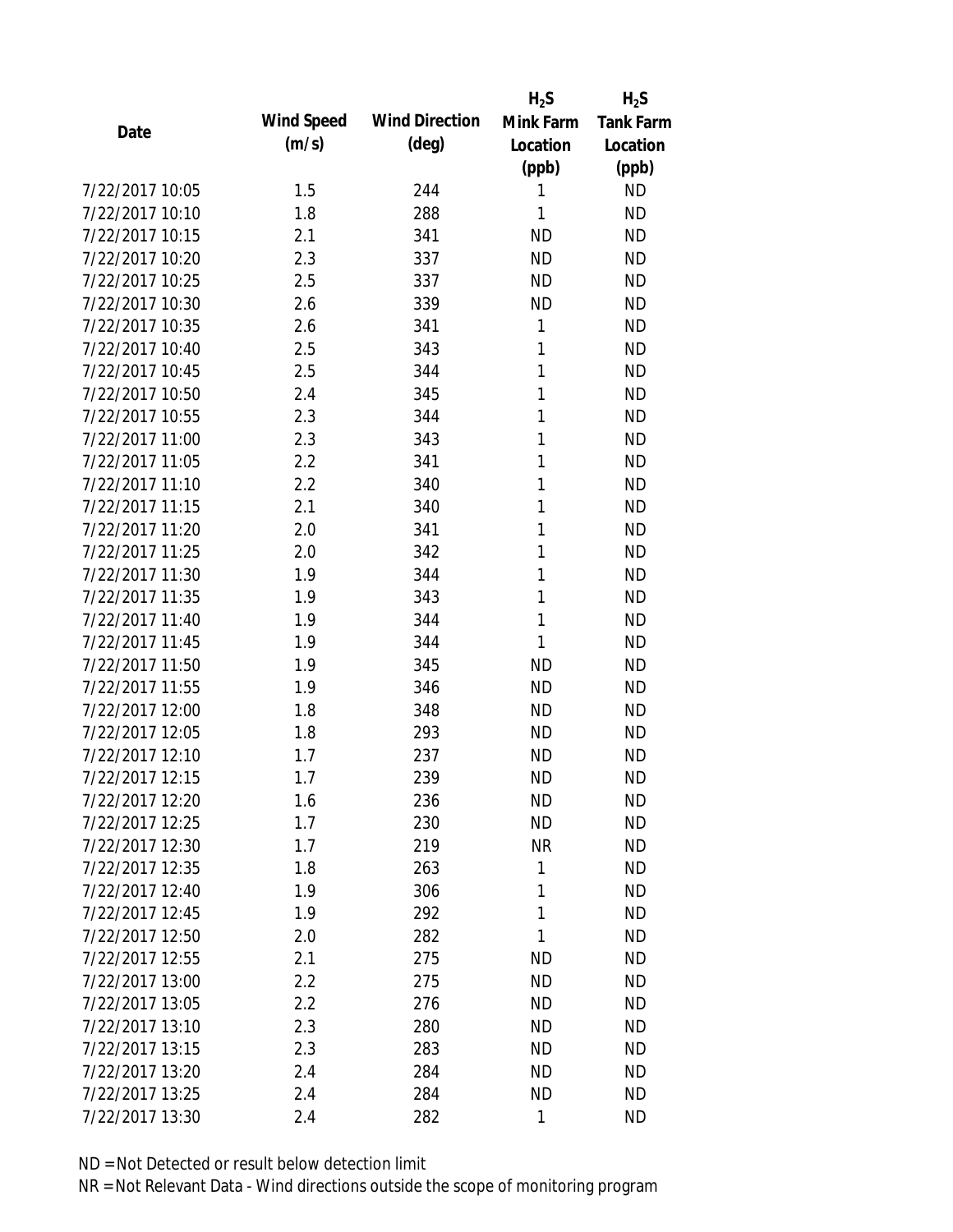| Date | Wind Speed (m/s) | Wind Direction (deg) | $H_2S$ Mink Farm Location (ppb) | $H_2S$ Tank Farm Location (ppb) |
|---|---|---|---|---|
| 7/22/2017 10:05 | 1.5 | 244 | 1 | ND |
| 7/22/2017 10:10 | 1.8 | 288 | 1 | ND |
| 7/22/2017 10:15 | 2.1 | 341 | ND | ND |
| 7/22/2017 10:20 | 2.3 | 337 | ND | ND |
| 7/22/2017 10:25 | 2.5 | 337 | ND | ND |
| 7/22/2017 10:30 | 2.6 | 339 | ND | ND |
| 7/22/2017 10:35 | 2.6 | 341 | 1 | ND |
| 7/22/2017 10:40 | 2.5 | 343 | 1 | ND |
| 7/22/2017 10:45 | 2.5 | 344 | 1 | ND |
| 7/22/2017 10:50 | 2.4 | 345 | 1 | ND |
| 7/22/2017 10:55 | 2.3 | 344 | 1 | ND |
| 7/22/2017 11:00 | 2.3 | 343 | 1 | ND |
| 7/22/2017 11:05 | 2.2 | 341 | 1 | ND |
| 7/22/2017 11:10 | 2.2 | 340 | 1 | ND |
| 7/22/2017 11:15 | 2.1 | 340 | 1 | ND |
| 7/22/2017 11:20 | 2.0 | 341 | 1 | ND |
| 7/22/2017 11:25 | 2.0 | 342 | 1 | ND |
| 7/22/2017 11:30 | 1.9 | 344 | 1 | ND |
| 7/22/2017 11:35 | 1.9 | 343 | 1 | ND |
| 7/22/2017 11:40 | 1.9 | 344 | 1 | ND |
| 7/22/2017 11:45 | 1.9 | 344 | 1 | ND |
| 7/22/2017 11:50 | 1.9 | 345 | ND | ND |
| 7/22/2017 11:55 | 1.9 | 346 | ND | ND |
| 7/22/2017 12:00 | 1.8 | 348 | ND | ND |
| 7/22/2017 12:05 | 1.8 | 293 | ND | ND |
| 7/22/2017 12:10 | 1.7 | 237 | ND | ND |
| 7/22/2017 12:15 | 1.7 | 239 | ND | ND |
| 7/22/2017 12:20 | 1.6 | 236 | ND | ND |
| 7/22/2017 12:25 | 1.7 | 230 | ND | ND |
| 7/22/2017 12:30 | 1.7 | 219 | NR | ND |
| 7/22/2017 12:35 | 1.8 | 263 | 1 | ND |
| 7/22/2017 12:40 | 1.9 | 306 | 1 | ND |
| 7/22/2017 12:45 | 1.9 | 292 | 1 | ND |
| 7/22/2017 12:50 | 2.0 | 282 | 1 | ND |
| 7/22/2017 12:55 | 2.1 | 275 | ND | ND |
| 7/22/2017 13:00 | 2.2 | 275 | ND | ND |
| 7/22/2017 13:05 | 2.2 | 276 | ND | ND |
| 7/22/2017 13:10 | 2.3 | 280 | ND | ND |
| 7/22/2017 13:15 | 2.3 | 283 | ND | ND |
| 7/22/2017 13:20 | 2.4 | 284 | ND | ND |
| 7/22/2017 13:25 | 2.4 | 284 | ND | ND |
| 7/22/2017 13:30 | 2.4 | 282 | 1 | ND |

ND = Not Detected or result below detection limit

NR = Not Relevant Data - Wind directions outside the scope of monitoring program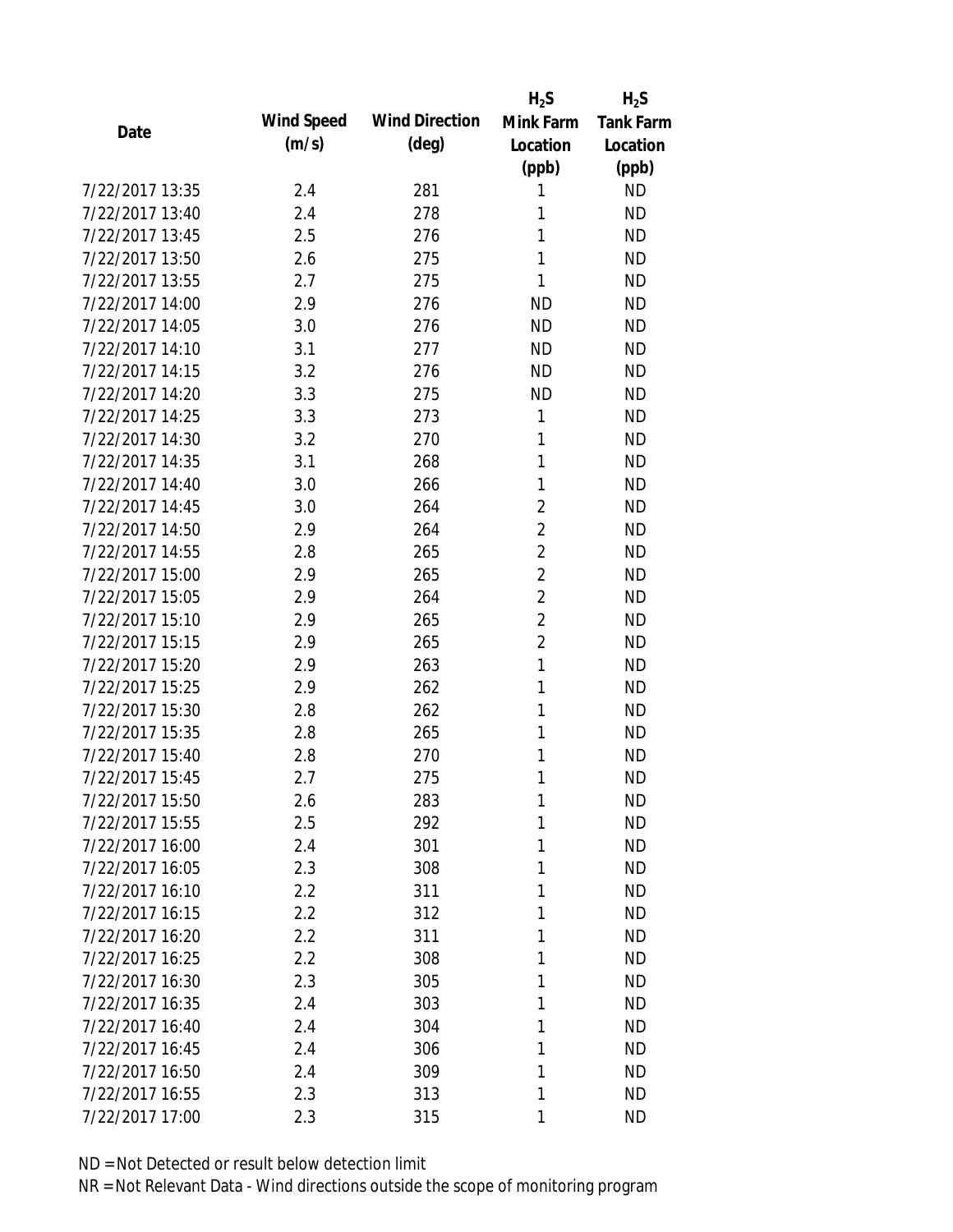| Date | Wind Speed (m/s) | Wind Direction (deg) | $H_2S$ Mink Farm Location (ppb) | $H_2S$ Tank Farm Location (ppb) |
|---|---|---|---|---|
| 7/22/2017 13:35 | 2.4 | 281 | 1 | ND |
| 7/22/2017 13:40 | 2.4 | 278 | 1 | ND |
| 7/22/2017 13:45 | 2.5 | 276 | 1 | ND |
| 7/22/2017 13:50 | 2.6 | 275 | 1 | ND |
| 7/22/2017 13:55 | 2.7 | 275 | 1 | ND |
| 7/22/2017 14:00 | 2.9 | 276 | ND | ND |
| 7/22/2017 14:05 | 3.0 | 276 | ND | ND |
| 7/22/2017 14:10 | 3.1 | 277 | ND | ND |
| 7/22/2017 14:15 | 3.2 | 276 | ND | ND |
| 7/22/2017 14:20 | 3.3 | 275 | ND | ND |
| 7/22/2017 14:25 | 3.3 | 273 | 1 | ND |
| 7/22/2017 14:30 | 3.2 | 270 | 1 | ND |
| 7/22/2017 14:35 | 3.1 | 268 | 1 | ND |
| 7/22/2017 14:40 | 3.0 | 266 | 1 | ND |
| 7/22/2017 14:45 | 3.0 | 264 | 2 | ND |
| 7/22/2017 14:50 | 2.9 | 264 | 2 | ND |
| 7/22/2017 14:55 | 2.8 | 265 | 2 | ND |
| 7/22/2017 15:00 | 2.9 | 265 | 2 | ND |
| 7/22/2017 15:05 | 2.9 | 264 | 2 | ND |
| 7/22/2017 15:10 | 2.9 | 265 | 2 | ND |
| 7/22/2017 15:15 | 2.9 | 265 | 2 | ND |
| 7/22/2017 15:20 | 2.9 | 263 | 1 | ND |
| 7/22/2017 15:25 | 2.9 | 262 | 1 | ND |
| 7/22/2017 15:30 | 2.8 | 262 | 1 | ND |
| 7/22/2017 15:35 | 2.8 | 265 | 1 | ND |
| 7/22/2017 15:40 | 2.8 | 270 | 1 | ND |
| 7/22/2017 15:45 | 2.7 | 275 | 1 | ND |
| 7/22/2017 15:50 | 2.6 | 283 | 1 | ND |
| 7/22/2017 15:55 | 2.5 | 292 | 1 | ND |
| 7/22/2017 16:00 | 2.4 | 301 | 1 | ND |
| 7/22/2017 16:05 | 2.3 | 308 | 1 | ND |
| 7/22/2017 16:10 | 2.2 | 311 | 1 | ND |
| 7/22/2017 16:15 | 2.2 | 312 | 1 | ND |
| 7/22/2017 16:20 | 2.2 | 311 | 1 | ND |
| 7/22/2017 16:25 | 2.2 | 308 | 1 | ND |
| 7/22/2017 16:30 | 2.3 | 305 | 1 | ND |
| 7/22/2017 16:35 | 2.4 | 303 | 1 | ND |
| 7/22/2017 16:40 | 2.4 | 304 | 1 | ND |
| 7/22/2017 16:45 | 2.4 | 306 | 1 | ND |
| 7/22/2017 16:50 | 2.4 | 309 | 1 | ND |
| 7/22/2017 16:55 | 2.3 | 313 | 1 | ND |
| 7/22/2017 17:00 | 2.3 | 315 | 1 | ND |

ND = Not Detected or result below detection limit

NR = Not Relevant Data - Wind directions outside the scope of monitoring program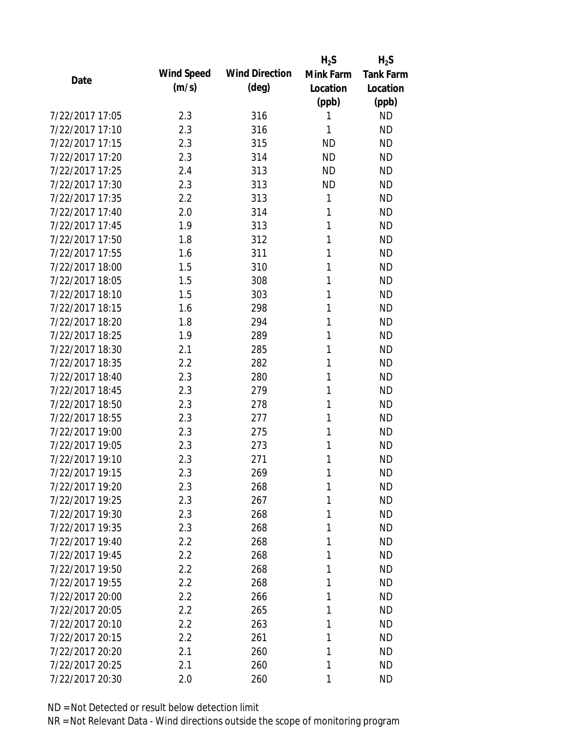| Date | Wind Speed (m/s) | Wind Direction (deg) | $H_2S$ Mink Farm Location (ppb) | $H_2S$ Tank Farm Location (ppb) |
|---|---|---|---|---|
| 7/22/2017 17:05 | 2.3 | 316 | 1 | ND |
| 7/22/2017 17:10 | 2.3 | 316 | 1 | ND |
| 7/22/2017 17:15 | 2.3 | 315 | ND | ND |
| 7/22/2017 17:20 | 2.3 | 314 | ND | ND |
| 7/22/2017 17:25 | 2.4 | 313 | ND | ND |
| 7/22/2017 17:30 | 2.3 | 313 | ND | ND |
| 7/22/2017 17:35 | 2.2 | 313 | 1 | ND |
| 7/22/2017 17:40 | 2.0 | 314 | 1 | ND |
| 7/22/2017 17:45 | 1.9 | 313 | 1 | ND |
| 7/22/2017 17:50 | 1.8 | 312 | 1 | ND |
| 7/22/2017 17:55 | 1.6 | 311 | 1 | ND |
| 7/22/2017 18:00 | 1.5 | 310 | 1 | ND |
| 7/22/2017 18:05 | 1.5 | 308 | 1 | ND |
| 7/22/2017 18:10 | 1.5 | 303 | 1 | ND |
| 7/22/2017 18:15 | 1.6 | 298 | 1 | ND |
| 7/22/2017 18:20 | 1.8 | 294 | 1 | ND |
| 7/22/2017 18:25 | 1.9 | 289 | 1 | ND |
| 7/22/2017 18:30 | 2.1 | 285 | 1 | ND |
| 7/22/2017 18:35 | 2.2 | 282 | 1 | ND |
| 7/22/2017 18:40 | 2.3 | 280 | 1 | ND |
| 7/22/2017 18:45 | 2.3 | 279 | 1 | ND |
| 7/22/2017 18:50 | 2.3 | 278 | 1 | ND |
| 7/22/2017 18:55 | 2.3 | 277 | 1 | ND |
| 7/22/2017 19:00 | 2.3 | 275 | 1 | ND |
| 7/22/2017 19:05 | 2.3 | 273 | 1 | ND |
| 7/22/2017 19:10 | 2.3 | 271 | 1 | ND |
| 7/22/2017 19:15 | 2.3 | 269 | 1 | ND |
| 7/22/2017 19:20 | 2.3 | 268 | 1 | ND |
| 7/22/2017 19:25 | 2.3 | 267 | 1 | ND |
| 7/22/2017 19:30 | 2.3 | 268 | 1 | ND |
| 7/22/2017 19:35 | 2.3 | 268 | 1 | ND |
| 7/22/2017 19:40 | 2.2 | 268 | 1 | ND |
| 7/22/2017 19:45 | 2.2 | 268 | 1 | ND |
| 7/22/2017 19:50 | 2.2 | 268 | 1 | ND |
| 7/22/2017 19:55 | 2.2 | 268 | 1 | ND |
| 7/22/2017 20:00 | 2.2 | 266 | 1 | ND |
| 7/22/2017 20:05 | 2.2 | 265 | 1 | ND |
| 7/22/2017 20:10 | 2.2 | 263 | 1 | ND |
| 7/22/2017 20:15 | 2.2 | 261 | 1 | ND |
| 7/22/2017 20:20 | 2.1 | 260 | 1 | ND |
| 7/22/2017 20:25 | 2.1 | 260 | 1 | ND |
| 7/22/2017 20:30 | 2.0 | 260 | 1 | ND |

ND = Not Detected or result below detection limit

NR = Not Relevant Data - Wind directions outside the scope of monitoring program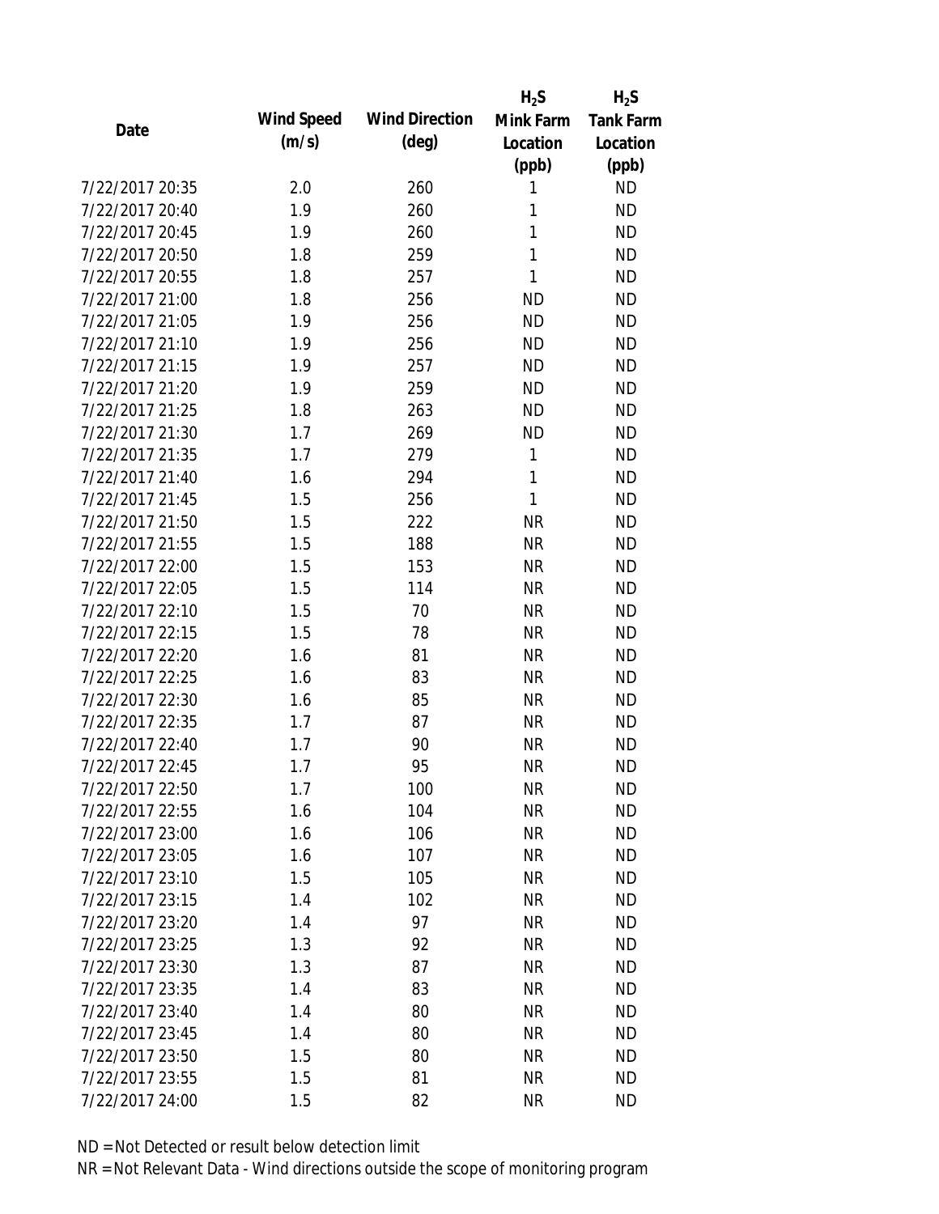| Date | Wind Speed (m/s) | Wind Direction (deg) | $H_2S$ Mink Farm Location (ppb) | $H_2S$ Tank Farm Location (ppb) |
|---|---|---|---|---|
| 7/22/2017 20:35 | 2.0 | 260 | 1 | ND |
| 7/22/2017 20:40 | 1.9 | 260 | 1 | ND |
| 7/22/2017 20:45 | 1.9 | 260 | 1 | ND |
| 7/22/2017 20:50 | 1.8 | 259 | 1 | ND |
| 7/22/2017 20:55 | 1.8 | 257 | 1 | ND |
| 7/22/2017 21:00 | 1.8 | 256 | ND | ND |
| 7/22/2017 21:05 | 1.9 | 256 | ND | ND |
| 7/22/2017 21:10 | 1.9 | 256 | ND | ND |
| 7/22/2017 21:15 | 1.9 | 257 | ND | ND |
| 7/22/2017 21:20 | 1.9 | 259 | ND | ND |
| 7/22/2017 21:25 | 1.8 | 263 | ND | ND |
| 7/22/2017 21:30 | 1.7 | 269 | ND | ND |
| 7/22/2017 21:35 | 1.7 | 279 | 1 | ND |
| 7/22/2017 21:40 | 1.6 | 294 | 1 | ND |
| 7/22/2017 21:45 | 1.5 | 256 | 1 | ND |
| 7/22/2017 21:50 | 1.5 | 222 | NR | ND |
| 7/22/2017 21:55 | 1.5 | 188 | NR | ND |
| 7/22/2017 22:00 | 1.5 | 153 | NR | ND |
| 7/22/2017 22:05 | 1.5 | 114 | NR | ND |
| 7/22/2017 22:10 | 1.5 | 70 | NR | ND |
| 7/22/2017 22:15 | 1.5 | 78 | NR | ND |
| 7/22/2017 22:20 | 1.6 | 81 | NR | ND |
| 7/22/2017 22:25 | 1.6 | 83 | NR | ND |
| 7/22/2017 22:30 | 1.6 | 85 | NR | ND |
| 7/22/2017 22:35 | 1.7 | 87 | NR | ND |
| 7/22/2017 22:40 | 1.7 | 90 | NR | ND |
| 7/22/2017 22:45 | 1.7 | 95 | NR | ND |
| 7/22/2017 22:50 | 1.7 | 100 | NR | ND |
| 7/22/2017 22:55 | 1.6 | 104 | NR | ND |
| 7/22/2017 23:00 | 1.6 | 106 | NR | ND |
| 7/22/2017 23:05 | 1.6 | 107 | NR | ND |
| 7/22/2017 23:10 | 1.5 | 105 | NR | ND |
| 7/22/2017 23:15 | 1.4 | 102 | NR | ND |
| 7/22/2017 23:20 | 1.4 | 97 | NR | ND |
| 7/22/2017 23:25 | 1.3 | 92 | NR | ND |
| 7/22/2017 23:30 | 1.3 | 87 | NR | ND |
| 7/22/2017 23:35 | 1.4 | 83 | NR | ND |
| 7/22/2017 23:40 | 1.4 | 80 | NR | ND |
| 7/22/2017 23:45 | 1.4 | 80 | NR | ND |
| 7/22/2017 23:50 | 1.5 | 80 | NR | ND |
| 7/22/2017 23:55 | 1.5 | 81 | NR | ND |
| 7/22/2017 24:00 | 1.5 | 82 | NR | ND |

ND = Not Detected or result below detection limit

NR = Not Relevant Data - Wind directions outside the scope of monitoring program